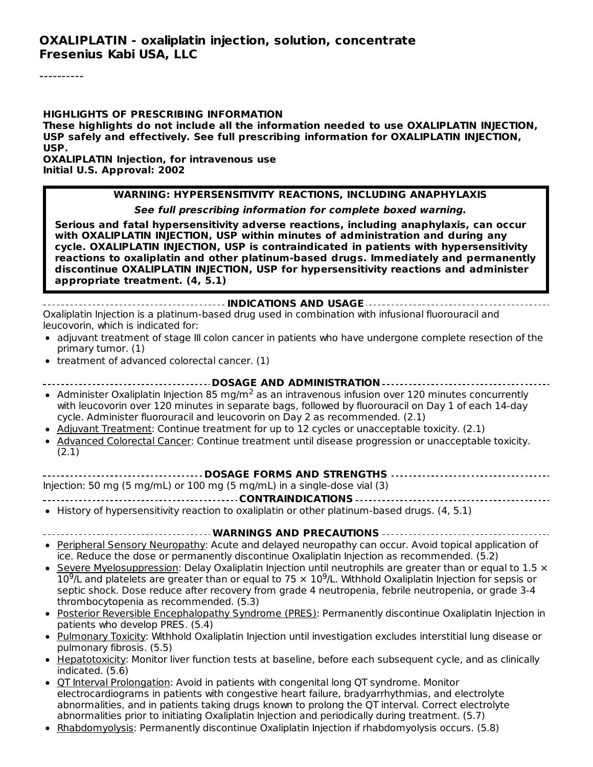# OXALIPLATIN - oxaliplatin injection, solution, concentrate
**Fresenius Kabi USA, LLC**

----------

**HIGHLIGHTS OF PRESCRIBING INFORMATION**
**These highlights do not include all the information needed to use OXALIPLATIN INJECTION, USP safely and effectively. See full prescribing information for OXALIPLATIN INJECTION, USP.**
**OXALIPLATIN Injection, for intravenous use**
**Initial U.S. Approval: 2002**

**WARNING: HYPERSENSITIVITY REACTIONS, INCLUDING ANAPHYLAXIS**

***See full prescribing information for complete boxed warning.***

**Serious and fatal hypersensitivity adverse reactions, including anaphylaxis, can occur with OXALIPLATIN INJECTION, USP within minutes of administration and during any cycle. OXALIPLATIN INJECTION, USP is contraindicated in patients with hypersensitivity reactions to oxaliplatin and other platinum-based drugs. Immediately and permanently discontinue OXALIPLATIN INJECTION, USP for hypersensitivity reactions and administer appropriate treatment. (4, 5.1)**

## INDICATIONS AND USAGE

Oxaliplatin Injection is a platinum-based drug used in combination with infusional fluorouracil and leucovorin, which is indicated for:

- adjuvant treatment of stage III colon cancer in patients who have undergone complete resection of the primary tumor. (1)
- treatment of advanced colorectal cancer. (1)

## DOSAGE AND ADMINISTRATION

- Administer Oxaliplatin Injection 85 mg/m$^2$ as an intravenous infusion over 120 minutes concurrently with leucovorin over 120 minutes in separate bags, followed by fluorouracil on Day 1 of each 14-day cycle. Administer fluorouracil and leucovorin on Day 2 as recommended. (2.1)
- Adjuvant Treatment: Continue treatment for up to 12 cycles or unacceptable toxicity. (2.1)
- Advanced Colorectal Cancer: Continue treatment until disease progression or unacceptable toxicity. (2.1)

## DOSAGE FORMS AND STRENGTHS

Injection: 50 mg (5 mg/mL) or 100 mg (5 mg/mL) in a single-dose vial (3)

## CONTRAINDICATIONS

- History of hypersensitivity reaction to oxaliplatin or other platinum-based drugs. (4, 5.1)

## WARNINGS AND PRECAUTIONS

- Peripheral Sensory Neuropathy: Acute and delayed neuropathy can occur. Avoid topical application of ice. Reduce the dose or permanently discontinue Oxaliplatin Injection as recommended. (5.2)
- Severe Myelosuppression: Delay Oxaliplatin Injection until neutrophils are greater than or equal to $1.5 \times 10^9$/L and platelets are greater than or equal to $75 \times 10^9$/L. Withhold Oxaliplatin Injection for sepsis or septic shock. Dose reduce after recovery from grade 4 neutropenia, febrile neutropenia, or grade 3-4 thrombocytopenia as recommended. (5.3)
- Posterior Reversible Encephalopathy Syndrome (PRES): Permanently discontinue Oxaliplatin Injection in patients who develop PRES. (5.4)
- Pulmonary Toxicity: Withhold Oxaliplatin Injection until investigation excludes interstitial lung disease or pulmonary fibrosis. (5.5)
- Hepatotoxicity: Monitor liver function tests at baseline, before each subsequent cycle, and as clinically indicated. (5.6)
- QT Interval Prolongation: Avoid in patients with congenital long QT syndrome. Monitor electrocardiograms in patients with congestive heart failure, bradyarrhythmias, and electrolyte abnormalities, and in patients taking drugs known to prolong the QT interval. Correct electrolyte abnormalities prior to initiating Oxaliplatin Injection and periodically during treatment. (5.7)
- Rhabdomyolysis: Permanently discontinue Oxaliplatin Injection if rhabdomyolysis occurs. (5.8)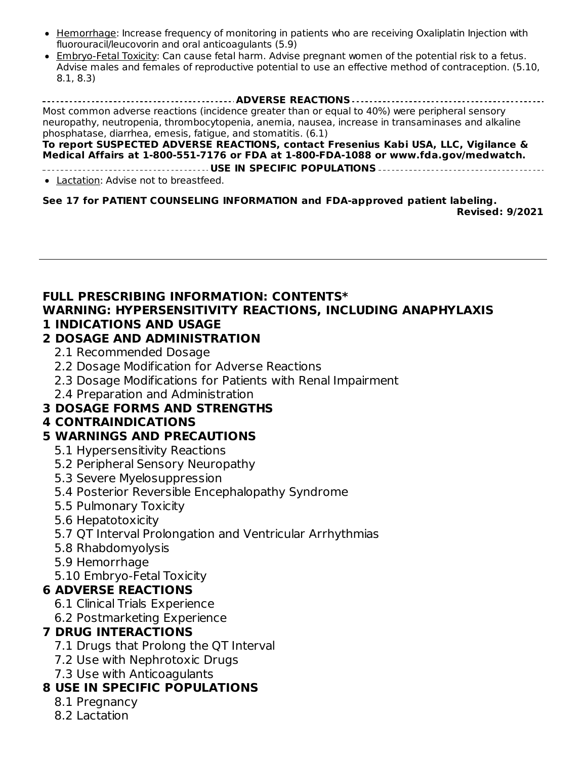- Hemorrhage: Increase frequency of monitoring in patients who are receiving Oxaliplatin Injection with fluorouracil/leucovorin and oral anticoagulants (5.9)
- Embryo-Fetal Toxicity: Can cause fetal harm. Advise pregnant women of the potential risk to a fetus. Advise males and females of reproductive potential to use an effective method of contraception. (5.10, 8.1, 8.3)

**ADVERSE REACTIONS**

Most common adverse reactions (incidence greater than or equal to 40%) were peripheral sensory neuropathy, neutropenia, thrombocytopenia, anemia, nausea, increase in transaminases and alkaline phosphatase, diarrhea, emesis, fatigue, and stomatitis. (6.1)

**To report SUSPECTED ADVERSE REACTIONS, contact Fresenius Kabi USA, LLC, Vigilance & Medical Affairs at 1-800-551-7176 or FDA at 1-800-FDA-1088 or www.fda.gov/medwatch.**

**USE IN SPECIFIC POPULATIONS**

- Lactation: Advise not to breastfeed.

**See 17 for PATIENT COUNSELING INFORMATION and FDA-approved patient labeling.**

**Revised: 9/2021**

---

## FULL PRESCRIBING INFORMATION: CONTENTS*

## WARNING: HYPERSENSITIVITY REACTIONS, INCLUDING ANAPHYLAXIS

## 1 INDICATIONS AND USAGE

## 2 DOSAGE AND ADMINISTRATION

- 2.1 Recommended Dosage
- 2.2 Dosage Modification for Adverse Reactions
- 2.3 Dosage Modifications for Patients with Renal Impairment
- 2.4 Preparation and Administration

## 3 DOSAGE FORMS AND STRENGTHS

## 4 CONTRAINDICATIONS

## 5 WARNINGS AND PRECAUTIONS

- 5.1 Hypersensitivity Reactions
- 5.2 Peripheral Sensory Neuropathy
- 5.3 Severe Myelosuppression
- 5.4 Posterior Reversible Encephalopathy Syndrome
- 5.5 Pulmonary Toxicity
- 5.6 Hepatotoxicity
- 5.7 QT Interval Prolongation and Ventricular Arrhythmias
- 5.8 Rhabdomyolysis
- 5.9 Hemorrhage
- 5.10 Embryo-Fetal Toxicity

## 6 ADVERSE REACTIONS

- 6.1 Clinical Trials Experience
- 6.2 Postmarketing Experience

## 7 DRUG INTERACTIONS

- 7.1 Drugs that Prolong the QT Interval
- 7.2 Use with Nephrotoxic Drugs
- 7.3 Use with Anticoagulants

## 8 USE IN SPECIFIC POPULATIONS

- 8.1 Pregnancy
- 8.2 Lactation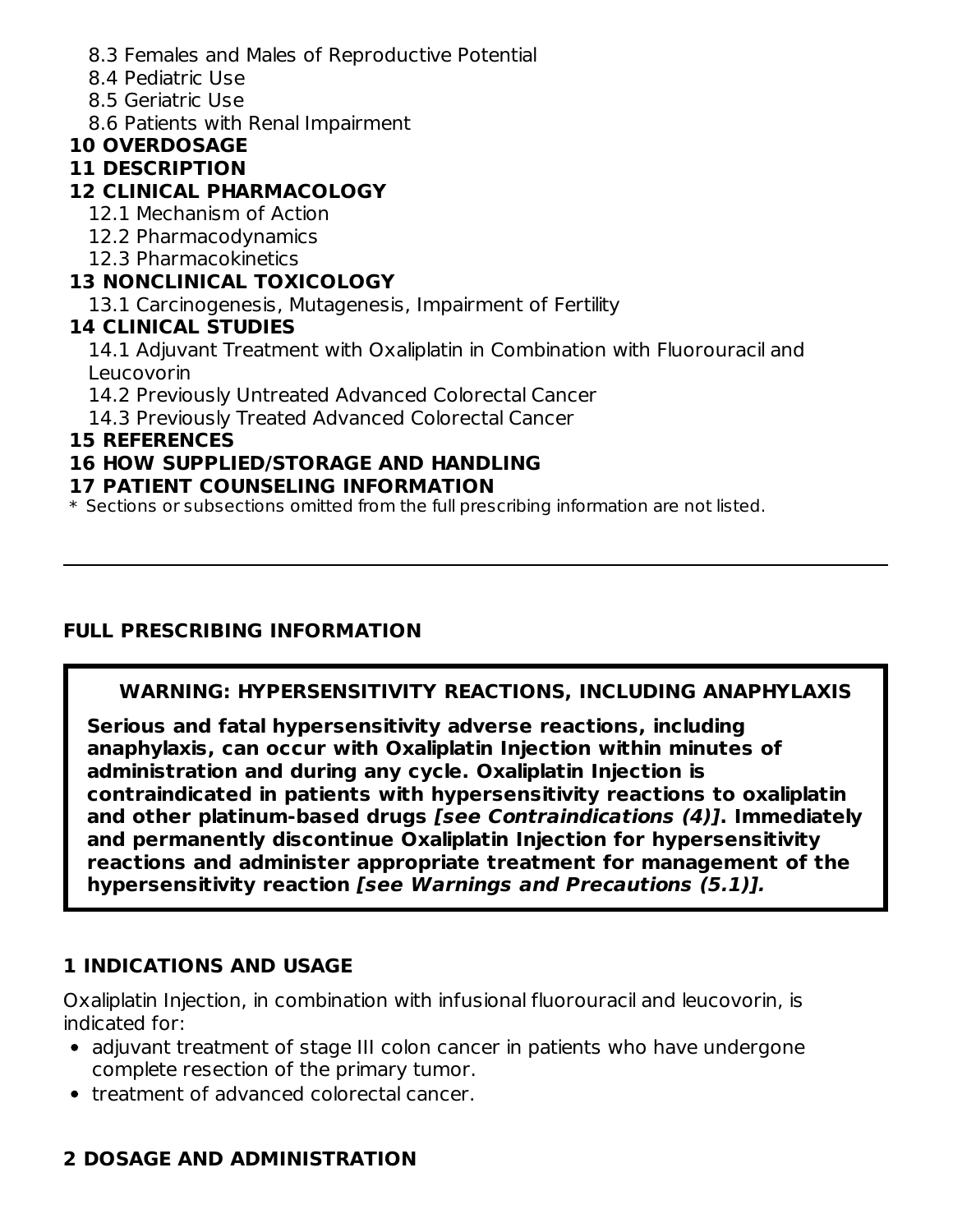8.3 Females and Males of Reproductive Potential
8.4 Pediatric Use
8.5 Geriatric Use
8.6 Patients with Renal Impairment

**10 OVERDOSAGE**

**11 DESCRIPTION**

**12 CLINICAL PHARMACOLOGY**

12.1 Mechanism of Action
12.2 Pharmacodynamics
12.3 Pharmacokinetics

**13 NONCLINICAL TOXICOLOGY**

13.1 Carcinogenesis, Mutagenesis, Impairment of Fertility

**14 CLINICAL STUDIES**

14.1 Adjuvant Treatment with Oxaliplatin in Combination with Fluorouracil and Leucovorin
14.2 Previously Untreated Advanced Colorectal Cancer
14.3 Previously Treated Advanced Colorectal Cancer

**15 REFERENCES**

**16 HOW SUPPLIED/STORAGE AND HANDLING**

**17 PATIENT COUNSELING INFORMATION**

\* Sections or subsections omitted from the full prescribing information are not listed.

---

## FULL PRESCRIBING INFORMATION

> **WARNING: HYPERSENSITIVITY REACTIONS, INCLUDING ANAPHYLAXIS**
>
> **Serious and fatal hypersensitivity adverse reactions, including anaphylaxis, can occur with Oxaliplatin Injection within minutes of administration and during any cycle. Oxaliplatin Injection is contraindicated in patients with hypersensitivity reactions to oxaliplatin and other platinum-based drugs *[see Contraindications (4)]*. Immediately and permanently discontinue Oxaliplatin Injection for hypersensitivity reactions and administer appropriate treatment for management of the hypersensitivity reaction *[see Warnings and Precautions (5.1)].***

## 1 INDICATIONS AND USAGE

Oxaliplatin Injection, in combination with infusional fluorouracil and leucovorin, is indicated for:

- adjuvant treatment of stage III colon cancer in patients who have undergone complete resection of the primary tumor.
- treatment of advanced colorectal cancer.

## 2 DOSAGE AND ADMINISTRATION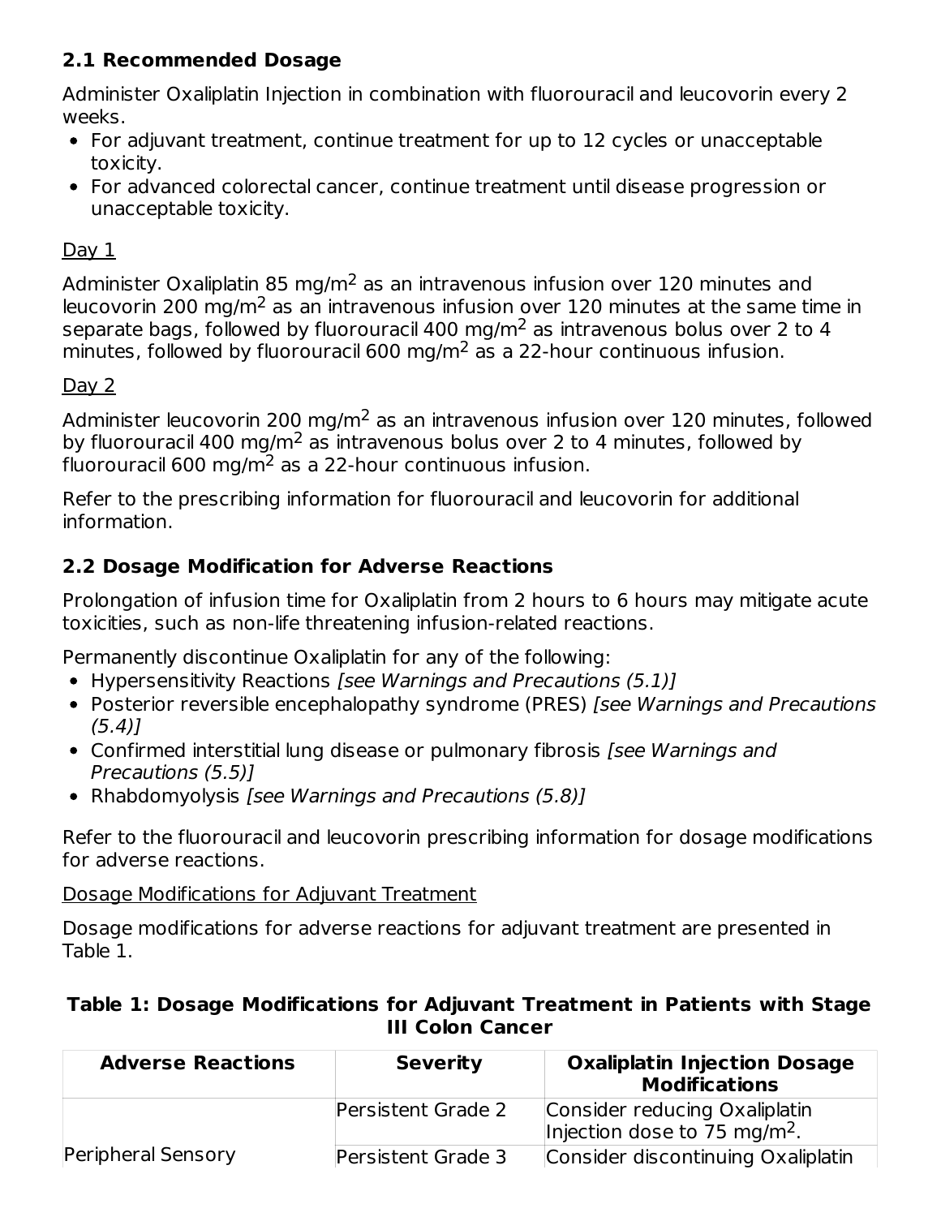### 2.1 Recommended Dosage

Administer Oxaliplatin Injection in combination with fluorouracil and leucovorin every 2 weeks.

- For adjuvant treatment, continue treatment for up to 12 cycles or unacceptable toxicity.
- For advanced colorectal cancer, continue treatment until disease progression or unacceptable toxicity.

Day 1

Administer Oxaliplatin 85 mg/m$^2$ as an intravenous infusion over 120 minutes and leucovorin 200 mg/m$^2$ as an intravenous infusion over 120 minutes at the same time in separate bags, followed by fluorouracil 400 mg/m$^2$ as intravenous bolus over 2 to 4 minutes, followed by fluorouracil 600 mg/m$^2$ as a 22-hour continuous infusion.

Day 2

Administer leucovorin 200 mg/m$^2$ as an intravenous infusion over 120 minutes, followed by fluorouracil 400 mg/m$^2$ as intravenous bolus over 2 to 4 minutes, followed by fluorouracil 600 mg/m$^2$ as a 22-hour continuous infusion.

Refer to the prescribing information for fluorouracil and leucovorin for additional information.

### 2.2 Dosage Modification for Adverse Reactions

Prolongation of infusion time for Oxaliplatin from 2 hours to 6 hours may mitigate acute toxicities, such as non-life threatening infusion-related reactions.

Permanently discontinue Oxaliplatin for any of the following:

- Hypersensitivity Reactions *[see Warnings and Precautions (5.1)]*
- Posterior reversible encephalopathy syndrome (PRES) *[see Warnings and Precautions (5.4)]*
- Confirmed interstitial lung disease or pulmonary fibrosis *[see Warnings and Precautions (5.5)]*
- Rhabdomyolysis *[see Warnings and Precautions (5.8)]*

Refer to the fluorouracil and leucovorin prescribing information for dosage modifications for adverse reactions.

Dosage Modifications for Adjuvant Treatment

Dosage modifications for adverse reactions for adjuvant treatment are presented in Table 1.

**Table 1: Dosage Modifications for Adjuvant Treatment in Patients with Stage III Colon Cancer**

| Adverse Reactions | Severity | Oxaliplatin Injection Dosage Modifications |
|---|---|---|
| Peripheral Sensory | Persistent Grade 2 | Consider reducing Oxaliplatin Injection dose to 75 mg/m$^2$. |
| | Persistent Grade 3 | Consider discontinuing Oxaliplatin |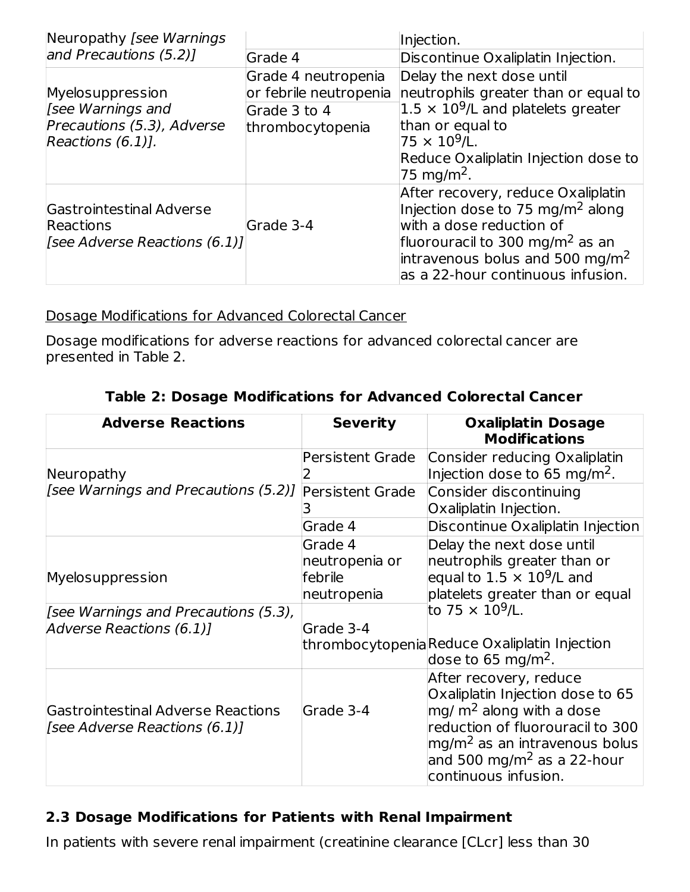| Neuropathy *[see Warnings and Precautions (5.2)]* | | Injection. |
|---|---|---|
| | Grade 4 | Discontinue Oxaliplatin Injection. |
| Myelosuppression *[see Warnings and Precautions (5.3), Adverse Reactions (6.1)].* | Grade 4 neutropenia or febrile neutropenia | Delay the next dose until neutrophils greater than or equal to $1.5 \times 10^9$/L and platelets greater than or equal to $75 \times 10^9$/L. Reduce Oxaliplatin Injection dose to 75 mg/m$^2$. |
| | Grade 3 to 4 thrombocytopenia | |
| Gastrointestinal Adverse Reactions *[see Adverse Reactions (6.1)]* | Grade 3-4 | After recovery, reduce Oxaliplatin Injection dose to 75 mg/m$^2$ along with a dose reduction of fluorouracil to 300 mg/m$^2$ as an intravenous bolus and 500 mg/m$^2$ as a 22-hour continuous infusion. |

Dosage Modifications for Advanced Colorectal Cancer

Dosage modifications for adverse reactions for advanced colorectal cancer are presented in Table 2.

**Table 2: Dosage Modifications for Advanced Colorectal Cancer**

| Adverse Reactions | Severity | Oxaliplatin Dosage Modifications |
|---|---|---|
| Neuropathy *[see Warnings and Precautions (5.2)]* | Persistent Grade 2 | Consider reducing Oxaliplatin Injection dose to 65 mg/m$^2$. |
| | Persistent Grade 3 | Consider discontinuing Oxaliplatin Injection. |
| | Grade 4 | Discontinue Oxaliplatin Injection |
| Myelosuppression *[see Warnings and Precautions (5.3), Adverse Reactions (6.1)]* | Grade 4 neutropenia or febrile neutropenia | Delay the next dose until neutrophils greater than or equal to $1.5 \times 10^9$/L and platelets greater than or equal to $75 \times 10^9$/L. Reduce Oxaliplatin Injection dose to 65 mg/m$^2$. |
| | Grade 3-4 thrombocytopenia | |
| Gastrointestinal Adverse Reactions *[see Adverse Reactions (6.1)]* | Grade 3-4 | After recovery, reduce Oxaliplatin Injection dose to 65 mg/ m$^2$ along with a dose reduction of fluorouracil to 300 mg/m$^2$ as an intravenous bolus and 500 mg/m$^2$ as a 22-hour continuous infusion. |

## 2.3 Dosage Modifications for Patients with Renal Impairment

In patients with severe renal impairment (creatinine clearance [CLcr] less than 30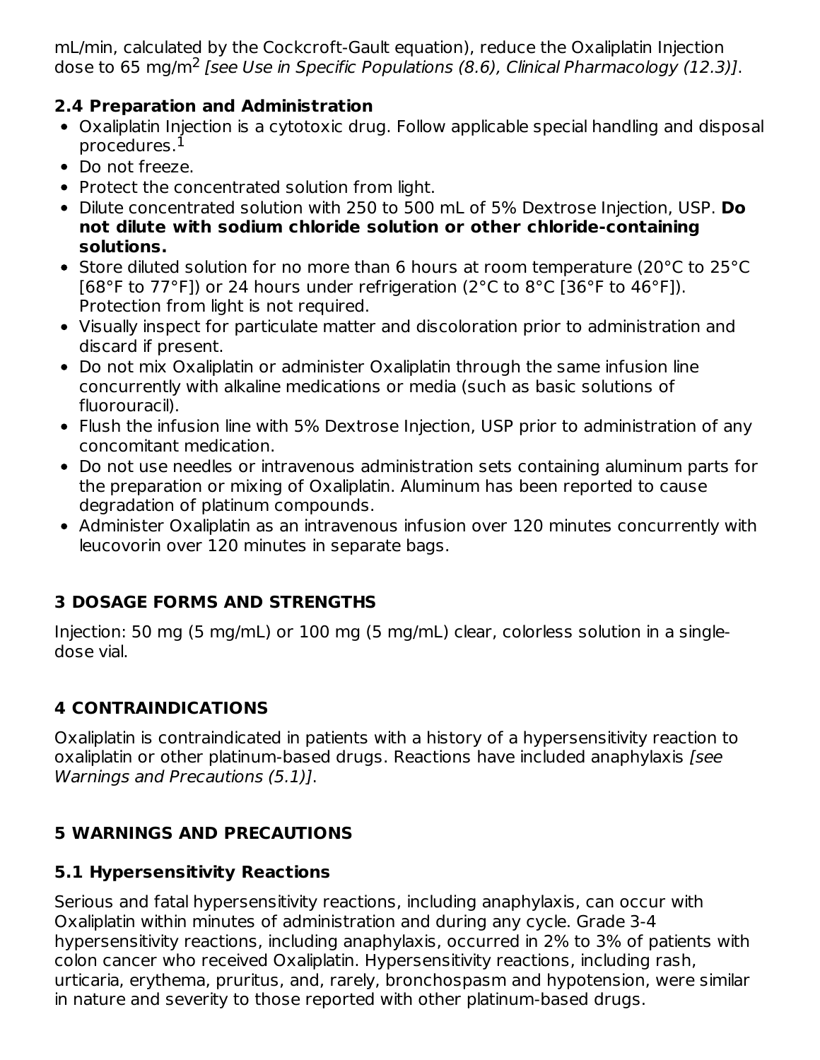mL/min, calculated by the Cockcroft-Gault equation), reduce the Oxaliplatin Injection dose to 65 mg/m$^2$ *[see Use in Specific Populations (8.6), Clinical Pharmacology (12.3)]*.

### 2.4 Preparation and Administration

- Oxaliplatin Injection is a cytotoxic drug. Follow applicable special handling and disposal procedures.[1]
- Do not freeze.
- Protect the concentrated solution from light.
- Dilute concentrated solution with 250 to 500 mL of 5% Dextrose Injection, USP. **Do not dilute with sodium chloride solution or other chloride-containing solutions.**
- Store diluted solution for no more than 6 hours at room temperature (20°C to 25°C [68°F to 77°F]) or 24 hours under refrigeration (2°C to 8°C [36°F to 46°F]). Protection from light is not required.
- Visually inspect for particulate matter and discoloration prior to administration and discard if present.
- Do not mix Oxaliplatin or administer Oxaliplatin through the same infusion line concurrently with alkaline medications or media (such as basic solutions of fluorouracil).
- Flush the infusion line with 5% Dextrose Injection, USP prior to administration of any concomitant medication.
- Do not use needles or intravenous administration sets containing aluminum parts for the preparation or mixing of Oxaliplatin. Aluminum has been reported to cause degradation of platinum compounds.
- Administer Oxaliplatin as an intravenous infusion over 120 minutes concurrently with leucovorin over 120 minutes in separate bags.

## 3 DOSAGE FORMS AND STRENGTHS

Injection: 50 mg (5 mg/mL) or 100 mg (5 mg/mL) clear, colorless solution in a single-dose vial.

## 4 CONTRAINDICATIONS

Oxaliplatin is contraindicated in patients with a history of a hypersensitivity reaction to oxaliplatin or other platinum-based drugs. Reactions have included anaphylaxis *[see Warnings and Precautions (5.1)]*.

## 5 WARNINGS AND PRECAUTIONS

### 5.1 Hypersensitivity Reactions

Serious and fatal hypersensitivity reactions, including anaphylaxis, can occur with Oxaliplatin within minutes of administration and during any cycle. Grade 3-4 hypersensitivity reactions, including anaphylaxis, occurred in 2% to 3% of patients with colon cancer who received Oxaliplatin. Hypersensitivity reactions, including rash, urticaria, erythema, pruritus, and, rarely, bronchospasm and hypotension, were similar in nature and severity to those reported with other platinum-based drugs.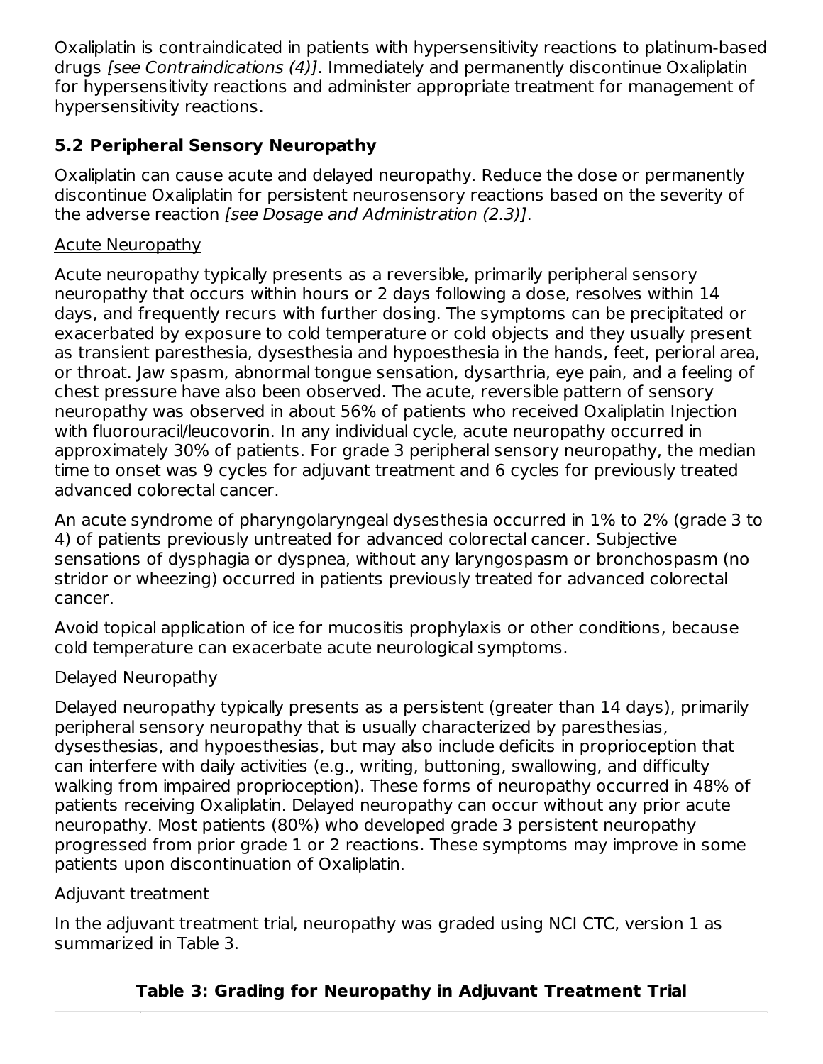Oxaliplatin is contraindicated in patients with hypersensitivity reactions to platinum-based drugs *[see Contraindications (4)]*. Immediately and permanently discontinue Oxaliplatin for hypersensitivity reactions and administer appropriate treatment for management of hypersensitivity reactions.

### 5.2 Peripheral Sensory Neuropathy

Oxaliplatin can cause acute and delayed neuropathy. Reduce the dose or permanently discontinue Oxaliplatin for persistent neurosensory reactions based on the severity of the adverse reaction *[see Dosage and Administration (2.3)]*.

Acute Neuropathy

Acute neuropathy typically presents as a reversible, primarily peripheral sensory neuropathy that occurs within hours or 2 days following a dose, resolves within 14 days, and frequently recurs with further dosing. The symptoms can be precipitated or exacerbated by exposure to cold temperature or cold objects and they usually present as transient paresthesia, dysesthesia and hypoesthesia in the hands, feet, perioral area, or throat. Jaw spasm, abnormal tongue sensation, dysarthria, eye pain, and a feeling of chest pressure have also been observed. The acute, reversible pattern of sensory neuropathy was observed in about 56% of patients who received Oxaliplatin Injection with fluorouracil/leucovorin. In any individual cycle, acute neuropathy occurred in approximately 30% of patients. For grade 3 peripheral sensory neuropathy, the median time to onset was 9 cycles for adjuvant treatment and 6 cycles for previously treated advanced colorectal cancer.

An acute syndrome of pharyngolaryngeal dysesthesia occurred in 1% to 2% (grade 3 to 4) of patients previously untreated for advanced colorectal cancer. Subjective sensations of dysphagia or dyspnea, without any laryngospasm or bronchospasm (no stridor or wheezing) occurred in patients previously treated for advanced colorectal cancer.

Avoid topical application of ice for mucositis prophylaxis or other conditions, because cold temperature can exacerbate acute neurological symptoms.

Delayed Neuropathy

Delayed neuropathy typically presents as a persistent (greater than 14 days), primarily peripheral sensory neuropathy that is usually characterized by paresthesias, dysesthesias, and hypoesthesias, but may also include deficits in proprioception that can interfere with daily activities (e.g., writing, buttoning, swallowing, and difficulty walking from impaired proprioception). These forms of neuropathy occurred in 48% of patients receiving Oxaliplatin. Delayed neuropathy can occur without any prior acute neuropathy. Most patients (80%) who developed grade 3 persistent neuropathy progressed from prior grade 1 or 2 reactions. These symptoms may improve in some patients upon discontinuation of Oxaliplatin.

Adjuvant treatment

In the adjuvant treatment trial, neuropathy was graded using NCI CTC, version 1 as summarized in Table 3.

**Table 3: Grading for Neuropathy in Adjuvant Treatment Trial**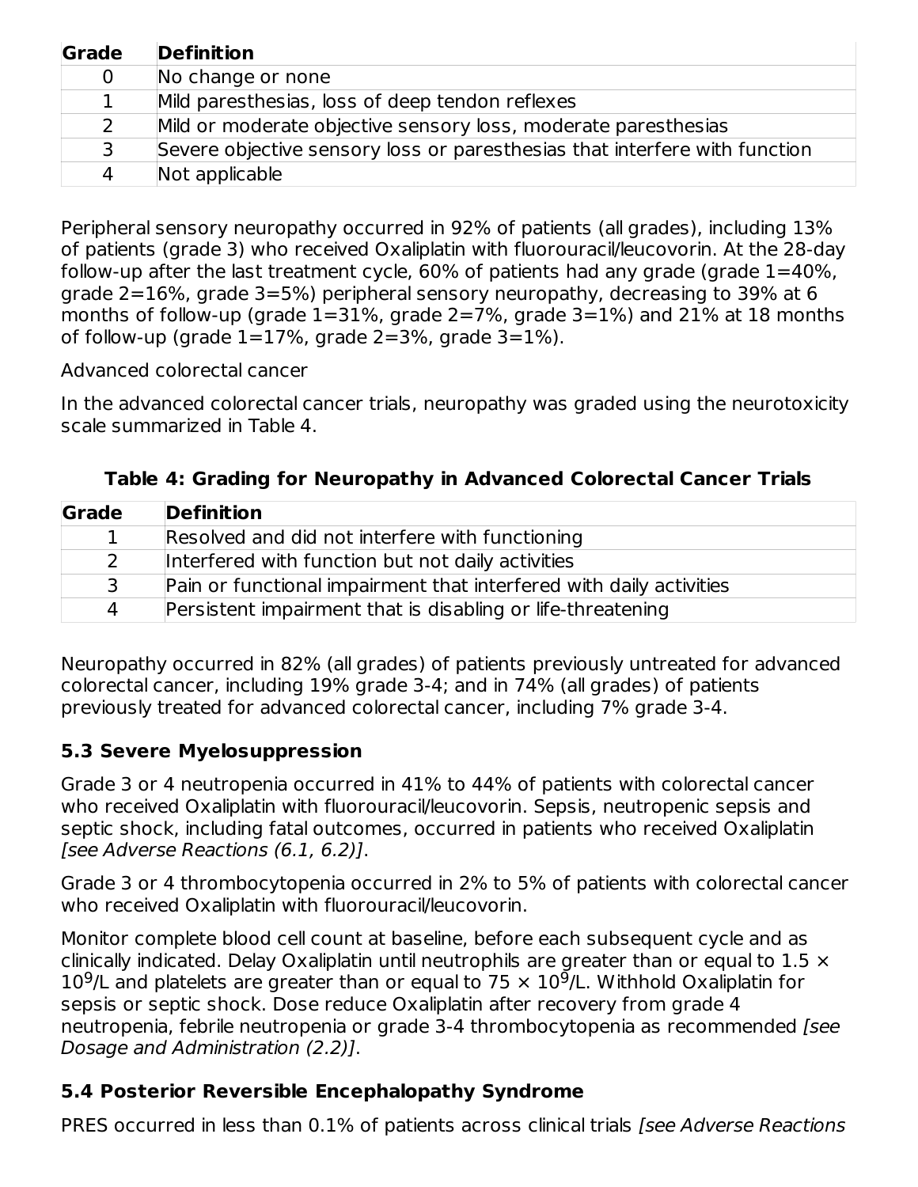| Grade | Definition |
| --- | --- |
| 0 | No change or none |
| 1 | Mild paresthesias, loss of deep tendon reflexes |
| 2 | Mild or moderate objective sensory loss, moderate paresthesias |
| 3 | Severe objective sensory loss or paresthesias that interfere with function |
| 4 | Not applicable |

Peripheral sensory neuropathy occurred in 92% of patients (all grades), including 13% of patients (grade 3) who received Oxaliplatin with fluorouracil/leucovorin. At the 28-day follow-up after the last treatment cycle, 60% of patients had any grade (grade 1=40%, grade 2=16%, grade 3=5%) peripheral sensory neuropathy, decreasing to 39% at 6 months of follow-up (grade 1=31%, grade 2=7%, grade 3=1%) and 21% at 18 months of follow-up (grade 1=17%, grade 2=3%, grade 3=1%).

Advanced colorectal cancer

In the advanced colorectal cancer trials, neuropathy was graded using the neurotoxicity scale summarized in Table 4.

**Table 4: Grading for Neuropathy in Advanced Colorectal Cancer Trials**

| Grade | Definition |
| --- | --- |
| 1 | Resolved and did not interfere with functioning |
| 2 | Interfered with function but not daily activities |
| 3 | Pain or functional impairment that interfered with daily activities |
| 4 | Persistent impairment that is disabling or life-threatening |

Neuropathy occurred in 82% (all grades) of patients previously untreated for advanced colorectal cancer, including 19% grade 3-4; and in 74% (all grades) of patients previously treated for advanced colorectal cancer, including 7% grade 3-4.

### 5.3 Severe Myelosuppression

Grade 3 or 4 neutropenia occurred in 41% to 44% of patients with colorectal cancer who received Oxaliplatin with fluorouracil/leucovorin. Sepsis, neutropenic sepsis and septic shock, including fatal outcomes, occurred in patients who received Oxaliplatin *[see Adverse Reactions (6.1, 6.2)]*.

Grade 3 or 4 thrombocytopenia occurred in 2% to 5% of patients with colorectal cancer who received Oxaliplatin with fluorouracil/leucovorin.

Monitor complete blood cell count at baseline, before each subsequent cycle and as clinically indicated. Delay Oxaliplatin until neutrophils are greater than or equal to $1.5 \times 10^9$/L and platelets are greater than or equal to $75 \times 10^9$/L. Withhold Oxaliplatin for sepsis or septic shock. Dose reduce Oxaliplatin after recovery from grade 4 neutropenia, febrile neutropenia or grade 3-4 thrombocytopenia as recommended *[see Dosage and Administration (2.2)]*.

### 5.4 Posterior Reversible Encephalopathy Syndrome

PRES occurred in less than 0.1% of patients across clinical trials *[see Adverse Reactions*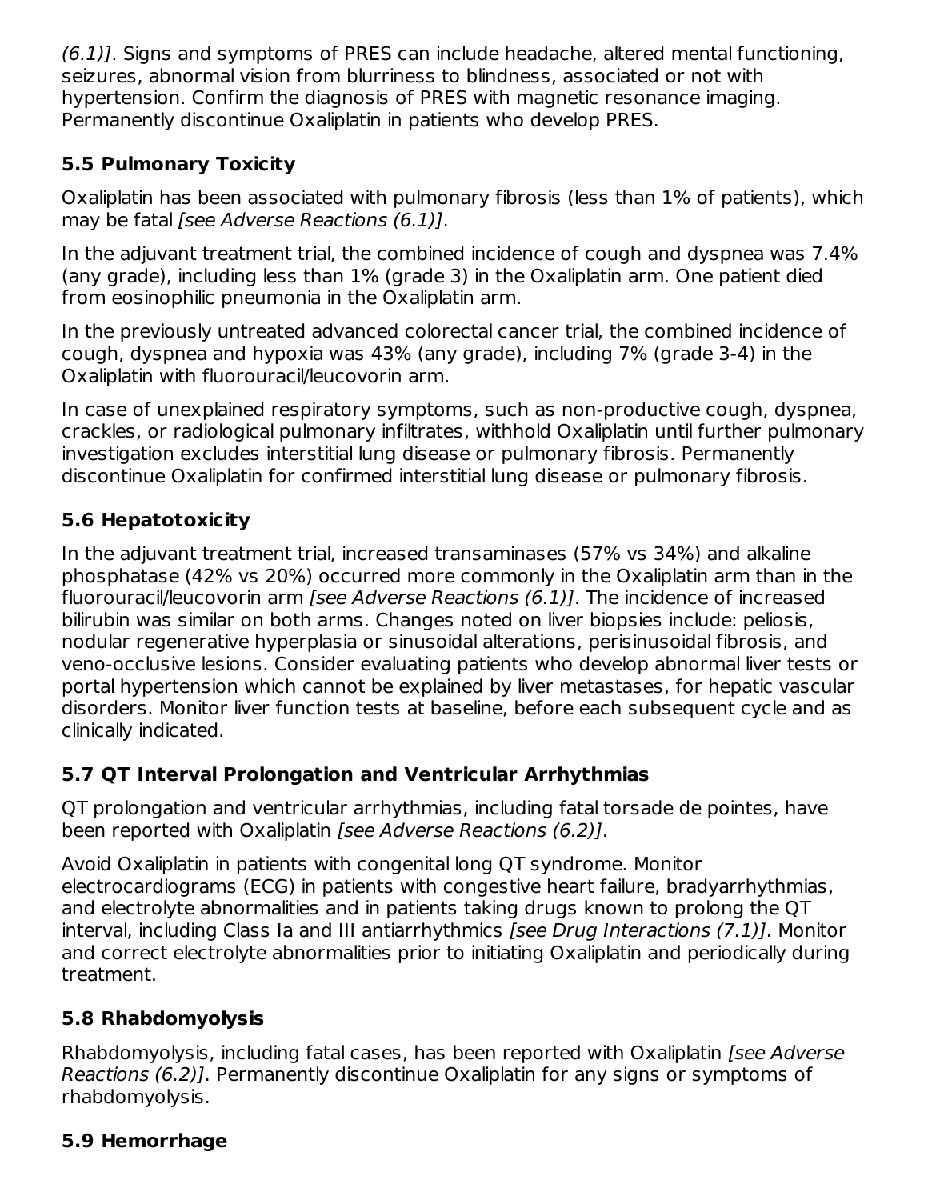*(6.1)]*. Signs and symptoms of PRES can include headache, altered mental functioning, seizures, abnormal vision from blurriness to blindness, associated or not with hypertension. Confirm the diagnosis of PRES with magnetic resonance imaging. Permanently discontinue Oxaliplatin in patients who develop PRES.

### 5.5 Pulmonary Toxicity

Oxaliplatin has been associated with pulmonary fibrosis (less than 1% of patients), which may be fatal *[see Adverse Reactions (6.1)]*.

In the adjuvant treatment trial, the combined incidence of cough and dyspnea was 7.4% (any grade), including less than 1% (grade 3) in the Oxaliplatin arm. One patient died from eosinophilic pneumonia in the Oxaliplatin arm.

In the previously untreated advanced colorectal cancer trial, the combined incidence of cough, dyspnea and hypoxia was 43% (any grade), including 7% (grade 3-4) in the Oxaliplatin with fluorouracil/leucovorin arm.

In case of unexplained respiratory symptoms, such as non-productive cough, dyspnea, crackles, or radiological pulmonary infiltrates, withhold Oxaliplatin until further pulmonary investigation excludes interstitial lung disease or pulmonary fibrosis. Permanently discontinue Oxaliplatin for confirmed interstitial lung disease or pulmonary fibrosis.

### 5.6 Hepatotoxicity

In the adjuvant treatment trial, increased transaminases (57% vs 34%) and alkaline phosphatase (42% vs 20%) occurred more commonly in the Oxaliplatin arm than in the fluorouracil/leucovorin arm *[see Adverse Reactions (6.1)]*. The incidence of increased bilirubin was similar on both arms. Changes noted on liver biopsies include: peliosis, nodular regenerative hyperplasia or sinusoidal alterations, perisinusoidal fibrosis, and veno-occlusive lesions. Consider evaluating patients who develop abnormal liver tests or portal hypertension which cannot be explained by liver metastases, for hepatic vascular disorders. Monitor liver function tests at baseline, before each subsequent cycle and as clinically indicated.

### 5.7 QT Interval Prolongation and Ventricular Arrhythmias

QT prolongation and ventricular arrhythmias, including fatal torsade de pointes, have been reported with Oxaliplatin *[see Adverse Reactions (6.2)]*.

Avoid Oxaliplatin in patients with congenital long QT syndrome. Monitor electrocardiograms (ECG) in patients with congestive heart failure, bradyarrhythmias, and electrolyte abnormalities and in patients taking drugs known to prolong the QT interval, including Class Ia and III antiarrhythmics *[see Drug Interactions (7.1)]*. Monitor and correct electrolyte abnormalities prior to initiating Oxaliplatin and periodically during treatment.

### 5.8 Rhabdomyolysis

Rhabdomyolysis, including fatal cases, has been reported with Oxaliplatin *[see Adverse Reactions (6.2)]*. Permanently discontinue Oxaliplatin for any signs or symptoms of rhabdomyolysis.

### 5.9 Hemorrhage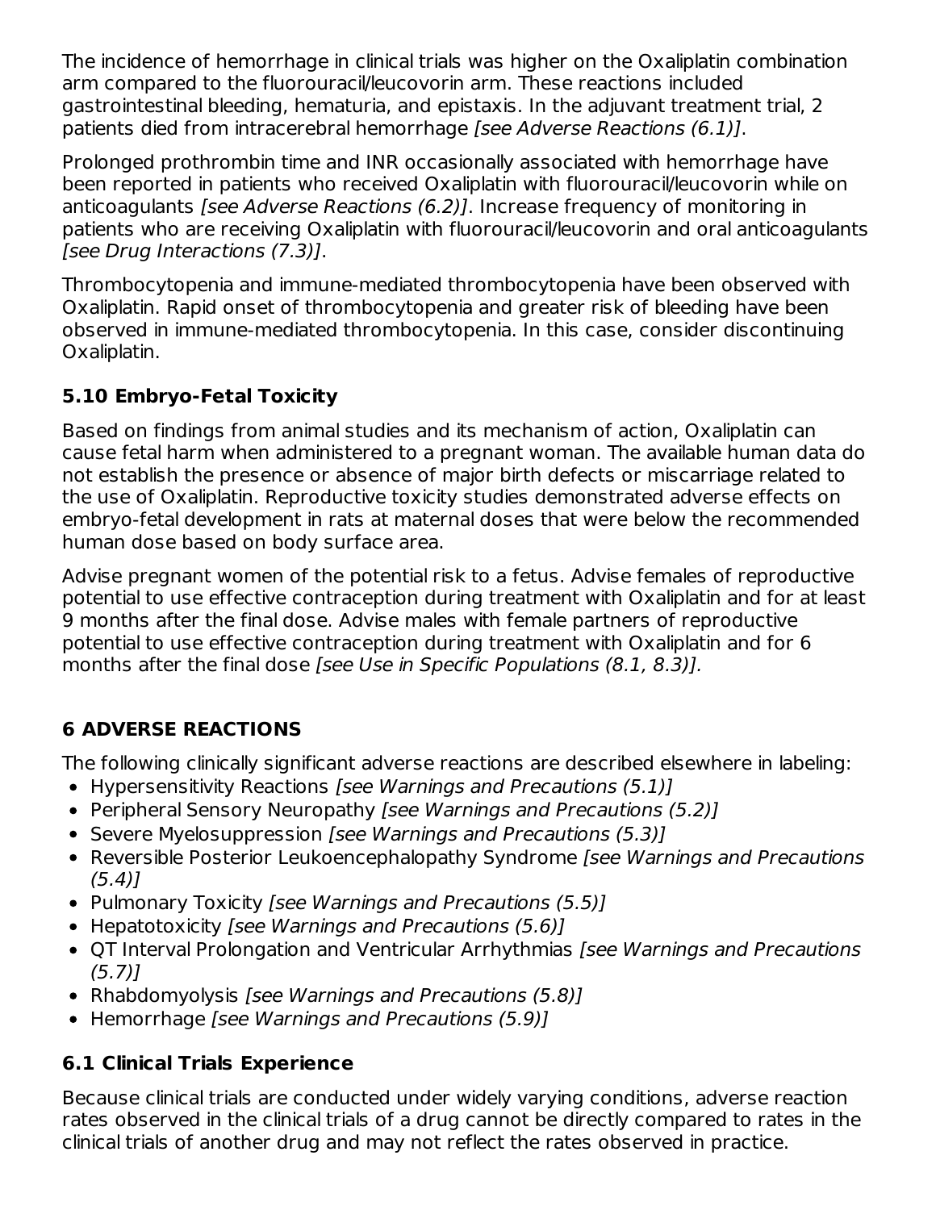The incidence of hemorrhage in clinical trials was higher on the Oxaliplatin combination arm compared to the fluorouracil/leucovorin arm. These reactions included gastrointestinal bleeding, hematuria, and epistaxis. In the adjuvant treatment trial, 2 patients died from intracerebral hemorrhage *[see Adverse Reactions (6.1)]*.

Prolonged prothrombin time and INR occasionally associated with hemorrhage have been reported in patients who received Oxaliplatin with fluorouracil/leucovorin while on anticoagulants *[see Adverse Reactions (6.2)]*. Increase frequency of monitoring in patients who are receiving Oxaliplatin with fluorouracil/leucovorin and oral anticoagulants *[see Drug Interactions (7.3)]*.

Thrombocytopenia and immune-mediated thrombocytopenia have been observed with Oxaliplatin. Rapid onset of thrombocytopenia and greater risk of bleeding have been observed in immune-mediated thrombocytopenia. In this case, consider discontinuing Oxaliplatin.

### 5.10 Embryo-Fetal Toxicity

Based on findings from animal studies and its mechanism of action, Oxaliplatin can cause fetal harm when administered to a pregnant woman. The available human data do not establish the presence or absence of major birth defects or miscarriage related to the use of Oxaliplatin. Reproductive toxicity studies demonstrated adverse effects on embryo-fetal development in rats at maternal doses that were below the recommended human dose based on body surface area.

Advise pregnant women of the potential risk to a fetus. Advise females of reproductive potential to use effective contraception during treatment with Oxaliplatin and for at least 9 months after the final dose. Advise males with female partners of reproductive potential to use effective contraception during treatment with Oxaliplatin and for 6 months after the final dose *[see Use in Specific Populations (8.1, 8.3)].*

## 6 ADVERSE REACTIONS

The following clinically significant adverse reactions are described elsewhere in labeling:

- Hypersensitivity Reactions *[see Warnings and Precautions (5.1)]*
- Peripheral Sensory Neuropathy *[see Warnings and Precautions (5.2)]*
- Severe Myelosuppression *[see Warnings and Precautions (5.3)]*
- Reversible Posterior Leukoencephalopathy Syndrome *[see Warnings and Precautions (5.4)]*
- Pulmonary Toxicity *[see Warnings and Precautions (5.5)]*
- Hepatotoxicity *[see Warnings and Precautions (5.6)]*
- QT Interval Prolongation and Ventricular Arrhythmias *[see Warnings and Precautions (5.7)]*
- Rhabdomyolysis *[see Warnings and Precautions (5.8)]*
- Hemorrhage *[see Warnings and Precautions (5.9)]*

### 6.1 Clinical Trials Experience

Because clinical trials are conducted under widely varying conditions, adverse reaction rates observed in the clinical trials of a drug cannot be directly compared to rates in the clinical trials of another drug and may not reflect the rates observed in practice.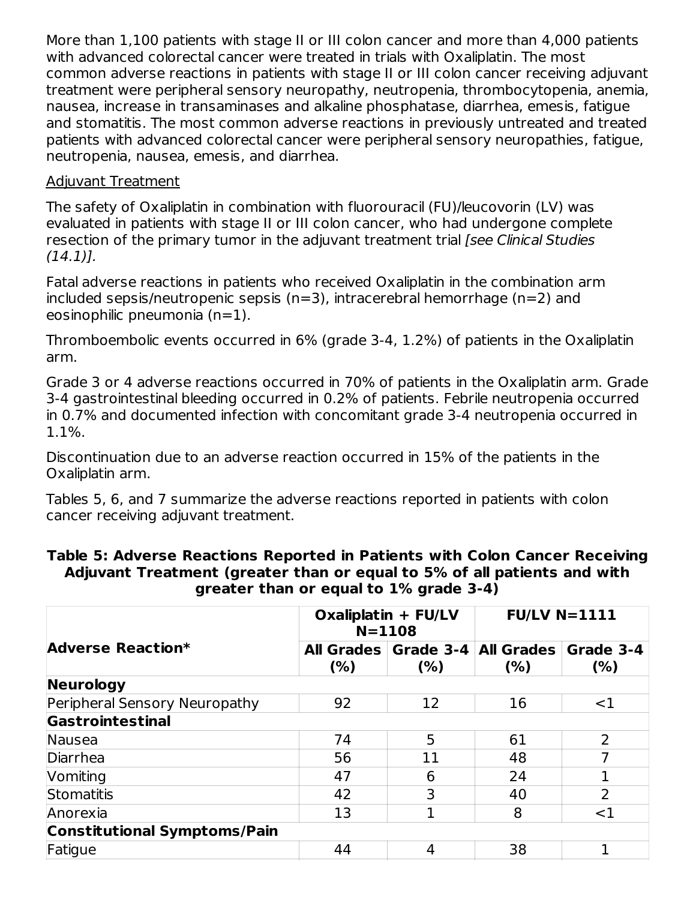More than 1,100 patients with stage II or III colon cancer and more than 4,000 patients with advanced colorectal cancer were treated in trials with Oxaliplatin. The most common adverse reactions in patients with stage II or III colon cancer receiving adjuvant treatment were peripheral sensory neuropathy, neutropenia, thrombocytopenia, anemia, nausea, increase in transaminases and alkaline phosphatase, diarrhea, emesis, fatigue and stomatitis. The most common adverse reactions in previously untreated and treated patients with advanced colorectal cancer were peripheral sensory neuropathies, fatigue, neutropenia, nausea, emesis, and diarrhea.

Adjuvant Treatment

The safety of Oxaliplatin in combination with fluorouracil (FU)/leucovorin (LV) was evaluated in patients with stage II or III colon cancer, who had undergone complete resection of the primary tumor in the adjuvant treatment trial *[see Clinical Studies (14.1)].*

Fatal adverse reactions in patients who received Oxaliplatin in the combination arm included sepsis/neutropenic sepsis (n=3), intracerebral hemorrhage (n=2) and eosinophilic pneumonia (n=1).

Thromboembolic events occurred in 6% (grade 3-4, 1.2%) of patients in the Oxaliplatin arm.

Grade 3 or 4 adverse reactions occurred in 70% of patients in the Oxaliplatin arm. Grade 3-4 gastrointestinal bleeding occurred in 0.2% of patients. Febrile neutropenia occurred in 0.7% and documented infection with concomitant grade 3-4 neutropenia occurred in 1.1%.

Discontinuation due to an adverse reaction occurred in 15% of the patients in the Oxaliplatin arm.

Tables 5, 6, and 7 summarize the adverse reactions reported in patients with colon cancer receiving adjuvant treatment.

**Table 5: Adverse Reactions Reported in Patients with Colon Cancer Receiving Adjuvant Treatment (greater than or equal to 5% of all patients and with greater than or equal to 1% grade 3-4)**

| Adverse Reaction* | Oxaliplatin + FU/LV N=1108 | | FU/LV N=1111 | |
|---|---|---|---|---|
| | All Grades (%) | Grade 3-4 (%) | All Grades (%) | Grade 3-4 (%) |
| **Neurology** | | | | |
| Peripheral Sensory Neuropathy | 92 | 12 | 16 | <1 |
| **Gastrointestinal** | | | | |
| Nausea | 74 | 5 | 61 | 2 |
| Diarrhea | 56 | 11 | 48 | 7 |
| Vomiting | 47 | 6 | 24 | 1 |
| Stomatitis | 42 | 3 | 40 | 2 |
| Anorexia | 13 | 1 | 8 | <1 |
| **Constitutional Symptoms/Pain** | | | | |
| Fatigue | 44 | 4 | 38 | 1 |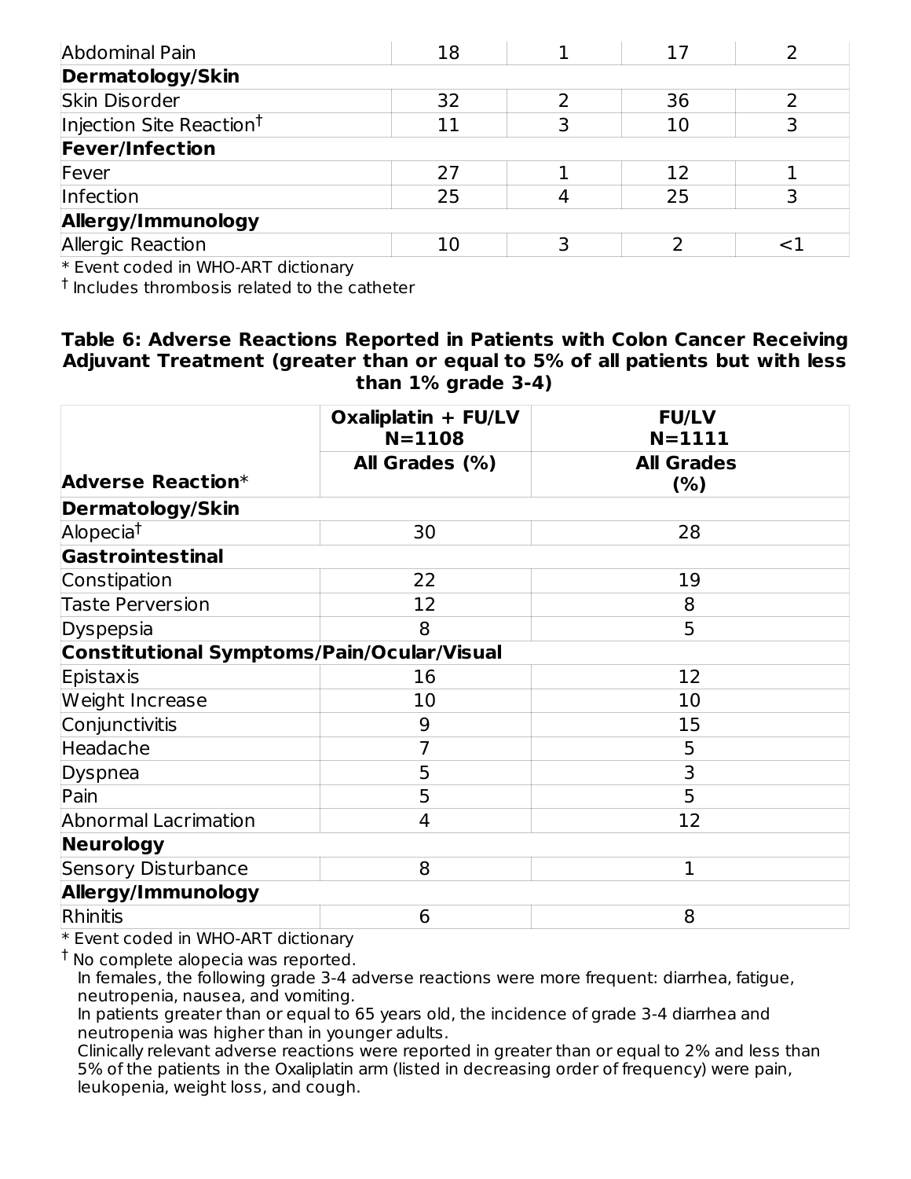| Abdominal Pain | 18 | 1 | 17 | 2 |
|---|---|---|---|---|
| **Dermatology/Skin** | | | | |
| Skin Disorder | 32 | 2 | 36 | 2 |
| Injection Site Reaction[†] | 11 | 3 | 10 | 3 |
| **Fever/Infection** | | | | |
| Fever | 27 | 1 | 12 | 1 |
| Infection | 25 | 4 | 25 | 3 |
| **Allergy/Immunology** | | | | |
| Allergic Reaction | 10 | 3 | 2 | <1 |

* Event coded in WHO-ART dictionary

[†] Includes thrombosis related to the catheter

**Table 6: Adverse Reactions Reported in Patients with Colon Cancer Receiving Adjuvant Treatment (greater than or equal to 5% of all patients but with less than 1% grade 3-4)**

| | **Oxaliplatin + FU/LV N=1108** | **FU/LV N=1111** |
|---|---|---|
| **Adverse Reaction*** | **All Grades (%)** | **All Grades (%)** |
| **Dermatology/Skin** | | |
| Alopecia[†] | 30 | 28 |
| **Gastrointestinal** | | |
| Constipation | 22 | 19 |
| Taste Perversion | 12 | 8 |
| Dyspepsia | 8 | 5 |
| **Constitutional Symptoms/Pain/Ocular/Visual** | | |
| Epistaxis | 16 | 12 |
| Weight Increase | 10 | 10 |
| Conjunctivitis | 9 | 15 |
| Headache | 7 | 5 |
| Dyspnea | 5 | 3 |
| Pain | 5 | 5 |
| Abnormal Lacrimation | 4 | 12 |
| **Neurology** | | |
| Sensory Disturbance | 8 | 1 |
| **Allergy/Immunology** | | |
| Rhinitis | 6 | 8 |

* Event coded in WHO-ART dictionary

[†] No complete alopecia was reported.

In females, the following grade 3-4 adverse reactions were more frequent: diarrhea, fatigue, neutropenia, nausea, and vomiting.

In patients greater than or equal to 65 years old, the incidence of grade 3-4 diarrhea and neutropenia was higher than in younger adults.

Clinically relevant adverse reactions were reported in greater than or equal to 2% and less than 5% of the patients in the Oxaliplatin arm (listed in decreasing order of frequency) were pain, leukopenia, weight loss, and cough.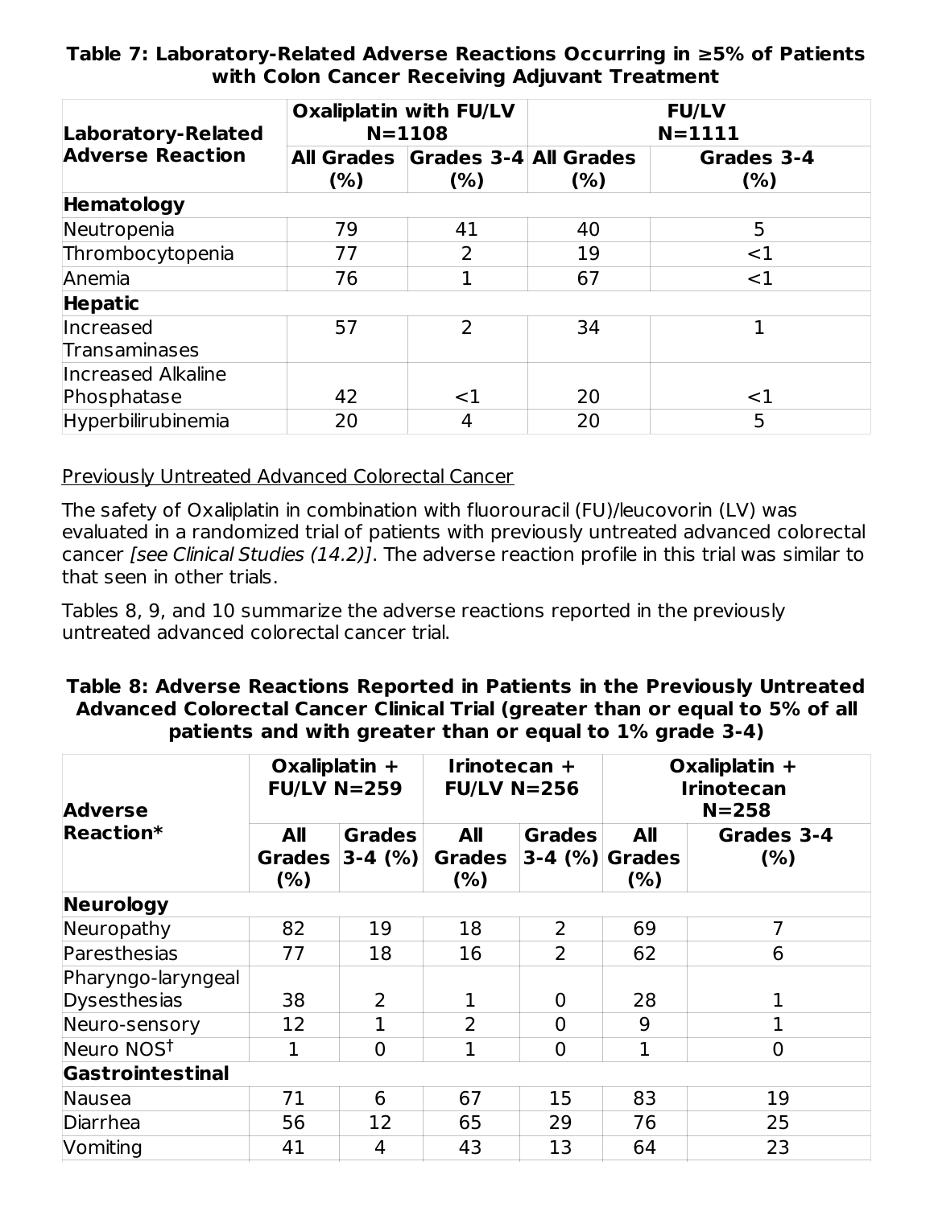**Table 7: Laboratory-Related Adverse Reactions Occurring in ≥5% of Patients with Colon Cancer Receiving Adjuvant Treatment**

| Laboratory-Related Adverse Reaction | Oxaliplatin with FU/LV N=1108 | | FU/LV N=1111 | |
|---|---|---|---|---|
| | All Grades (%) | Grades 3-4 (%) | All Grades (%) | Grades 3-4 (%) |
| **Hematology** | | | | |
| Neutropenia | 79 | 41 | 40 | 5 |
| Thrombocytopenia | 77 | 2 | 19 | <1 |
| Anemia | 76 | 1 | 67 | <1 |
| **Hepatic** | | | | |
| Increased Transaminases | 57 | 2 | 34 | 1 |
| Increased Alkaline Phosphatase | 42 | <1 | 20 | <1 |
| Hyperbilirubinemia | 20 | 4 | 20 | 5 |

Previously Untreated Advanced Colorectal Cancer

The safety of Oxaliplatin in combination with fluorouracil (FU)/leucovorin (LV) was evaluated in a randomized trial of patients with previously untreated advanced colorectal cancer *[see Clinical Studies (14.2)]*. The adverse reaction profile in this trial was similar to that seen in other trials.

Tables 8, 9, and 10 summarize the adverse reactions reported in the previously untreated advanced colorectal cancer trial.

**Table 8: Adverse Reactions Reported in Patients in the Previously Untreated Advanced Colorectal Cancer Clinical Trial (greater than or equal to 5% of all patients and with greater than or equal to 1% grade 3-4)**

| Adverse Reaction* | Oxaliplatin + FU/LV N=259 | | Irinotecan + FU/LV N=256 | | Oxaliplatin + Irinotecan N=258 | |
|---|---|---|---|---|---|---|
| | All Grades (%) | Grades 3-4 (%) | All Grades (%) | Grades 3-4 (%) | All Grades (%) | Grades 3-4 (%) |
| **Neurology** | | | | | | |
| Neuropathy | 82 | 19 | 18 | 2 | 69 | 7 |
| Paresthesias | 77 | 18 | 16 | 2 | 62 | 6 |
| Pharyngo-laryngeal Dysesthesias | 38 | 2 | 1 | 0 | 28 | 1 |
| Neuro-sensory | 12 | 1 | 2 | 0 | 9 | 1 |
| Neuro NOS† | 1 | 0 | 1 | 0 | 1 | 0 |
| **Gastrointestinal** | | | | | | |
| Nausea | 71 | 6 | 67 | 15 | 83 | 19 |
| Diarrhea | 56 | 12 | 65 | 29 | 76 | 25 |
| Vomiting | 41 | 4 | 43 | 13 | 64 | 23 |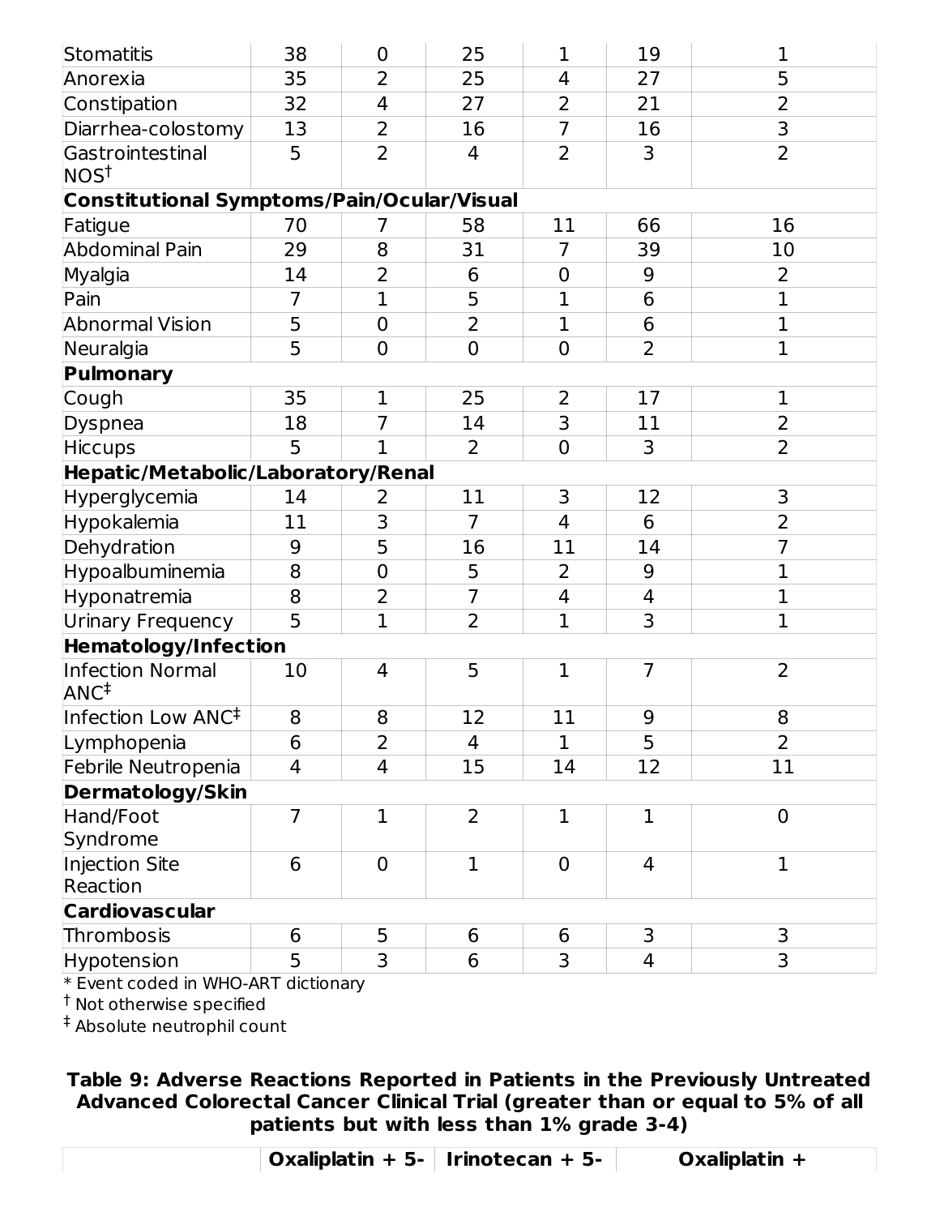| | | | | | | |
|---|---|---|---|---|---|---|
| Stomatitis | 38 | 0 | 25 | 1 | 19 | 1 |
| Anorexia | 35 | 2 | 25 | 4 | 27 | 5 |
| Constipation | 32 | 4 | 27 | 2 | 21 | 2 |
| Diarrhea-colostomy | 13 | 2 | 16 | 7 | 16 | 3 |
| Gastrointestinal NOS[†] | 5 | 2 | 4 | 2 | 3 | 2 |
| **Constitutional Symptoms/Pain/Ocular/Visual** | | | | | | |
| Fatigue | 70 | 7 | 58 | 11 | 66 | 16 |
| Abdominal Pain | 29 | 8 | 31 | 7 | 39 | 10 |
| Myalgia | 14 | 2 | 6 | 0 | 9 | 2 |
| Pain | 7 | 1 | 5 | 1 | 6 | 1 |
| Abnormal Vision | 5 | 0 | 2 | 1 | 6 | 1 |
| Neuralgia | 5 | 0 | 0 | 0 | 2 | 1 |
| **Pulmonary** | | | | | | |
| Cough | 35 | 1 | 25 | 2 | 17 | 1 |
| Dyspnea | 18 | 7 | 14 | 3 | 11 | 2 |
| Hiccups | 5 | 1 | 2 | 0 | 3 | 2 |
| **Hepatic/Metabolic/Laboratory/Renal** | | | | | | |
| Hyperglycemia | 14 | 2 | 11 | 3 | 12 | 3 |
| Hypokalemia | 11 | 3 | 7 | 4 | 6 | 2 |
| Dehydration | 9 | 5 | 16 | 11 | 14 | 7 |
| Hypoalbuminemia | 8 | 0 | 5 | 2 | 9 | 1 |
| Hyponatremia | 8 | 2 | 7 | 4 | 4 | 1 |
| Urinary Frequency | 5 | 1 | 2 | 1 | 3 | 1 |
| **Hematology/Infection** | | | | | | |
| Infection Normal ANC[‡] | 10 | 4 | 5 | 1 | 7 | 2 |
| Infection Low ANC[‡] | 8 | 8 | 12 | 11 | 9 | 8 |
| Lymphopenia | 6 | 2 | 4 | 1 | 5 | 2 |
| Febrile Neutropenia | 4 | 4 | 15 | 14 | 12 | 11 |
| **Dermatology/Skin** | | | | | | |
| Hand/Foot Syndrome | 7 | 1 | 2 | 1 | 1 | 0 |
| Injection Site Reaction | 6 | 0 | 1 | 0 | 4 | 1 |
| **Cardiovascular** | | | | | | |
| Thrombosis | 6 | 5 | 6 | 6 | 3 | 3 |
| Hypotension | 5 | 3 | 6 | 3 | 4 | 3 |

* Event coded in WHO-ART dictionary

[†] Not otherwise specified

[‡] Absolute neutrophil count

**Table 9: Adverse Reactions Reported in Patients in the Previously Untreated Advanced Colorectal Cancer Clinical Trial (greater than or equal to 5% of all patients but with less than 1% grade 3-4)**

| | Oxaliplatin + 5- | Irinotecan + 5- | Oxaliplatin + |
|---|---|---|---|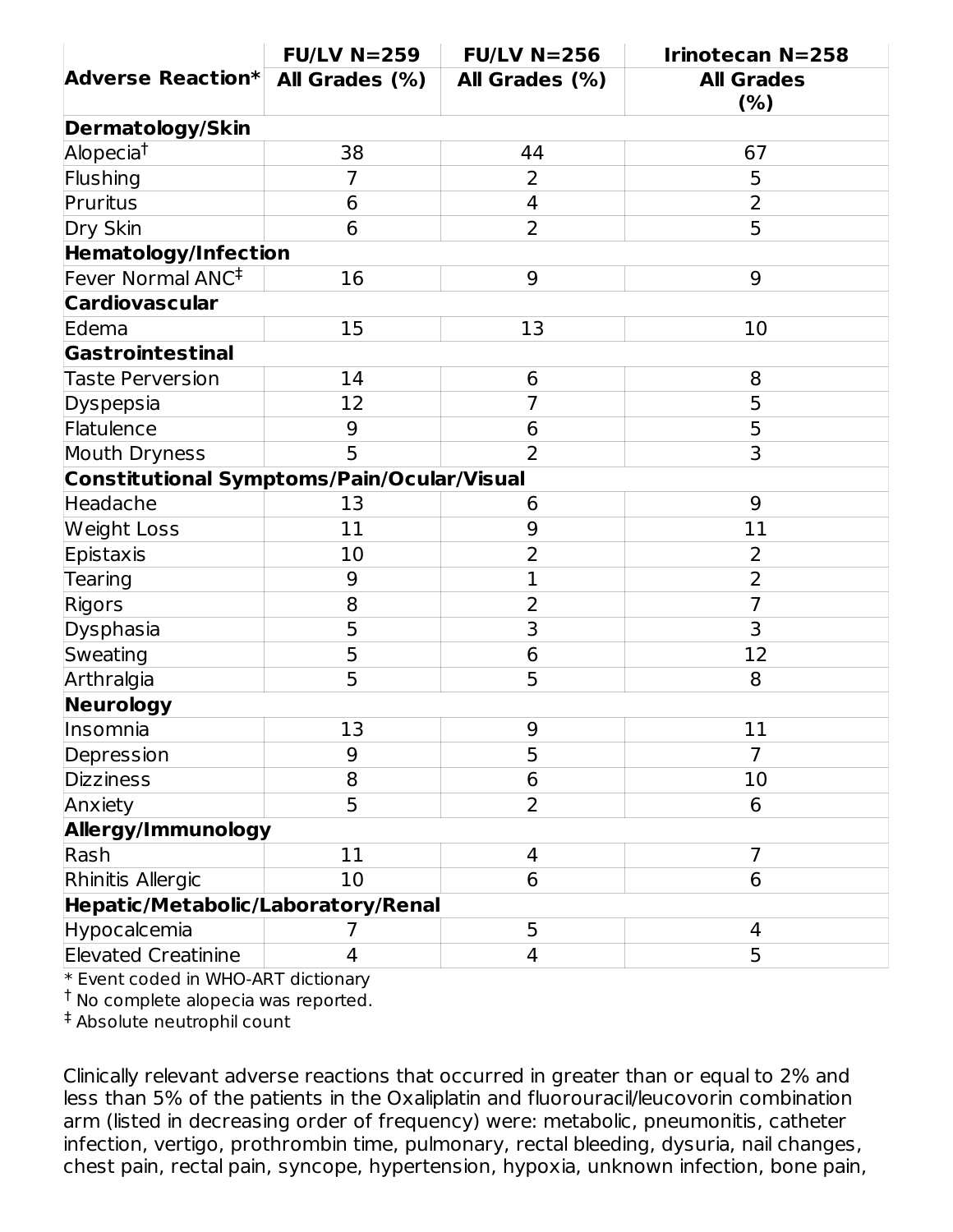| Adverse Reaction* | FU/LV N=259 All Grades (%) | FU/LV N=256 All Grades (%) | Irinotecan N=258 All Grades (%) |
|---|---|---|---|
| **Dermatology/Skin** | | | |
| Alopecia† | 38 | 44 | 67 |
| Flushing | 7 | 2 | 5 |
| Pruritus | 6 | 4 | 2 |
| Dry Skin | 6 | 2 | 5 |
| **Hematology/Infection** | | | |
| Fever Normal ANC‡ | 16 | 9 | 9 |
| **Cardiovascular** | | | |
| Edema | 15 | 13 | 10 |
| **Gastrointestinal** | | | |
| Taste Perversion | 14 | 6 | 8 |
| Dyspepsia | 12 | 7 | 5 |
| Flatulence | 9 | 6 | 5 |
| Mouth Dryness | 5 | 2 | 3 |
| **Constitutional Symptoms/Pain/Ocular/Visual** | | | |
| Headache | 13 | 6 | 9 |
| Weight Loss | 11 | 9 | 11 |
| Epistaxis | 10 | 2 | 2 |
| Tearing | 9 | 1 | 2 |
| Rigors | 8 | 2 | 7 |
| Dysphasia | 5 | 3 | 3 |
| Sweating | 5 | 6 | 12 |
| Arthralgia | 5 | 5 | 8 |
| **Neurology** | | | |
| Insomnia | 13 | 9 | 11 |
| Depression | 9 | 5 | 7 |
| Dizziness | 8 | 6 | 10 |
| Anxiety | 5 | 2 | 6 |
| **Allergy/Immunology** | | | |
| Rash | 11 | 4 | 7 |
| Rhinitis Allergic | 10 | 6 | 6 |
| **Hepatic/Metabolic/Laboratory/Renal** | | | |
| Hypocalcemia | 7 | 5 | 4 |
| Elevated Creatinine | 4 | 4 | 5 |

* Event coded in WHO-ART dictionary
† No complete alopecia was reported.
‡ Absolute neutrophil count

Clinically relevant adverse reactions that occurred in greater than or equal to 2% and less than 5% of the patients in the Oxaliplatin and fluorouracil/leucovorin combination arm (listed in decreasing order of frequency) were: metabolic, pneumonitis, catheter infection, vertigo, prothrombin time, pulmonary, rectal bleeding, dysuria, nail changes, chest pain, rectal pain, syncope, hypertension, hypoxia, unknown infection, bone pain,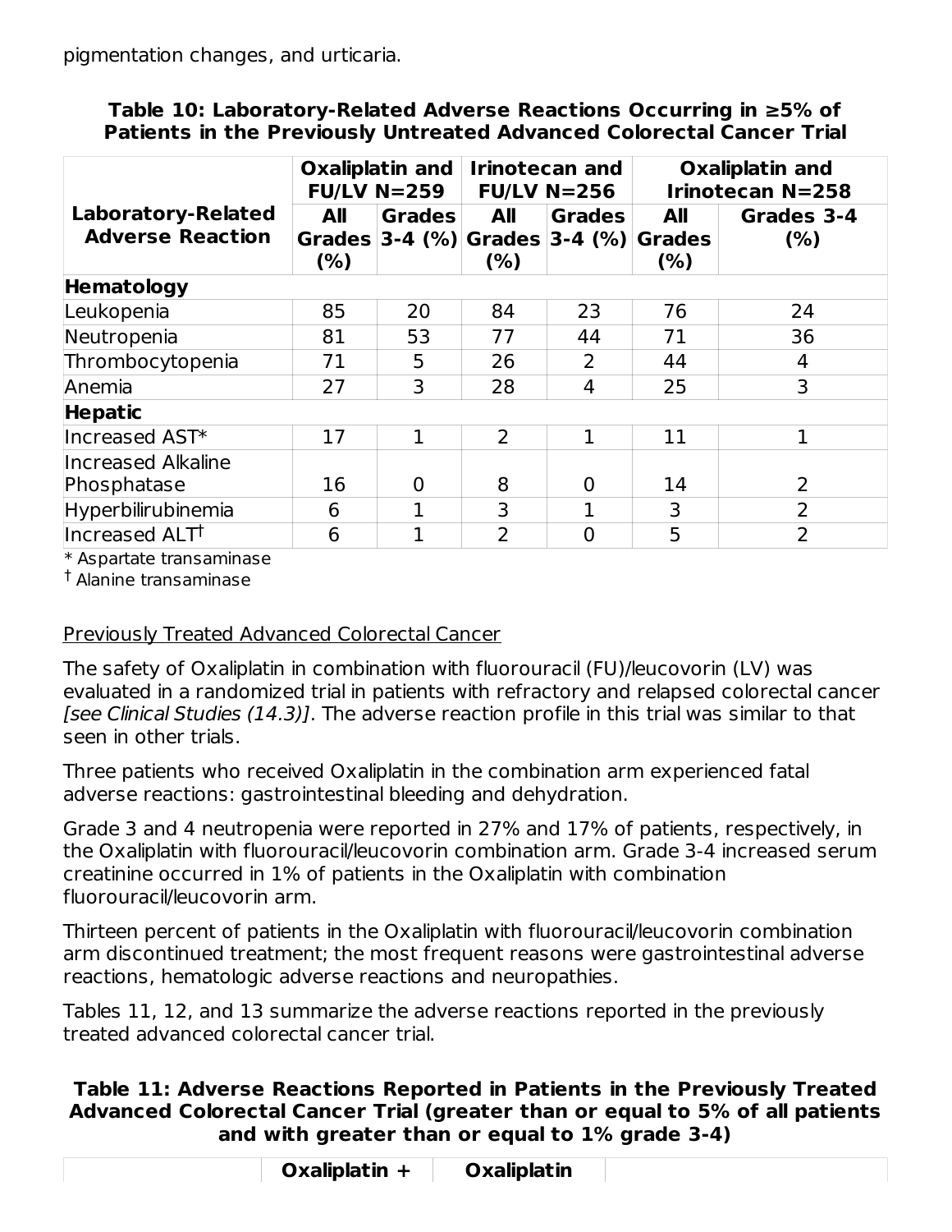pigmentation changes, and urticaria.

**Table 10: Laboratory-Related Adverse Reactions Occurring in ≥5% of Patients in the Previously Untreated Advanced Colorectal Cancer Trial**

| Laboratory-Related Adverse Reaction | Oxaliplatin and FU/LV N=259 | | Irinotecan and FU/LV N=256 | | Oxaliplatin and Irinotecan N=258 | |
|---|---|---|---|---|---|---|
| | All Grades (%) | Grades 3-4 (%) | All Grades (%) | Grades 3-4 (%) | All Grades (%) | Grades 3-4 (%) |
| **Hematology** | | | | | | |
| Leukopenia | 85 | 20 | 84 | 23 | 76 | 24 |
| Neutropenia | 81 | 53 | 77 | 44 | 71 | 36 |
| Thrombocytopenia | 71 | 5 | 26 | 2 | 44 | 4 |
| Anemia | 27 | 3 | 28 | 4 | 25 | 3 |
| **Hepatic** | | | | | | |
| Increased AST* | 17 | 1 | 2 | 1 | 11 | 1 |
| Increased Alkaline Phosphatase | 16 | 0 | 8 | 0 | 14 | 2 |
| Hyperbilirubinemia | 6 | 1 | 3 | 1 | 3 | 2 |
| Increased ALT† | 6 | 1 | 2 | 0 | 5 | 2 |

\* Aspartate transaminase

† Alanine transaminase

Previously Treated Advanced Colorectal Cancer

The safety of Oxaliplatin in combination with fluorouracil (FU)/leucovorin (LV) was evaluated in a randomized trial in patients with refractory and relapsed colorectal cancer *[see Clinical Studies (14.3)]*. The adverse reaction profile in this trial was similar to that seen in other trials.

Three patients who received Oxaliplatin in the combination arm experienced fatal adverse reactions: gastrointestinal bleeding and dehydration.

Grade 3 and 4 neutropenia were reported in 27% and 17% of patients, respectively, in the Oxaliplatin with fluorouracil/leucovorin combination arm. Grade 3-4 increased serum creatinine occurred in 1% of patients in the Oxaliplatin with combination fluorouracil/leucovorin arm.

Thirteen percent of patients in the Oxaliplatin with fluorouracil/leucovorin combination arm discontinued treatment; the most frequent reasons were gastrointestinal adverse reactions, hematologic adverse reactions and neuropathies.

Tables 11, 12, and 13 summarize the adverse reactions reported in the previously treated advanced colorectal cancer trial.

**Table 11: Adverse Reactions Reported in Patients in the Previously Treated Advanced Colorectal Cancer Trial (greater than or equal to 5% of all patients and with greater than or equal to 1% grade 3-4)**

| | Oxaliplatin + | Oxaliplatin | |
|---|---|---|---|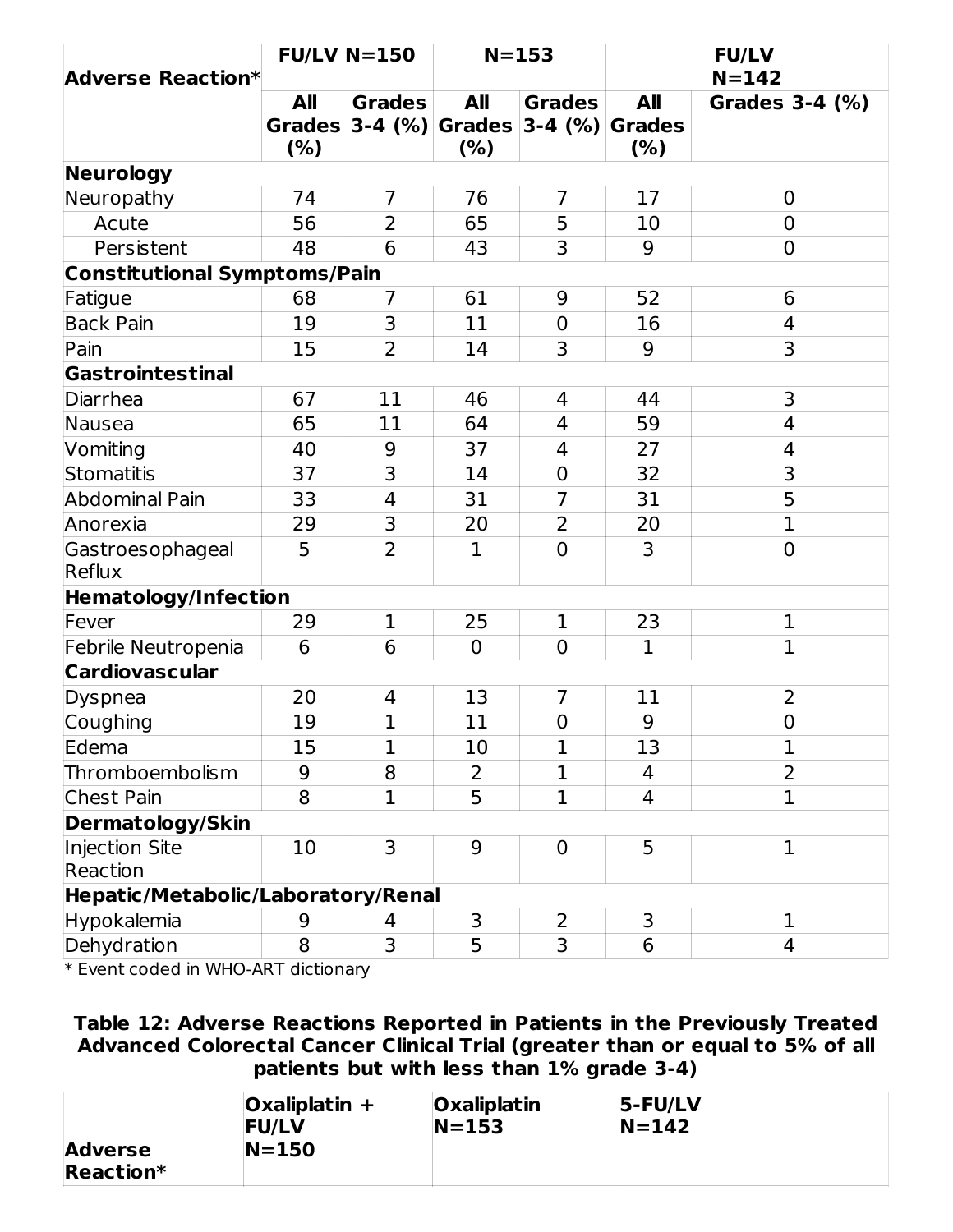| Adverse Reaction* | FU/LV N=150 | | N=153 | | FU/LV N=142 | |
|---|---|---|---|---|---|---|
| | All Grades (%) | Grades 3-4 (%) | All Grades (%) | Grades 3-4 (%) | All Grades (%) | Grades 3-4 (%) |
| **Neurology** | | | | | | |
| Neuropathy | 74 | 7 | 76 | 7 | 17 | 0 |
| Acute | 56 | 2 | 65 | 5 | 10 | 0 |
| Persistent | 48 | 6 | 43 | 3 | 9 | 0 |
| **Constitutional Symptoms/Pain** | | | | | | |
| Fatigue | 68 | 7 | 61 | 9 | 52 | 6 |
| Back Pain | 19 | 3 | 11 | 0 | 16 | 4 |
| Pain | 15 | 2 | 14 | 3 | 9 | 3 |
| **Gastrointestinal** | | | | | | |
| Diarrhea | 67 | 11 | 46 | 4 | 44 | 3 |
| Nausea | 65 | 11 | 64 | 4 | 59 | 4 |
| Vomiting | 40 | 9 | 37 | 4 | 27 | 4 |
| Stomatitis | 37 | 3 | 14 | 0 | 32 | 3 |
| Abdominal Pain | 33 | 4 | 31 | 7 | 31 | 5 |
| Anorexia | 29 | 3 | 20 | 2 | 20 | 1 |
| Gastroesophageal Reflux | 5 | 2 | 1 | 0 | 3 | 0 |
| **Hematology/Infection** | | | | | | |
| Fever | 29 | 1 | 25 | 1 | 23 | 1 |
| Febrile Neutropenia | 6 | 6 | 0 | 0 | 1 | 1 |
| **Cardiovascular** | | | | | | |
| Dyspnea | 20 | 4 | 13 | 7 | 11 | 2 |
| Coughing | 19 | 1 | 11 | 0 | 9 | 0 |
| Edema | 15 | 1 | 10 | 1 | 13 | 1 |
| Thromboembolism | 9 | 8 | 2 | 1 | 4 | 2 |
| Chest Pain | 8 | 1 | 5 | 1 | 4 | 1 |
| **Dermatology/Skin** | | | | | | |
| Injection Site Reaction | 10 | 3 | 9 | 0 | 5 | 1 |
| **Hepatic/Metabolic/Laboratory/Renal** | | | | | | |
| Hypokalemia | 9 | 4 | 3 | 2 | 3 | 1 |
| Dehydration | 8 | 3 | 5 | 3 | 6 | 4 |

* Event coded in WHO-ART dictionary

**Table 12: Adverse Reactions Reported in Patients in the Previously Treated Advanced Colorectal Cancer Clinical Trial (greater than or equal to 5% of all patients but with less than 1% grade 3-4)**

| Adverse Reaction* | Oxaliplatin + FU/LV N=150 | Oxaliplatin N=153 | 5-FU/LV N=142 |
|---|---|---|---|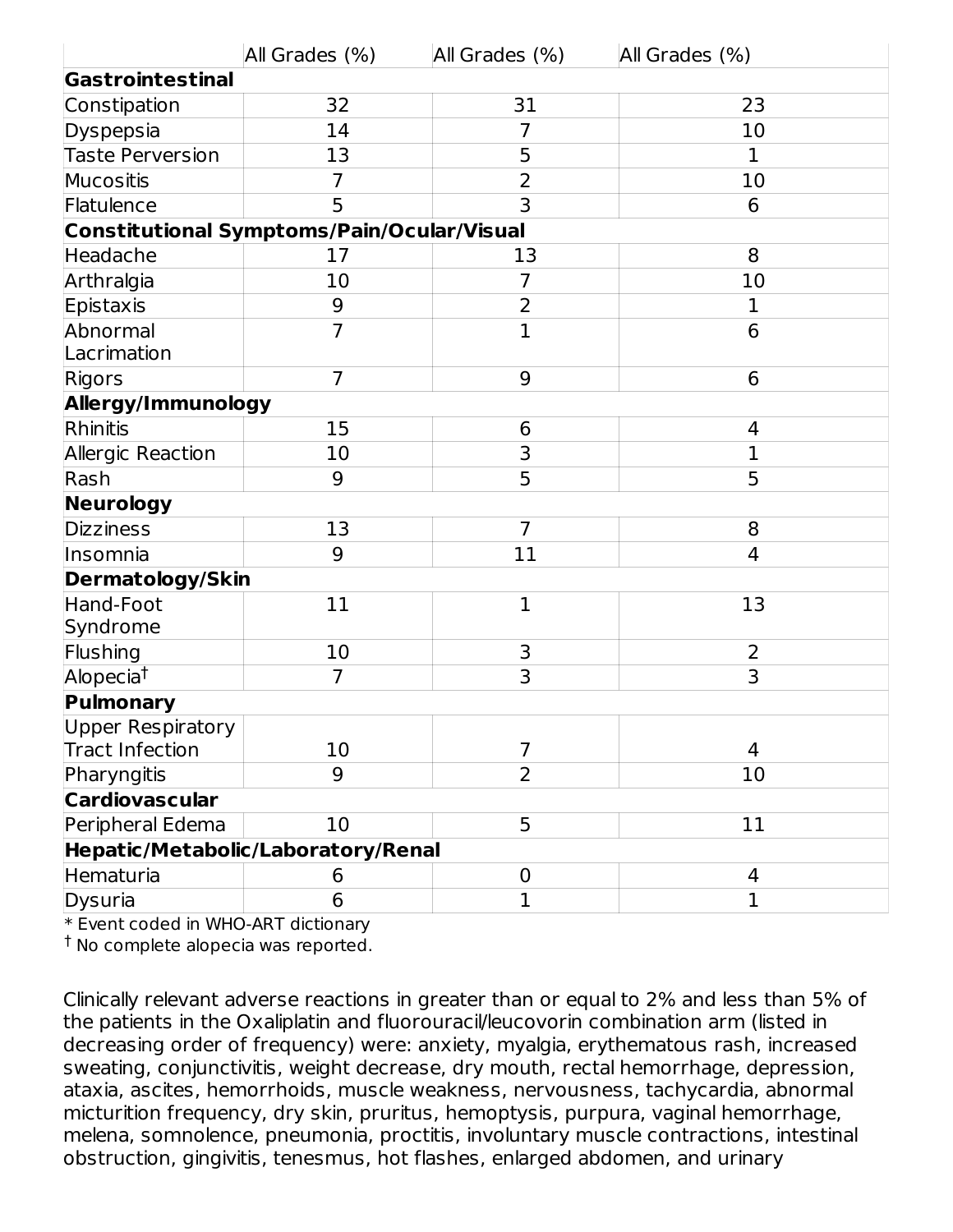| | All Grades (%) | All Grades (%) | All Grades (%) |
|---|---|---|---|
| **Gastrointestinal** | | | |
| Constipation | 32 | 31 | 23 |
| Dyspepsia | 14 | 7 | 10 |
| Taste Perversion | 13 | 5 | 1 |
| Mucositis | 7 | 2 | 10 |
| Flatulence | 5 | 3 | 6 |
| **Constitutional Symptoms/Pain/Ocular/Visual** | | | |
| Headache | 17 | 13 | 8 |
| Arthralgia | 10 | 7 | 10 |
| Epistaxis | 9 | 2 | 1 |
| Abnormal Lacrimation | 7 | 1 | 6 |
| Rigors | 7 | 9 | 6 |
| **Allergy/Immunology** | | | |
| Rhinitis | 15 | 6 | 4 |
| Allergic Reaction | 10 | 3 | 1 |
| Rash | 9 | 5 | 5 |
| **Neurology** | | | |
| Dizziness | 13 | 7 | 8 |
| Insomnia | 9 | 11 | 4 |
| **Dermatology/Skin** | | | |
| Hand-Foot Syndrome | 11 | 1 | 13 |
| Flushing | 10 | 3 | 2 |
| Alopecia† | 7 | 3 | 3 |
| **Pulmonary** | | | |
| Upper Respiratory Tract Infection | 10 | 7 | 4 |
| Pharyngitis | 9 | 2 | 10 |
| **Cardiovascular** | | | |
| Peripheral Edema | 10 | 5 | 11 |
| **Hepatic/Metabolic/Laboratory/Renal** | | | |
| Hematuria | 6 | 0 | 4 |
| Dysuria | 6 | 1 | 1 |

* Event coded in WHO-ART dictionary

† No complete alopecia was reported.

Clinically relevant adverse reactions in greater than or equal to 2% and less than 5% of the patients in the Oxaliplatin and fluorouracil/leucovorin combination arm (listed in decreasing order of frequency) were: anxiety, myalgia, erythematous rash, increased sweating, conjunctivitis, weight decrease, dry mouth, rectal hemorrhage, depression, ataxia, ascites, hemorrhoids, muscle weakness, nervousness, tachycardia, abnormal micturition frequency, dry skin, pruritus, hemoptysis, purpura, vaginal hemorrhage, melena, somnolence, pneumonia, proctitis, involuntary muscle contractions, intestinal obstruction, gingivitis, tenesmus, hot flashes, enlarged abdomen, and urinary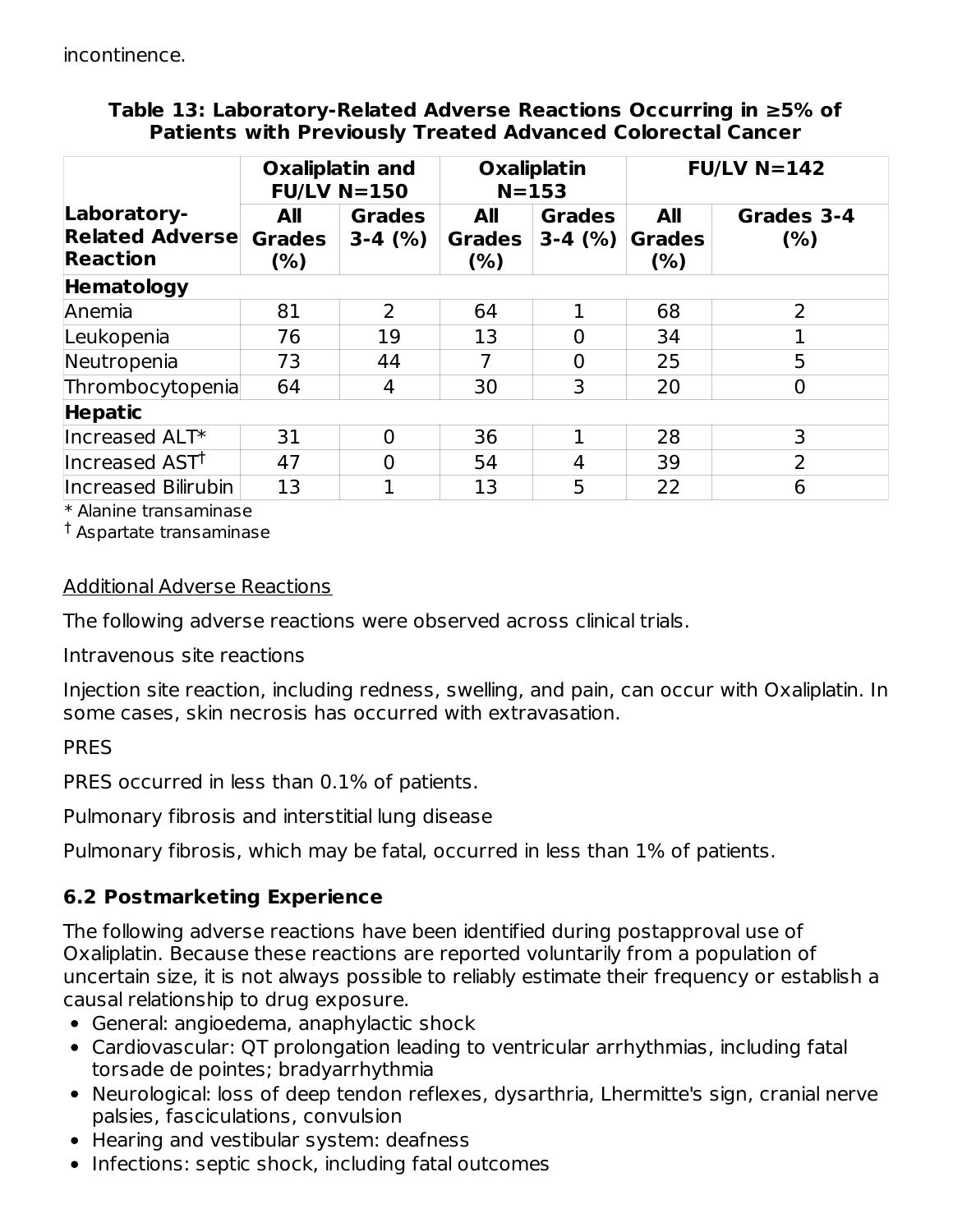incontinence.

**Table 13: Laboratory-Related Adverse Reactions Occurring in ≥5% of Patients with Previously Treated Advanced Colorectal Cancer**

| Laboratory-Related Adverse Reaction | Oxaliplatin and FU/LV N=150 | | Oxaliplatin N=153 | | FU/LV N=142 | |
|---|---|---|---|---|---|---|
| | All Grades (%) | Grades 3-4 (%) | All Grades (%) | Grades 3-4 (%) | All Grades (%) | Grades 3-4 (%) |
| **Hematology** | | | | | | |
| Anemia | 81 | 2 | 64 | 1 | 68 | 2 |
| Leukopenia | 76 | 19 | 13 | 0 | 34 | 1 |
| Neutropenia | 73 | 44 | 7 | 0 | 25 | 5 |
| Thrombocytopenia | 64 | 4 | 30 | 3 | 20 | 0 |
| **Hepatic** | | | | | | |
| Increased ALT* | 31 | 0 | 36 | 1 | 28 | 3 |
| Increased AST† | 47 | 0 | 54 | 4 | 39 | 2 |
| Increased Bilirubin | 13 | 1 | 13 | 5 | 22 | 6 |

* Alanine transaminase
† Aspartate transaminase

Additional Adverse Reactions

The following adverse reactions were observed across clinical trials.

Intravenous site reactions

Injection site reaction, including redness, swelling, and pain, can occur with Oxaliplatin. In some cases, skin necrosis has occurred with extravasation.

PRES

PRES occurred in less than 0.1% of patients.

Pulmonary fibrosis and interstitial lung disease

Pulmonary fibrosis, which may be fatal, occurred in less than 1% of patients.

### 6.2 Postmarketing Experience

The following adverse reactions have been identified during postapproval use of Oxaliplatin. Because these reactions are reported voluntarily from a population of uncertain size, it is not always possible to reliably estimate their frequency or establish a causal relationship to drug exposure.

- General: angioedema, anaphylactic shock
- Cardiovascular: QT prolongation leading to ventricular arrhythmias, including fatal torsade de pointes; bradyarrhythmia
- Neurological: loss of deep tendon reflexes, dysarthria, Lhermitte's sign, cranial nerve palsies, fasciculations, convulsion
- Hearing and vestibular system: deafness
- Infections: septic shock, including fatal outcomes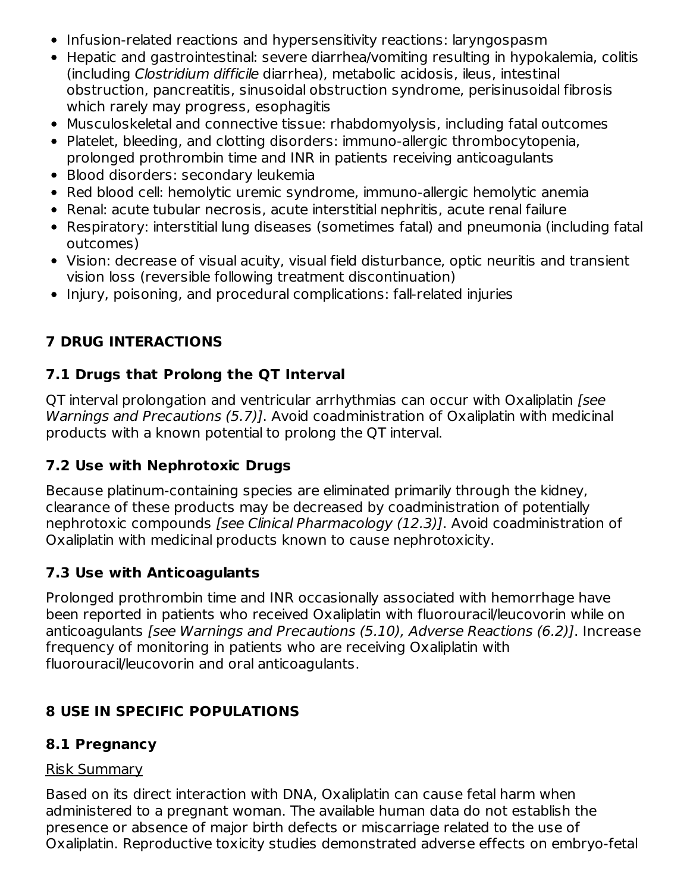- Infusion-related reactions and hypersensitivity reactions: laryngospasm
- Hepatic and gastrointestinal: severe diarrhea/vomiting resulting in hypokalemia, colitis (including *Clostridium difficile* diarrhea), metabolic acidosis, ileus, intestinal obstruction, pancreatitis, sinusoidal obstruction syndrome, perisinusoidal fibrosis which rarely may progress, esophagitis
- Musculoskeletal and connective tissue: rhabdomyolysis, including fatal outcomes
- Platelet, bleeding, and clotting disorders: immuno-allergic thrombocytopenia, prolonged prothrombin time and INR in patients receiving anticoagulants
- Blood disorders: secondary leukemia
- Red blood cell: hemolytic uremic syndrome, immuno-allergic hemolytic anemia
- Renal: acute tubular necrosis, acute interstitial nephritis, acute renal failure
- Respiratory: interstitial lung diseases (sometimes fatal) and pneumonia (including fatal outcomes)
- Vision: decrease of visual acuity, visual field disturbance, optic neuritis and transient vision loss (reversible following treatment discontinuation)
- Injury, poisoning, and procedural complications: fall-related injuries

## 7 DRUG INTERACTIONS

### 7.1 Drugs that Prolong the QT Interval

QT interval prolongation and ventricular arrhythmias can occur with Oxaliplatin *[see Warnings and Precautions (5.7)]*. Avoid coadministration of Oxaliplatin with medicinal products with a known potential to prolong the QT interval.

### 7.2 Use with Nephrotoxic Drugs

Because platinum-containing species are eliminated primarily through the kidney, clearance of these products may be decreased by coadministration of potentially nephrotoxic compounds *[see Clinical Pharmacology (12.3)]*. Avoid coadministration of Oxaliplatin with medicinal products known to cause nephrotoxicity.

### 7.3 Use with Anticoagulants

Prolonged prothrombin time and INR occasionally associated with hemorrhage have been reported in patients who received Oxaliplatin with fluorouracil/leucovorin while on anticoagulants *[see Warnings and Precautions (5.10), Adverse Reactions (6.2)]*. Increase frequency of monitoring in patients who are receiving Oxaliplatin with fluorouracil/leucovorin and oral anticoagulants.

## 8 USE IN SPECIFIC POPULATIONS

### 8.1 Pregnancy

<u>Risk Summary</u>

Based on its direct interaction with DNA, Oxaliplatin can cause fetal harm when administered to a pregnant woman. The available human data do not establish the presence or absence of major birth defects or miscarriage related to the use of Oxaliplatin. Reproductive toxicity studies demonstrated adverse effects on embryo-fetal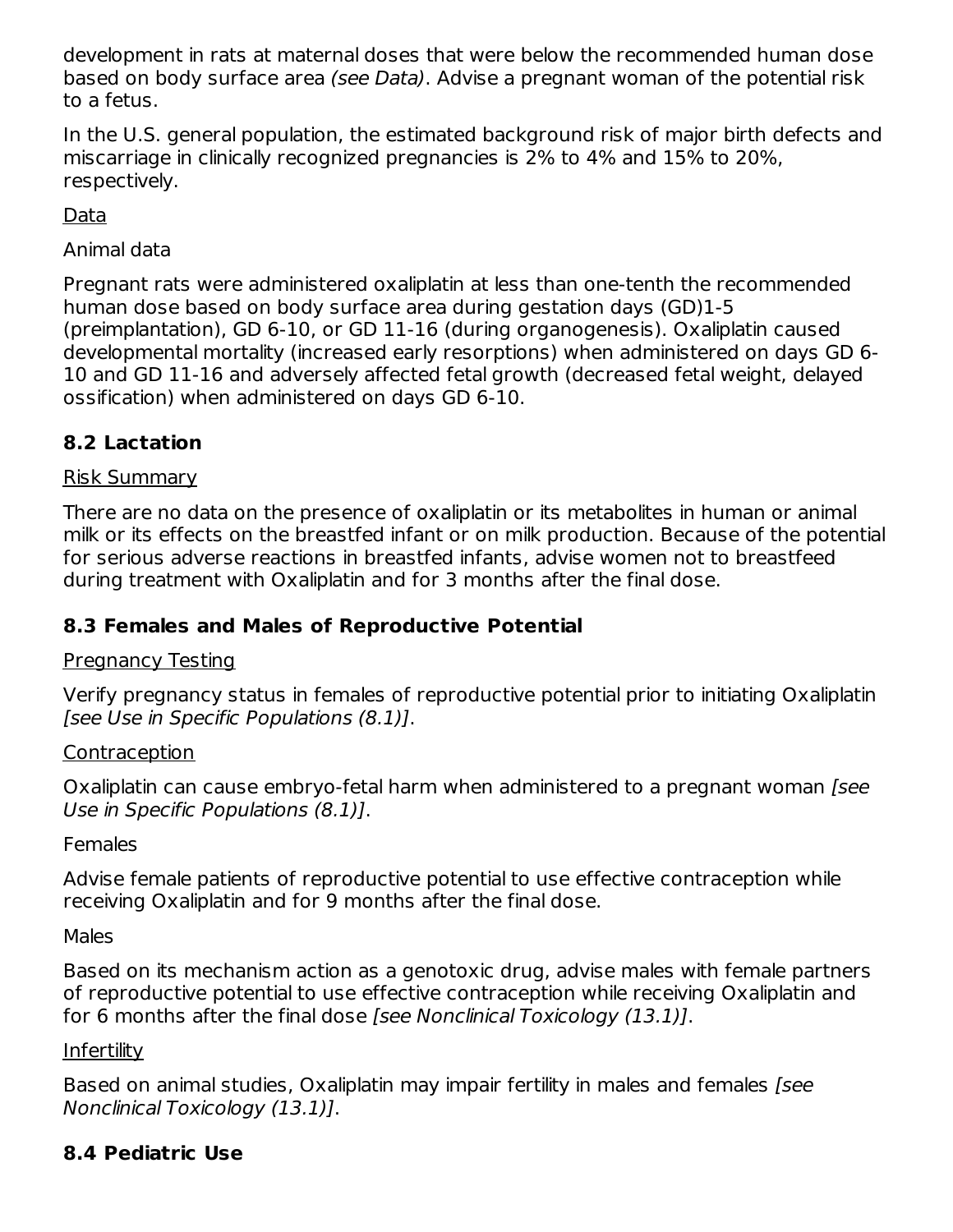development in rats at maternal doses that were below the recommended human dose based on body surface area *(see Data)*. Advise a pregnant woman of the potential risk to a fetus.

In the U.S. general population, the estimated background risk of major birth defects and miscarriage in clinically recognized pregnancies is 2% to 4% and 15% to 20%, respectively.

<u>Data</u>

Animal data

Pregnant rats were administered oxaliplatin at less than one-tenth the recommended human dose based on body surface area during gestation days (GD)1-5 (preimplantation), GD 6-10, or GD 11-16 (during organogenesis). Oxaliplatin caused developmental mortality (increased early resorptions) when administered on days GD 6-10 and GD 11-16 and adversely affected fetal growth (decreased fetal weight, delayed ossification) when administered on days GD 6-10.

### 8.2 Lactation

<u>Risk Summary</u>

There are no data on the presence of oxaliplatin or its metabolites in human or animal milk or its effects on the breastfed infant or on milk production. Because of the potential for serious adverse reactions in breastfed infants, advise women not to breastfeed during treatment with Oxaliplatin and for 3 months after the final dose.

### 8.3 Females and Males of Reproductive Potential

<u>Pregnancy Testing</u>

Verify pregnancy status in females of reproductive potential prior to initiating Oxaliplatin *[see Use in Specific Populations (8.1)]*.

<u>Contraception</u>

Oxaliplatin can cause embryo-fetal harm when administered to a pregnant woman *[see Use in Specific Populations (8.1)]*.

Females

Advise female patients of reproductive potential to use effective contraception while receiving Oxaliplatin and for 9 months after the final dose.

Males

Based on its mechanism action as a genotoxic drug, advise males with female partners of reproductive potential to use effective contraception while receiving Oxaliplatin and for 6 months after the final dose *[see Nonclinical Toxicology (13.1)]*.

<u>Infertility</u>

Based on animal studies, Oxaliplatin may impair fertility in males and females *[see Nonclinical Toxicology (13.1)]*.

### 8.4 Pediatric Use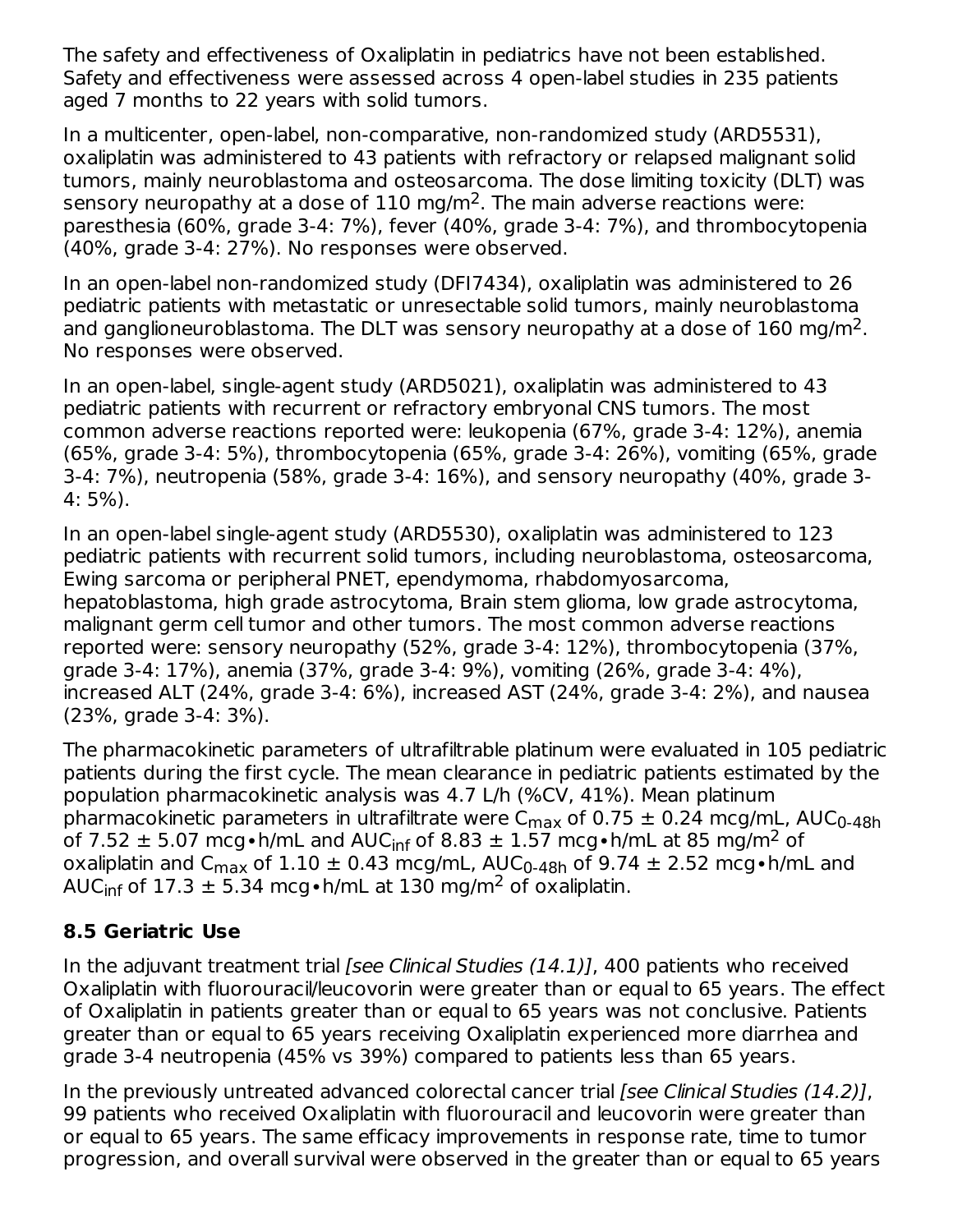The safety and effectiveness of Oxaliplatin in pediatrics have not been established. Safety and effectiveness were assessed across 4 open-label studies in 235 patients aged 7 months to 22 years with solid tumors.

In a multicenter, open-label, non-comparative, non-randomized study (ARD5531), oxaliplatin was administered to 43 patients with refractory or relapsed malignant solid tumors, mainly neuroblastoma and osteosarcoma. The dose limiting toxicity (DLT) was sensory neuropathy at a dose of 110 mg/m$^2$. The main adverse reactions were: paresthesia (60%, grade 3-4: 7%), fever (40%, grade 3-4: 7%), and thrombocytopenia (40%, grade 3-4: 27%). No responses were observed.

In an open-label non-randomized study (DFI7434), oxaliplatin was administered to 26 pediatric patients with metastatic or unresectable solid tumors, mainly neuroblastoma and ganglioneuroblastoma. The DLT was sensory neuropathy at a dose of 160 mg/m$^2$. No responses were observed.

In an open-label, single-agent study (ARD5021), oxaliplatin was administered to 43 pediatric patients with recurrent or refractory embryonal CNS tumors. The most common adverse reactions reported were: leukopenia (67%, grade 3-4: 12%), anemia (65%, grade 3-4: 5%), thrombocytopenia (65%, grade 3-4: 26%), vomiting (65%, grade 3-4: 7%), neutropenia (58%, grade 3-4: 16%), and sensory neuropathy (40%, grade 3-4: 5%).

In an open-label single-agent study (ARD5530), oxaliplatin was administered to 123 pediatric patients with recurrent solid tumors, including neuroblastoma, osteosarcoma, Ewing sarcoma or peripheral PNET, ependymoma, rhabdomyosarcoma, hepatoblastoma, high grade astrocytoma, Brain stem glioma, low grade astrocytoma, malignant germ cell tumor and other tumors. The most common adverse reactions reported were: sensory neuropathy (52%, grade 3-4: 12%), thrombocytopenia (37%, grade 3-4: 17%), anemia (37%, grade 3-4: 9%), vomiting (26%, grade 3-4: 4%), increased ALT (24%, grade 3-4: 6%), increased AST (24%, grade 3-4: 2%), and nausea (23%, grade 3-4: 3%).

The pharmacokinetic parameters of ultrafiltrable platinum were evaluated in 105 pediatric patients during the first cycle. The mean clearance in pediatric patients estimated by the population pharmacokinetic analysis was 4.7 L/h (%CV, 41%). Mean platinum pharmacokinetic parameters in ultrafiltrate were $C_{max}$ of 0.75 ± 0.24 mcg/mL, $AUC_{0\text{-}48h}$ of 7.52 ± 5.07 mcg∙h/mL and $AUC_{inf}$ of 8.83 ± 1.57 mcg∙h/mL at 85 mg/m$^2$ of oxaliplatin and $C_{max}$ of 1.10 ± 0.43 mcg/mL, $AUC_{0\text{-}48h}$ of 9.74 ± 2.52 mcg∙h/mL and $AUC_{inf}$ of 17.3 ± 5.34 mcg∙h/mL at 130 mg/m$^2$ of oxaliplatin.

### 8.5 Geriatric Use

In the adjuvant treatment trial *[see Clinical Studies (14.1)]*, 400 patients who received Oxaliplatin with fluorouracil/leucovorin were greater than or equal to 65 years. The effect of Oxaliplatin in patients greater than or equal to 65 years was not conclusive. Patients greater than or equal to 65 years receiving Oxaliplatin experienced more diarrhea and grade 3-4 neutropenia (45% vs 39%) compared to patients less than 65 years.

In the previously untreated advanced colorectal cancer trial *[see Clinical Studies (14.2)]*, 99 patients who received Oxaliplatin with fluorouracil and leucovorin were greater than or equal to 65 years. The same efficacy improvements in response rate, time to tumor progression, and overall survival were observed in the greater than or equal to 65 years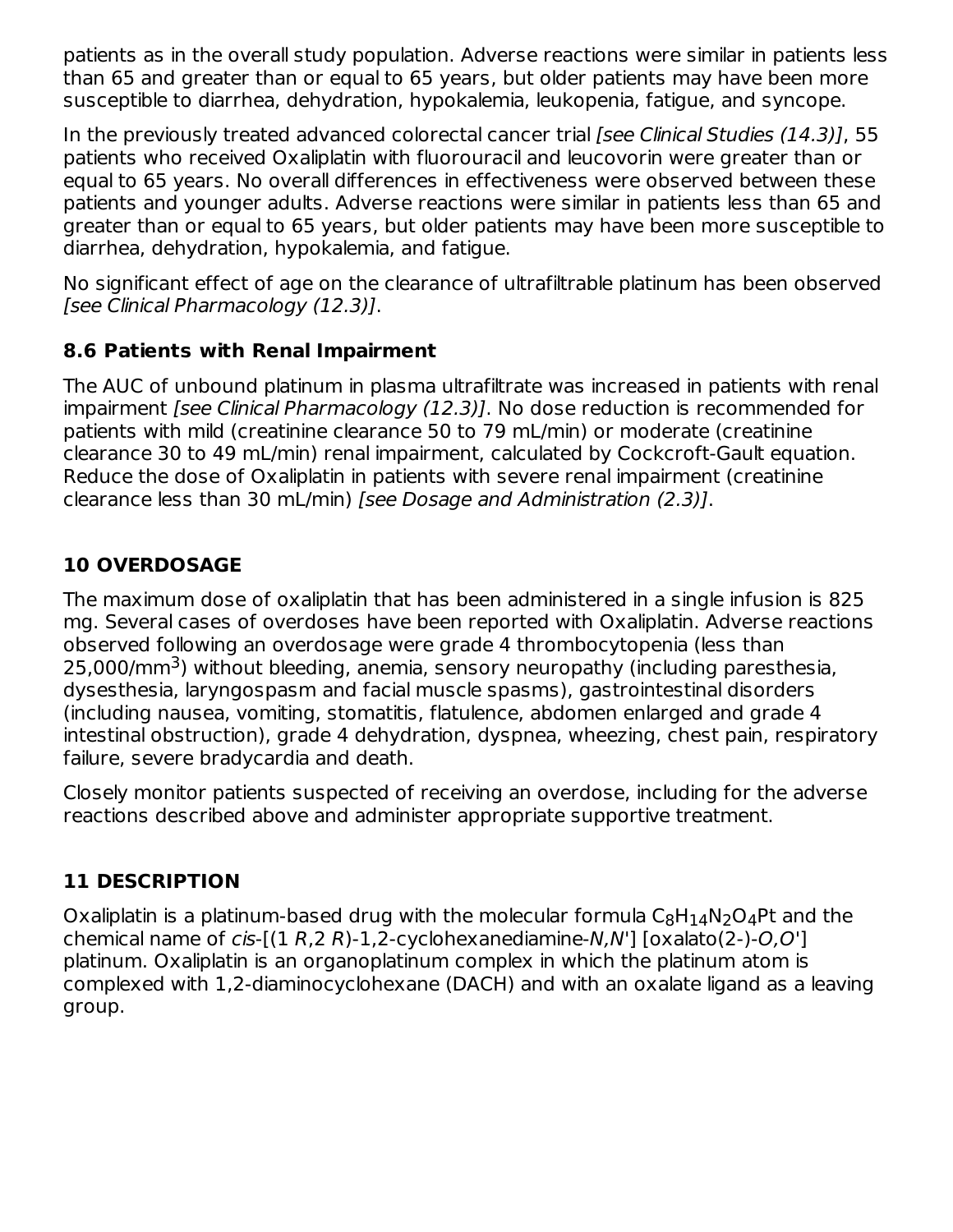patients as in the overall study population. Adverse reactions were similar in patients less than 65 and greater than or equal to 65 years, but older patients may have been more susceptible to diarrhea, dehydration, hypokalemia, leukopenia, fatigue, and syncope.

In the previously treated advanced colorectal cancer trial *[see Clinical Studies (14.3)]*, 55 patients who received Oxaliplatin with fluorouracil and leucovorin were greater than or equal to 65 years. No overall differences in effectiveness were observed between these patients and younger adults. Adverse reactions were similar in patients less than 65 and greater than or equal to 65 years, but older patients may have been more susceptible to diarrhea, dehydration, hypokalemia, and fatigue.

No significant effect of age on the clearance of ultrafiltrable platinum has been observed *[see Clinical Pharmacology (12.3)]*.

### 8.6 Patients with Renal Impairment

The AUC of unbound platinum in plasma ultrafiltrate was increased in patients with renal impairment *[see Clinical Pharmacology (12.3)]*. No dose reduction is recommended for patients with mild (creatinine clearance 50 to 79 mL/min) or moderate (creatinine clearance 30 to 49 mL/min) renal impairment, calculated by Cockcroft-Gault equation. Reduce the dose of Oxaliplatin in patients with severe renal impairment (creatinine clearance less than 30 mL/min) *[see Dosage and Administration (2.3)]*.

## 10 OVERDOSAGE

The maximum dose of oxaliplatin that has been administered in a single infusion is 825 mg. Several cases of overdoses have been reported with Oxaliplatin. Adverse reactions observed following an overdosage were grade 4 thrombocytopenia (less than 25,000/$mm^3$) without bleeding, anemia, sensory neuropathy (including paresthesia, dysesthesia, laryngospasm and facial muscle spasms), gastrointestinal disorders (including nausea, vomiting, stomatitis, flatulence, abdomen enlarged and grade 4 intestinal obstruction), grade 4 dehydration, dyspnea, wheezing, chest pain, respiratory failure, severe bradycardia and death.

Closely monitor patients suspected of receiving an overdose, including for the adverse reactions described above and administer appropriate supportive treatment.

## 11 DESCRIPTION

Oxaliplatin is a platinum-based drug with the molecular formula $C_8H_{14}N_2O_4Pt$ and the chemical name of *cis*-[(1 *R*,2 *R*)-1,2-cyclohexanediamine-*N,N*'] [oxalato(2-)-*O,O*'] platinum. Oxaliplatin is an organoplatinum complex in which the platinum atom is complexed with 1,2-diaminocyclohexane (DACH) and with an oxalate ligand as a leaving group.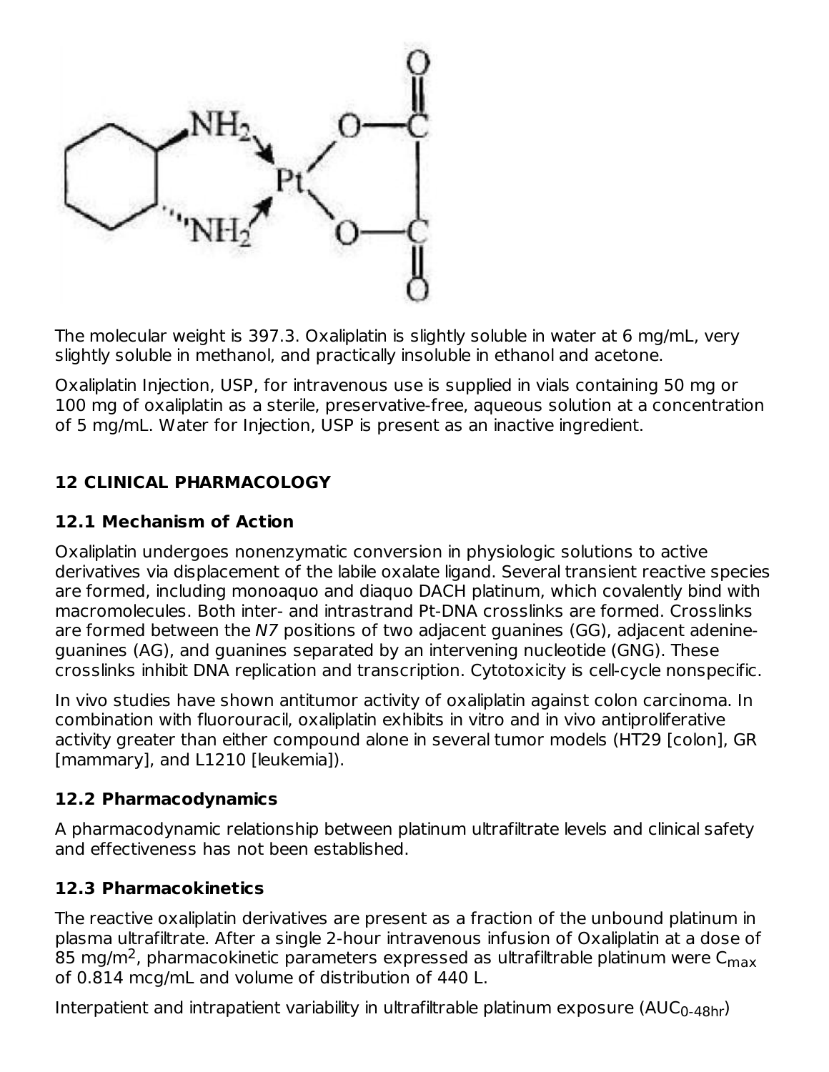The molecular weight is 397.3. Oxaliplatin is slightly soluble in water at 6 mg/mL, very slightly soluble in methanol, and practically insoluble in ethanol and acetone.

Oxaliplatin Injection, USP, for intravenous use is supplied in vials containing 50 mg or 100 mg of oxaliplatin as a sterile, preservative-free, aqueous solution at a concentration of 5 mg/mL. Water for Injection, USP is present as an inactive ingredient.

## 12 CLINICAL PHARMACOLOGY

### 12.1 Mechanism of Action

Oxaliplatin undergoes nonenzymatic conversion in physiologic solutions to active derivatives via displacement of the labile oxalate ligand. Several transient reactive species are formed, including monoaquo and diaquo DACH platinum, which covalently bind with macromolecules. Both inter- and intrastrand Pt-DNA crosslinks are formed. Crosslinks are formed between the *N7* positions of two adjacent guanines (GG), adjacent adenine-guanines (AG), and guanines separated by an intervening nucleotide (GNG). These crosslinks inhibit DNA replication and transcription. Cytotoxicity is cell-cycle nonspecific.

In vivo studies have shown antitumor activity of oxaliplatin against colon carcinoma. In combination with fluorouracil, oxaliplatin exhibits in vitro and in vivo antiproliferative activity greater than either compound alone in several tumor models (HT29 [colon], GR [mammary], and L1210 [leukemia]).

### 12.2 Pharmacodynamics

A pharmacodynamic relationship between platinum ultrafiltrate levels and clinical safety and effectiveness has not been established.

### 12.3 Pharmacokinetics

The reactive oxaliplatin derivatives are present as a fraction of the unbound platinum in plasma ultrafiltrate. After a single 2-hour intravenous infusion of Oxaliplatin at a dose of 85 mg/m$^2$, pharmacokinetic parameters expressed as ultrafiltrable platinum were $C_{max}$ of 0.814 mcg/mL and volume of distribution of 440 L.

Interpatient and intrapatient variability in ultrafiltrable platinum exposure ($AUC_{0\text{-}48hr}$)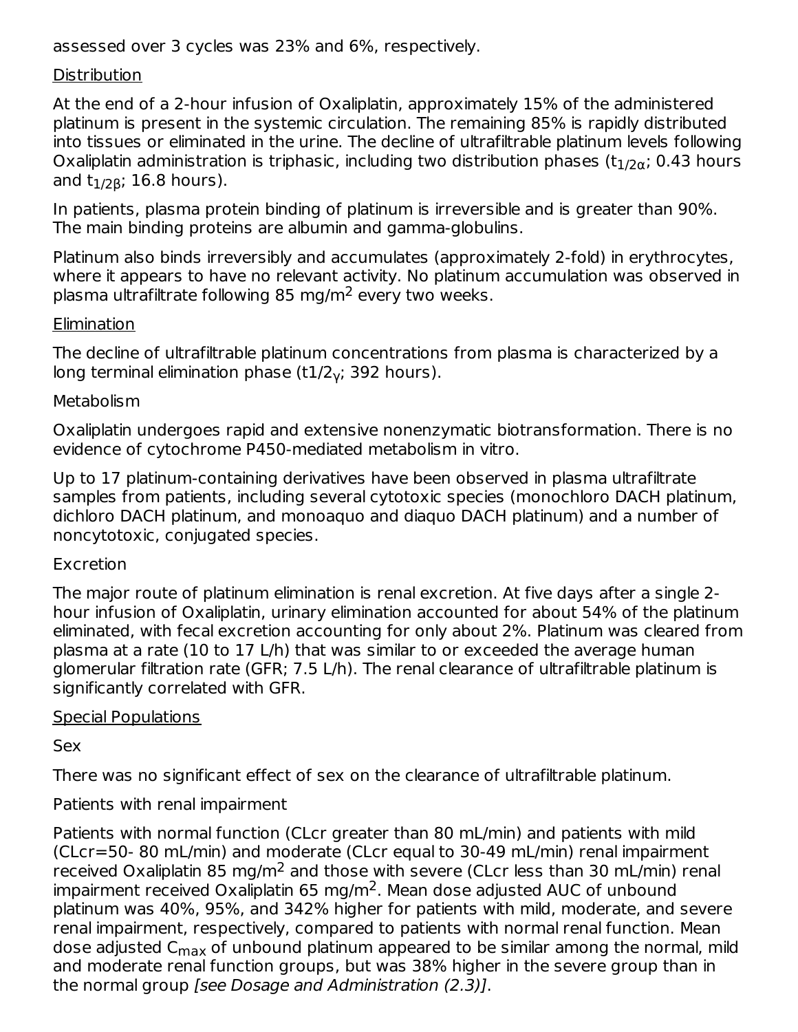assessed over 3 cycles was 23% and 6%, respectively.

Distribution

At the end of a 2-hour infusion of Oxaliplatin, approximately 15% of the administered platinum is present in the systemic circulation. The remaining 85% is rapidly distributed into tissues or eliminated in the urine. The decline of ultrafiltrable platinum levels following Oxaliplatin administration is triphasic, including two distribution phases ($t_{1/2\alpha}$; 0.43 hours and $t_{1/2\beta}$; 16.8 hours).

In patients, plasma protein binding of platinum is irreversible and is greater than 90%. The main binding proteins are albumin and gamma-globulins.

Platinum also binds irreversibly and accumulates (approximately 2-fold) in erythrocytes, where it appears to have no relevant activity. No platinum accumulation was observed in plasma ultrafiltrate following 85 mg/m$^2$ every two weeks.

Elimination

The decline of ultrafiltrable platinum concentrations from plasma is characterized by a long terminal elimination phase ($t1/2_{\gamma}$; 392 hours).

Metabolism

Oxaliplatin undergoes rapid and extensive nonenzymatic biotransformation. There is no evidence of cytochrome P450-mediated metabolism in vitro.

Up to 17 platinum-containing derivatives have been observed in plasma ultrafiltrate samples from patients, including several cytotoxic species (monochloro DACH platinum, dichloro DACH platinum, and monoaquo and diaquo DACH platinum) and a number of noncytotoxic, conjugated species.

Excretion

The major route of platinum elimination is renal excretion. At five days after a single 2-hour infusion of Oxaliplatin, urinary elimination accounted for about 54% of the platinum eliminated, with fecal excretion accounting for only about 2%. Platinum was cleared from plasma at a rate (10 to 17 L/h) that was similar to or exceeded the average human glomerular filtration rate (GFR; 7.5 L/h). The renal clearance of ultrafiltrable platinum is significantly correlated with GFR.

Special Populations

Sex

There was no significant effect of sex on the clearance of ultrafiltrable platinum.

Patients with renal impairment

Patients with normal function (CLcr greater than 80 mL/min) and patients with mild (CLcr=50- 80 mL/min) and moderate (CLcr equal to 30-49 mL/min) renal impairment received Oxaliplatin 85 mg/m$^2$ and those with severe (CLcr less than 30 mL/min) renal impairment received Oxaliplatin 65 mg/m$^2$. Mean dose adjusted AUC of unbound platinum was 40%, 95%, and 342% higher for patients with mild, moderate, and severe renal impairment, respectively, compared to patients with normal renal function. Mean dose adjusted $C_{max}$ of unbound platinum appeared to be similar among the normal, mild and moderate renal function groups, but was 38% higher in the severe group than in the normal group *[see Dosage and Administration (2.3)]*.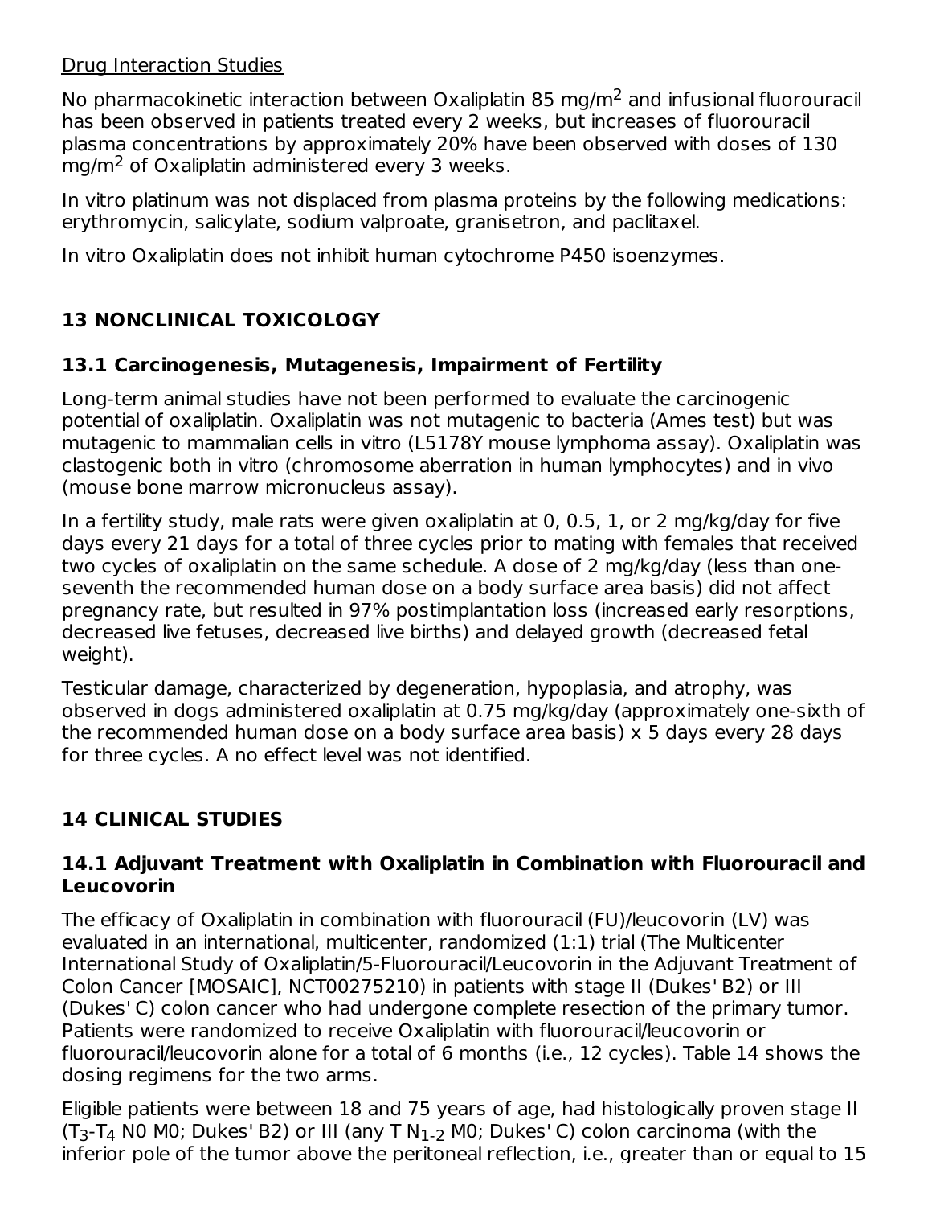Drug Interaction Studies

No pharmacokinetic interaction between Oxaliplatin 85 mg/m$^2$ and infusional fluorouracil has been observed in patients treated every 2 weeks, but increases of fluorouracil plasma concentrations by approximately 20% have been observed with doses of 130 mg/m$^2$ of Oxaliplatin administered every 3 weeks.

In vitro platinum was not displaced from plasma proteins by the following medications: erythromycin, salicylate, sodium valproate, granisetron, and paclitaxel.

In vitro Oxaliplatin does not inhibit human cytochrome P450 isoenzymes.

## 13 NONCLINICAL TOXICOLOGY

### 13.1 Carcinogenesis, Mutagenesis, Impairment of Fertility

Long-term animal studies have not been performed to evaluate the carcinogenic potential of oxaliplatin. Oxaliplatin was not mutagenic to bacteria (Ames test) but was mutagenic to mammalian cells in vitro (L5178Y mouse lymphoma assay). Oxaliplatin was clastogenic both in vitro (chromosome aberration in human lymphocytes) and in vivo (mouse bone marrow micronucleus assay).

In a fertility study, male rats were given oxaliplatin at 0, 0.5, 1, or 2 mg/kg/day for five days every 21 days for a total of three cycles prior to mating with females that received two cycles of oxaliplatin on the same schedule. A dose of 2 mg/kg/day (less than one-seventh the recommended human dose on a body surface area basis) did not affect pregnancy rate, but resulted in 97% postimplantation loss (increased early resorptions, decreased live fetuses, decreased live births) and delayed growth (decreased fetal weight).

Testicular damage, characterized by degeneration, hypoplasia, and atrophy, was observed in dogs administered oxaliplatin at 0.75 mg/kg/day (approximately one-sixth of the recommended human dose on a body surface area basis) x 5 days every 28 days for three cycles. A no effect level was not identified.

## 14 CLINICAL STUDIES

### 14.1 Adjuvant Treatment with Oxaliplatin in Combination with Fluorouracil and Leucovorin

The efficacy of Oxaliplatin in combination with fluorouracil (FU)/leucovorin (LV) was evaluated in an international, multicenter, randomized (1:1) trial (The Multicenter International Study of Oxaliplatin/5-Fluorouracil/Leucovorin in the Adjuvant Treatment of Colon Cancer [MOSAIC], NCT00275210) in patients with stage II (Dukes' B2) or III (Dukes' C) colon cancer who had undergone complete resection of the primary tumor. Patients were randomized to receive Oxaliplatin with fluorouracil/leucovorin or fluorouracil/leucovorin alone for a total of 6 months (i.e., 12 cycles). Table 14 shows the dosing regimens for the two arms.

Eligible patients were between 18 and 75 years of age, had histologically proven stage II ($T_3$-$T_4$ N0 M0; Dukes' B2) or III (any T $N_{1\text{-}2}$ M0; Dukes' C) colon carcinoma (with the inferior pole of the tumor above the peritoneal reflection, i.e., greater than or equal to 15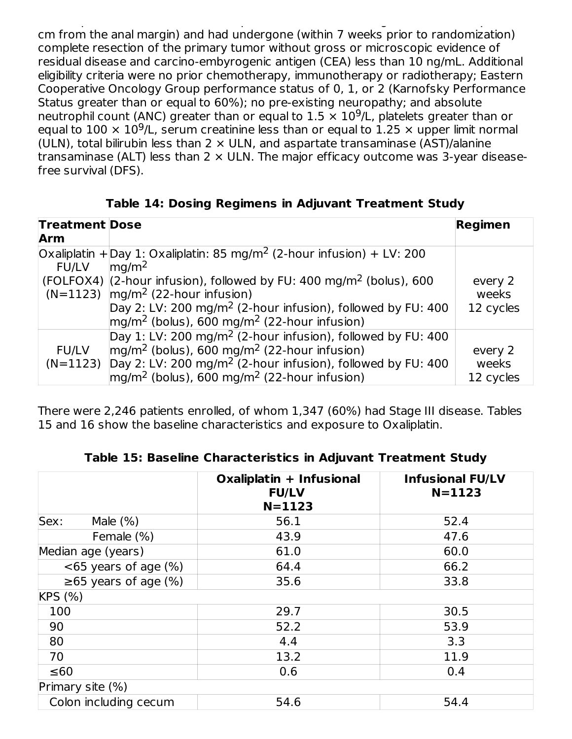cm from the anal margin) and had undergone (within 7 weeks prior to randomization) complete resection of the primary tumor without gross or microscopic evidence of residual disease and carcino-embryogenic antigen (CEA) less than 10 ng/mL. Additional eligibility criteria were no prior chemotherapy, immunotherapy or radiotherapy; Eastern Cooperative Oncology Group performance status of 0, 1, or 2 (Karnofsky Performance Status greater than or equal to 60%); no pre-existing neuropathy; and absolute neutrophil count (ANC) greater than or equal to $1.5 \times 10^9$/L, platelets greater than or equal to $100 \times 10^9$/L, serum creatinine less than or equal to 1.25 × upper limit normal (ULN), total bilirubin less than 2 × ULN, and aspartate transaminase (AST)/alanine transaminase (ALT) less than 2 × ULN. The major efficacy outcome was 3-year disease-free survival (DFS).

**Table 14: Dosing Regimens in Adjuvant Treatment Study**

| Treatment Arm | Dose | Regimen |
|---|---|---|
| Oxaliplatin + FU/LV (FOLFOX4) (N=1123) | Day 1: Oxaliplatin: 85 mg/m$^2$ (2-hour infusion) + LV: 200 mg/m$^2$ (2-hour infusion), followed by FU: 400 mg/m$^2$ (bolus), 600 mg/m$^2$ (22-hour infusion) Day 2: LV: 200 mg/m$^2$ (2-hour infusion), followed by FU: 400 mg/m$^2$ (bolus), 600 mg/m$^2$ (22-hour infusion) | every 2 weeks 12 cycles |
| FU/LV (N=1123) | Day 1: LV: 200 mg/m$^2$ (2-hour infusion), followed by FU: 400 mg/m$^2$ (bolus), 600 mg/m$^2$ (22-hour infusion) Day 2: LV: 200 mg/m$^2$ (2-hour infusion), followed by FU: 400 mg/m$^2$ (bolus), 600 mg/m$^2$ (22-hour infusion) | every 2 weeks 12 cycles |

There were 2,246 patients enrolled, of whom 1,347 (60%) had Stage III disease. Tables 15 and 16 show the baseline characteristics and exposure to Oxaliplatin.

**Table 15: Baseline Characteristics in Adjuvant Treatment Study**

| | Oxaliplatin + Infusional FU/LV N=1123 | Infusional FU/LV N=1123 |
|---|---|---|
| Sex: Male (%) | 56.1 | 52.4 |
| Female (%) | 43.9 | 47.6 |
| Median age (years) | 61.0 | 60.0 |
| <65 years of age (%) | 64.4 | 66.2 |
| ≥65 years of age (%) | 35.6 | 33.8 |
| KPS (%) | | |
| 100 | 29.7 | 30.5 |
| 90 | 52.2 | 53.9 |
| 80 | 4.4 | 3.3 |
| 70 | 13.2 | 11.9 |
| ≤60 | 0.6 | 0.4 |
| Primary site (%) | | |
| Colon including cecum | 54.6 | 54.4 |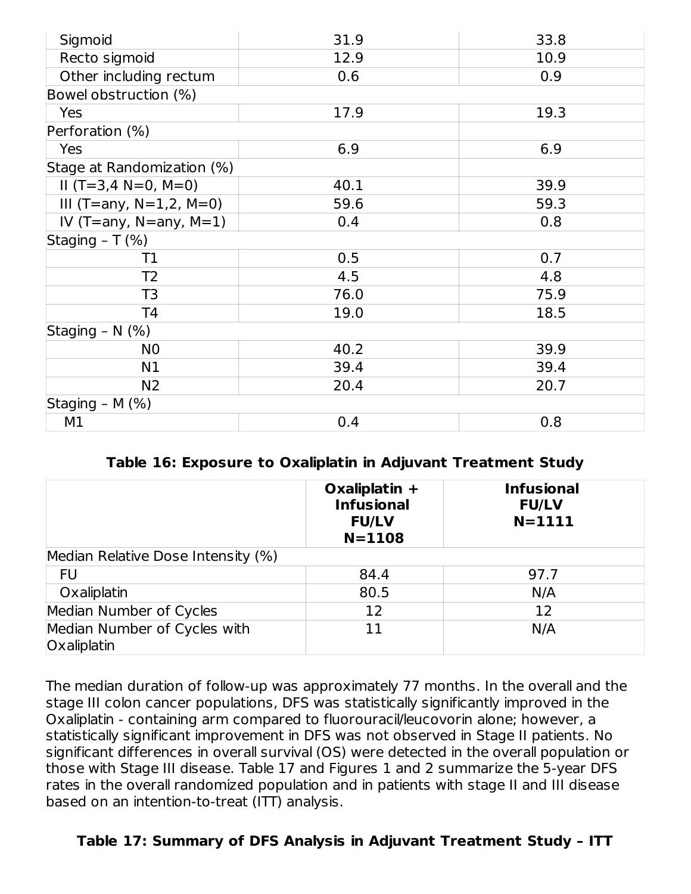| | | |
|---|---|---|
| Sigmoid | 31.9 | 33.8 |
| Recto sigmoid | 12.9 | 10.9 |
| Other including rectum | 0.6 | 0.9 |
| Bowel obstruction (%) | | |
| Yes | 17.9 | 19.3 |
| Perforation (%) | | |
| Yes | 6.9 | 6.9 |
| Stage at Randomization (%) | | |
| II (T=3,4 N=0, M=0) | 40.1 | 39.9 |
| III (T=any, N=1,2, M=0) | 59.6 | 59.3 |
| IV (T=any, N=any, M=1) | 0.4 | 0.8 |
| Staging – T (%) | | |
| T1 | 0.5 | 0.7 |
| T2 | 4.5 | 4.8 |
| T3 | 76.0 | 75.9 |
| T4 | 19.0 | 18.5 |
| Staging – N (%) | | |
| N0 | 40.2 | 39.9 |
| N1 | 39.4 | 39.4 |
| N2 | 20.4 | 20.7 |
| Staging – M (%) | | |
| M1 | 0.4 | 0.8 |

**Table 16: Exposure to Oxaliplatin in Adjuvant Treatment Study**

| | Oxaliplatin + Infusional FU/LV N=1108 | Infusional FU/LV N=1111 |
|---|---|---|
| Median Relative Dose Intensity (%) | | |
| FU | 84.4 | 97.7 |
| Oxaliplatin | 80.5 | N/A |
| Median Number of Cycles | 12 | 12 |
| Median Number of Cycles with Oxaliplatin | 11 | N/A |

The median duration of follow-up was approximately 77 months. In the overall and the stage III colon cancer populations, DFS was statistically significantly improved in the Oxaliplatin - containing arm compared to fluorouracil/leucovorin alone; however, a statistically significant improvement in DFS was not observed in Stage II patients. No significant differences in overall survival (OS) were detected in the overall population or those with Stage III disease. Table 17 and Figures 1 and 2 summarize the 5-year DFS rates in the overall randomized population and in patients with stage II and III disease based on an intention-to-treat (ITT) analysis.

**Table 17: Summary of DFS Analysis in Adjuvant Treatment Study – ITT**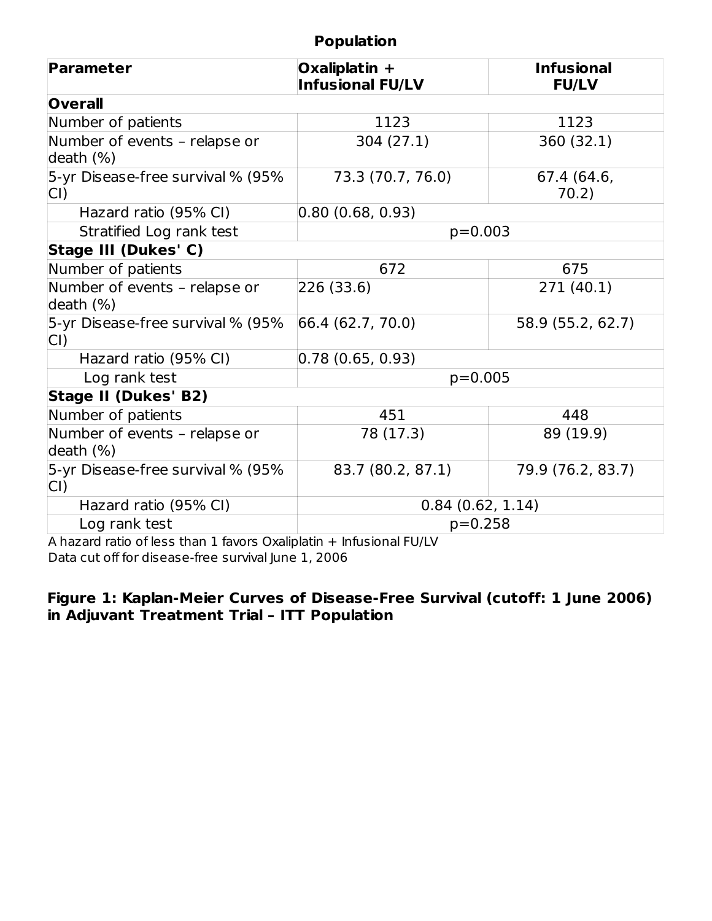**Population**

| Parameter | Oxaliplatin + Infusional FU/LV | Infusional FU/LV |
|---|---|---|
| **Overall** | | |
| Number of patients | 1123 | 1123 |
| Number of events – relapse or death (%) | 304 (27.1) | 360 (32.1) |
| 5-yr Disease-free survival % (95% CI) | 73.3 (70.7, 76.0) | 67.4 (64.6, 70.2) |
| Hazard ratio (95% CI) | 0.80 (0.68, 0.93) | |
| Stratified Log rank test | p=0.003 | |
| **Stage III (Dukes' C)** | | |
| Number of patients | 672 | 675 |
| Number of events – relapse or death (%) | 226 (33.6) | 271 (40.1) |
| 5-yr Disease-free survival % (95% CI) | 66.4 (62.7, 70.0) | 58.9 (55.2, 62.7) |
| Hazard ratio (95% CI) | 0.78 (0.65, 0.93) | |
| Log rank test | p=0.005 | |
| **Stage II (Dukes' B2)** | | |
| Number of patients | 451 | 448 |
| Number of events – relapse or death (%) | 78 (17.3) | 89 (19.9) |
| 5-yr Disease-free survival % (95% CI) | 83.7 (80.2, 87.1) | 79.9 (76.2, 83.7) |
| Hazard ratio (95% CI) | 0.84 (0.62, 1.14) | |
| Log rank test | p=0.258 | |

A hazard ratio of less than 1 favors Oxaliplatin + Infusional FU/LV
Data cut off for disease-free survival June 1, 2006

**Figure 1: Kaplan-Meier Curves of Disease-Free Survival (cutoff: 1 June 2006) in Adjuvant Treatment Trial – ITT Population**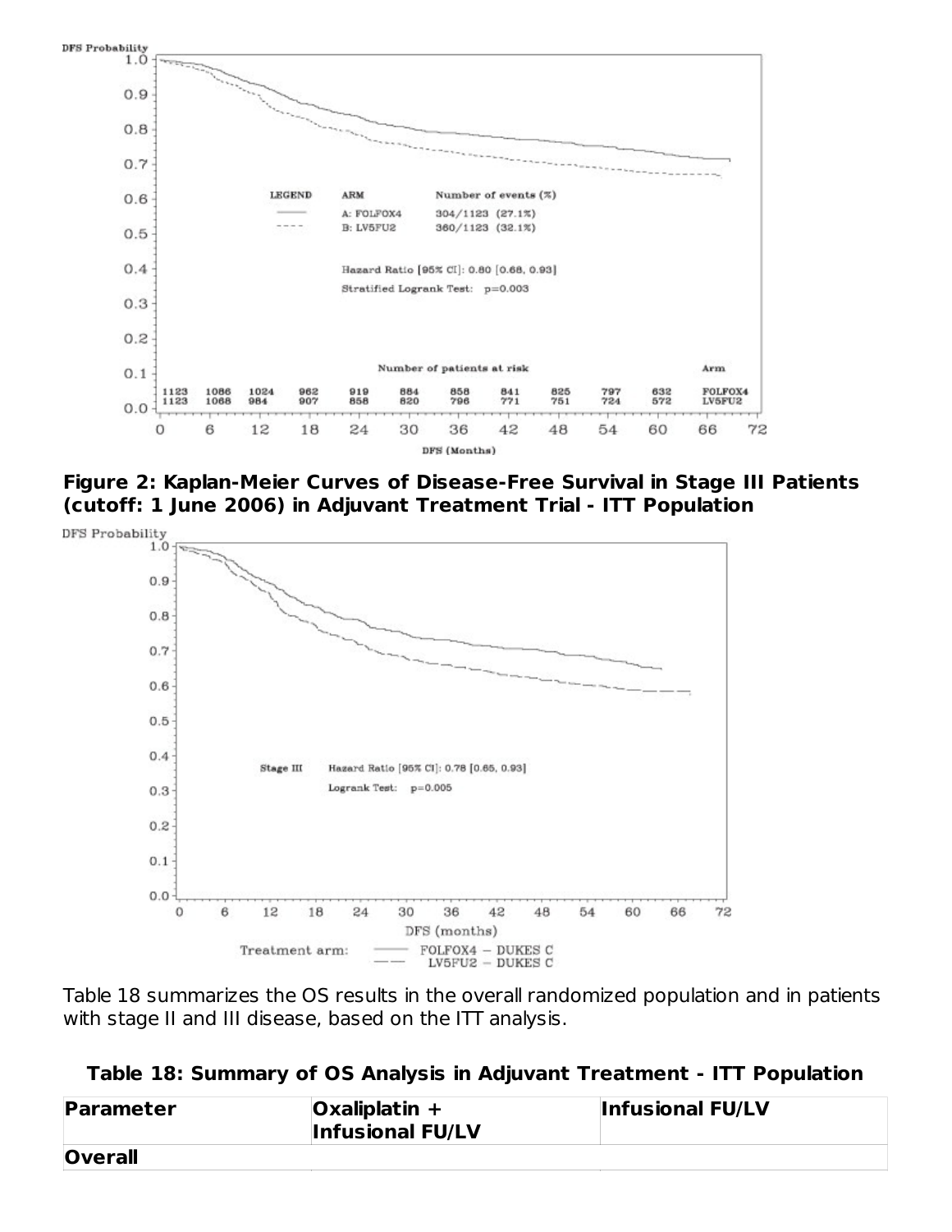**Figure 2: Kaplan-Meier Curves of Disease-Free Survival in Stage III Patients (cutoff: 1 June 2006) in Adjuvant Treatment Trial - ITT Population**

Table 18 summarizes the OS results in the overall randomized population and in patients with stage II and III disease, based on the ITT analysis.

**Table 18: Summary of OS Analysis in Adjuvant Treatment - ITT Population**

| Parameter | Oxaliplatin + Infusional FU/LV | Infusional FU/LV |
| --- | --- | --- |
| **Overall** | | |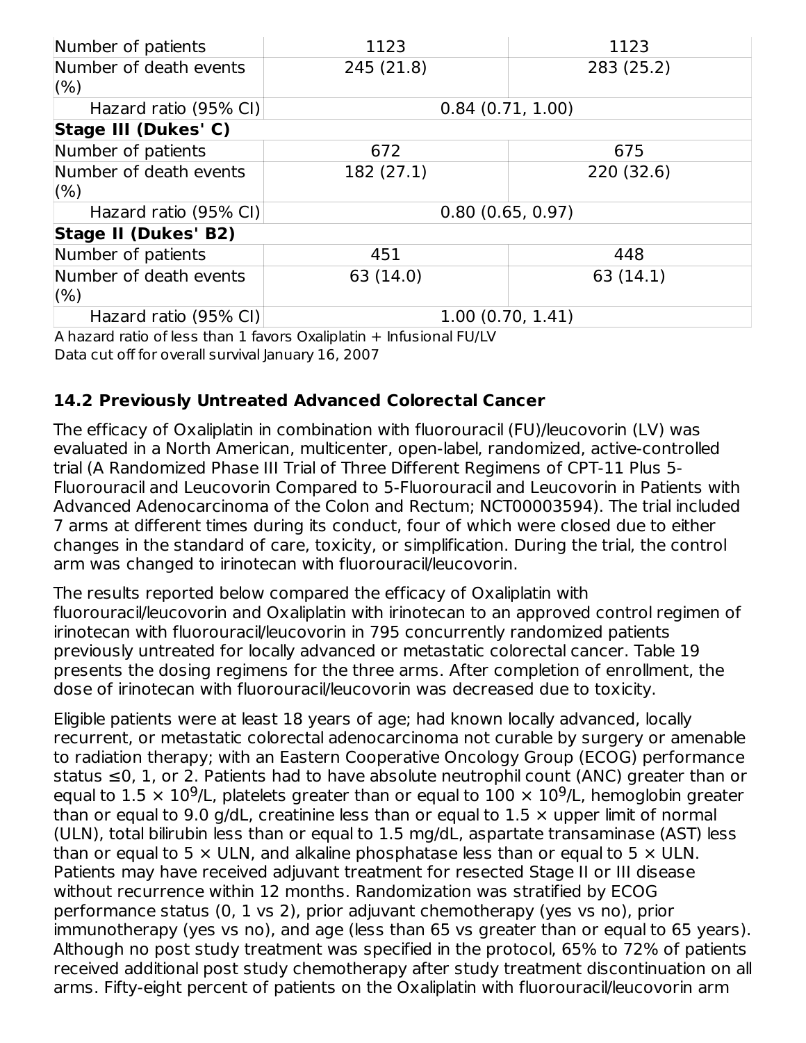| | | |
|---|---|---|
| Number of patients | 1123 | 1123 |
| Number of death events (%) | 245 (21.8) | 283 (25.2) |
| Hazard ratio (95% CI) | 0.84 (0.71, 1.00) | |
| **Stage III (Dukes' C)** | | |
| Number of patients | 672 | 675 |
| Number of death events (%) | 182 (27.1) | 220 (32.6) |
| Hazard ratio (95% CI) | 0.80 (0.65, 0.97) | |
| **Stage II (Dukes' B2)** | | |
| Number of patients | 451 | 448 |
| Number of death events (%) | 63 (14.0) | 63 (14.1) |
| Hazard ratio (95% CI) | 1.00 (0.70, 1.41) | |

A hazard ratio of less than 1 favors Oxaliplatin + Infusional FU/LV

Data cut off for overall survival January 16, 2007

### 14.2 Previously Untreated Advanced Colorectal Cancer

The efficacy of Oxaliplatin in combination with fluorouracil (FU)/leucovorin (LV) was evaluated in a North American, multicenter, open-label, randomized, active-controlled trial (A Randomized Phase III Trial of Three Different Regimens of CPT-11 Plus 5-Fluorouracil and Leucovorin Compared to 5-Fluorouracil and Leucovorin in Patients with Advanced Adenocarcinoma of the Colon and Rectum; NCT00003594). The trial included 7 arms at different times during its conduct, four of which were closed due to either changes in the standard of care, toxicity, or simplification. During the trial, the control arm was changed to irinotecan with fluorouracil/leucovorin.

The results reported below compared the efficacy of Oxaliplatin with fluorouracil/leucovorin and Oxaliplatin with irinotecan to an approved control regimen of irinotecan with fluorouracil/leucovorin in 795 concurrently randomized patients previously untreated for locally advanced or metastatic colorectal cancer. Table 19 presents the dosing regimens for the three arms. After completion of enrollment, the dose of irinotecan with fluorouracil/leucovorin was decreased due to toxicity.

Eligible patients were at least 18 years of age; had known locally advanced, locally recurrent, or metastatic colorectal adenocarcinoma not curable by surgery or amenable to radiation therapy; with an Eastern Cooperative Oncology Group (ECOG) performance status ≤0, 1, or 2. Patients had to have absolute neutrophil count (ANC) greater than or equal to $1.5 \times 10^9$/L, platelets greater than or equal to $100 \times 10^9$/L, hemoglobin greater than or equal to 9.0 g/dL, creatinine less than or equal to 1.5 × upper limit of normal (ULN), total bilirubin less than or equal to 1.5 mg/dL, aspartate transaminase (AST) less than or equal to 5 × ULN, and alkaline phosphatase less than or equal to 5 × ULN. Patients may have received adjuvant treatment for resected Stage II or III disease without recurrence within 12 months. Randomization was stratified by ECOG performance status (0, 1 vs 2), prior adjuvant chemotherapy (yes vs no), prior immunotherapy (yes vs no), and age (less than 65 vs greater than or equal to 65 years). Although no post study treatment was specified in the protocol, 65% to 72% of patients received additional post study chemotherapy after study treatment discontinuation on all arms. Fifty-eight percent of patients on the Oxaliplatin with fluorouracil/leucovorin arm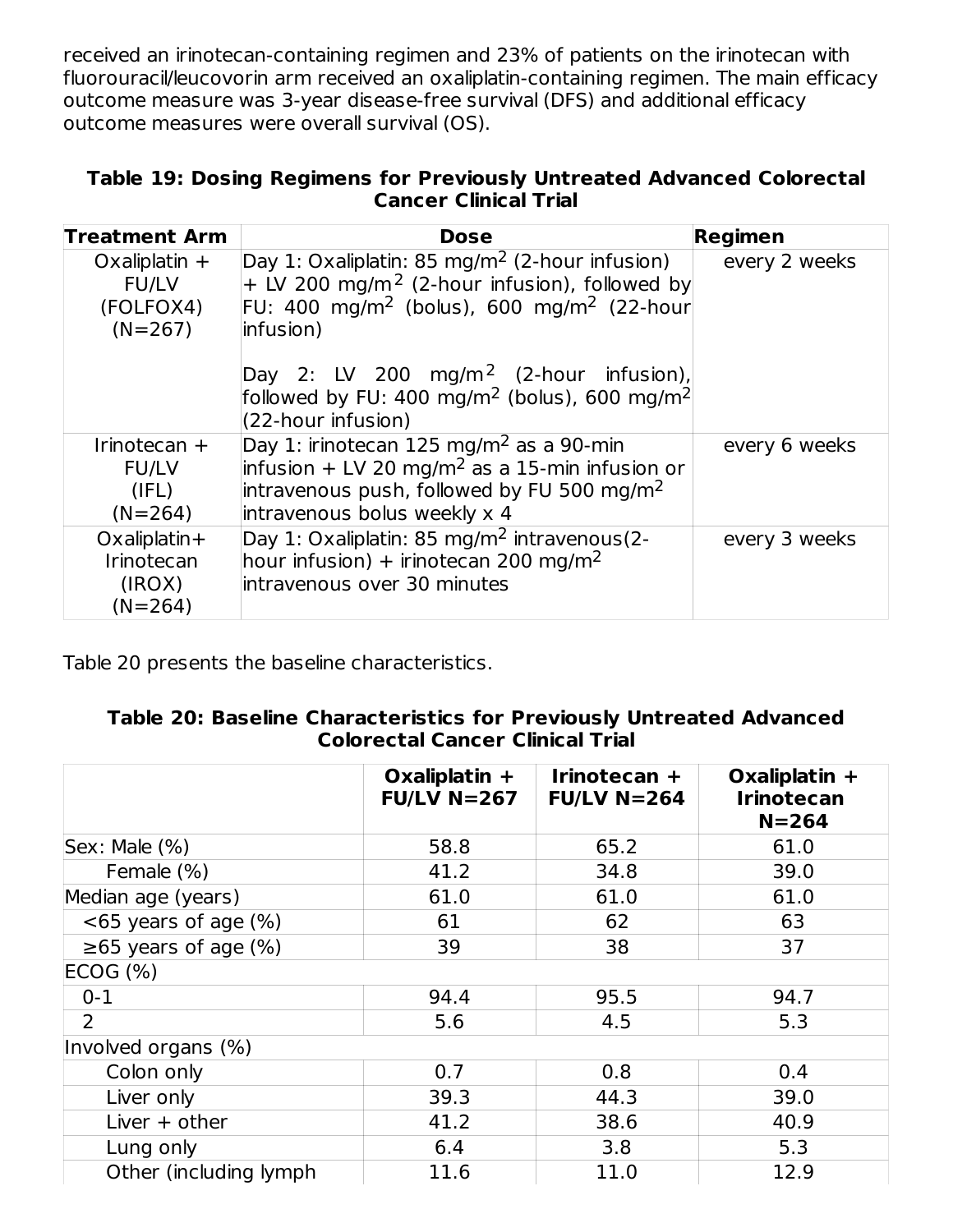received an irinotecan-containing regimen and 23% of patients on the irinotecan with fluorouracil/leucovorin arm received an oxaliplatin-containing regimen. The main efficacy outcome measure was 3-year disease-free survival (DFS) and additional efficacy outcome measures were overall survival (OS).

**Table 19: Dosing Regimens for Previously Untreated Advanced Colorectal Cancer Clinical Trial**

| Treatment Arm | Dose | Regimen |
|---|---|---|
| Oxaliplatin + FU/LV (FOLFOX4) (N=267) | Day 1: Oxaliplatin: 85 mg/m$^2$ (2-hour infusion) + LV 200 mg/m$^2$ (2-hour infusion), followed by FU: 400 mg/m$^2$ (bolus), 600 mg/m$^2$ (22-hour infusion)<br><br>Day 2: LV 200 mg/m$^2$ (2-hour infusion), followed by FU: 400 mg/m$^2$ (bolus), 600 mg/m$^2$ (22-hour infusion) | every 2 weeks |
| Irinotecan + FU/LV (IFL) (N=264) | Day 1: irinotecan 125 mg/m$^2$ as a 90-min infusion + LV 20 mg/m$^2$ as a 15-min infusion or intravenous push, followed by FU 500 mg/m$^2$ intravenous bolus weekly x 4 | every 6 weeks |
| Oxaliplatin+ Irinotecan (IROX) (N=264) | Day 1: Oxaliplatin: 85 mg/m$^2$ intravenous(2-hour infusion) + irinotecan 200 mg/m$^2$ intravenous over 30 minutes | every 3 weeks |

Table 20 presents the baseline characteristics.

**Table 20: Baseline Characteristics for Previously Untreated Advanced Colorectal Cancer Clinical Trial**

| | Oxaliplatin + FU/LV N=267 | Irinotecan + FU/LV N=264 | Oxaliplatin + Irinotecan N=264 |
|---|---|---|---|
| Sex: Male (%) | 58.8 | 65.2 | 61.0 |
| Female (%) | 41.2 | 34.8 | 39.0 |
| Median age (years) | 61.0 | 61.0 | 61.0 |
| <65 years of age (%) | 61 | 62 | 63 |
| ≥65 years of age (%) | 39 | 38 | 37 |
| ECOG (%) | | | |
| 0-1 | 94.4 | 95.5 | 94.7 |
| 2 | 5.6 | 4.5 | 5.3 |
| Involved organs (%) | | | |
| Colon only | 0.7 | 0.8 | 0.4 |
| Liver only | 39.3 | 44.3 | 39.0 |
| Liver + other | 41.2 | 38.6 | 40.9 |
| Lung only | 6.4 | 3.8 | 5.3 |
| Other (including lymph | 11.6 | 11.0 | 12.9 |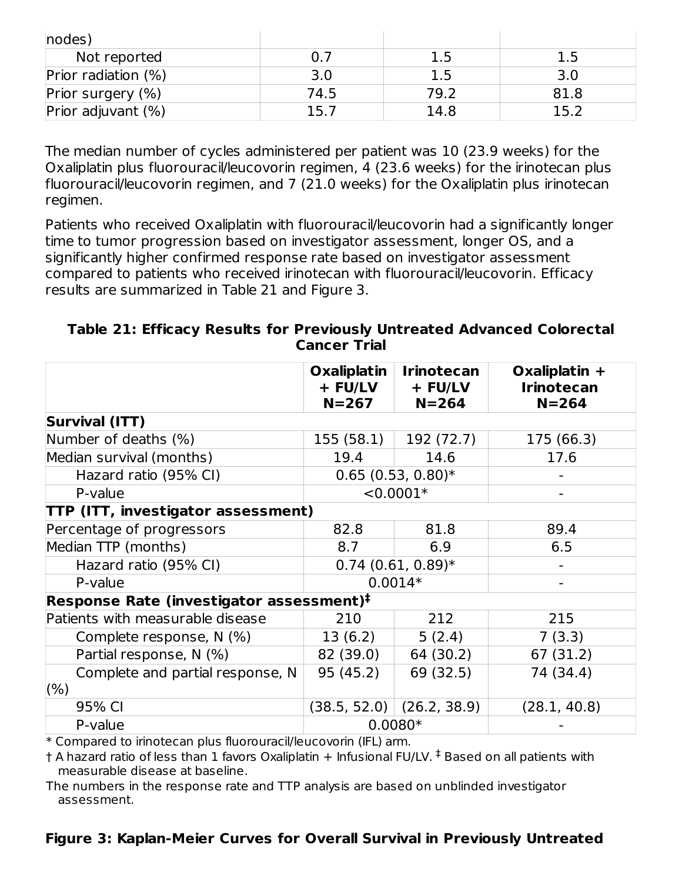| nodes) | | | |
|---|---|---|---|
| Not reported | 0.7 | 1.5 | 1.5 |
| Prior radiation (%) | 3.0 | 1.5 | 3.0 |
| Prior surgery (%) | 74.5 | 79.2 | 81.8 |
| Prior adjuvant (%) | 15.7 | 14.8 | 15.2 |

The median number of cycles administered per patient was 10 (23.9 weeks) for the Oxaliplatin plus fluorouracil/leucovorin regimen, 4 (23.6 weeks) for the irinotecan plus fluorouracil/leucovorin regimen, and 7 (21.0 weeks) for the Oxaliplatin plus irinotecan regimen.

Patients who received Oxaliplatin with fluorouracil/leucovorin had a significantly longer time to tumor progression based on investigator assessment, longer OS, and a significantly higher confirmed response rate based on investigator assessment compared to patients who received irinotecan with fluorouracil/leucovorin. Efficacy results are summarized in Table 21 and Figure 3.

**Table 21: Efficacy Results for Previously Untreated Advanced Colorectal Cancer Trial**

| | Oxaliplatin + FU/LV N=267 | Irinotecan + FU/LV N=264 | Oxaliplatin + Irinotecan N=264 |
|---|---|---|---|
| **Survival (ITT)** | | | |
| Number of deaths (%) | 155 (58.1) | 192 (72.7) | 175 (66.3) |
| Median survival (months) | 19.4 | 14.6 | 17.6 |
| Hazard ratio (95% CI) | 0.65 (0.53, 0.80)* | | - |
| P-value | <0.0001* | | - |
| **TTP (ITT, investigator assessment)** | | | |
| Percentage of progressors | 82.8 | 81.8 | 89.4 |
| Median TTP (months) | 8.7 | 6.9 | 6.5 |
| Hazard ratio (95% CI) | 0.74 (0.61, 0.89)* | | - |
| P-value | 0.0014* | | - |
| **Response Rate (investigator assessment)[‡]** | | | |
| Patients with measurable disease | 210 | 212 | 215 |
| Complete response, N (%) | 13 (6.2) | 5 (2.4) | 7 (3.3) |
| Partial response, N (%) | 82 (39.0) | 64 (30.2) | 67 (31.2) |
| Complete and partial response, N (%) | 95 (45.2) | 69 (32.5) | 74 (34.4) |
| 95% CI | (38.5, 52.0) | (26.2, 38.9) | (28.1, 40.8) |
| P-value | 0.0080* | | - |

\* Compared to irinotecan plus fluorouracil/leucovorin (IFL) arm.

† A hazard ratio of less than 1 favors Oxaliplatin + Infusional FU/LV. ‡ Based on all patients with measurable disease at baseline.

The numbers in the response rate and TTP analysis are based on unblinded investigator assessment.

**Figure 3: Kaplan-Meier Curves for Overall Survival in Previously Untreated**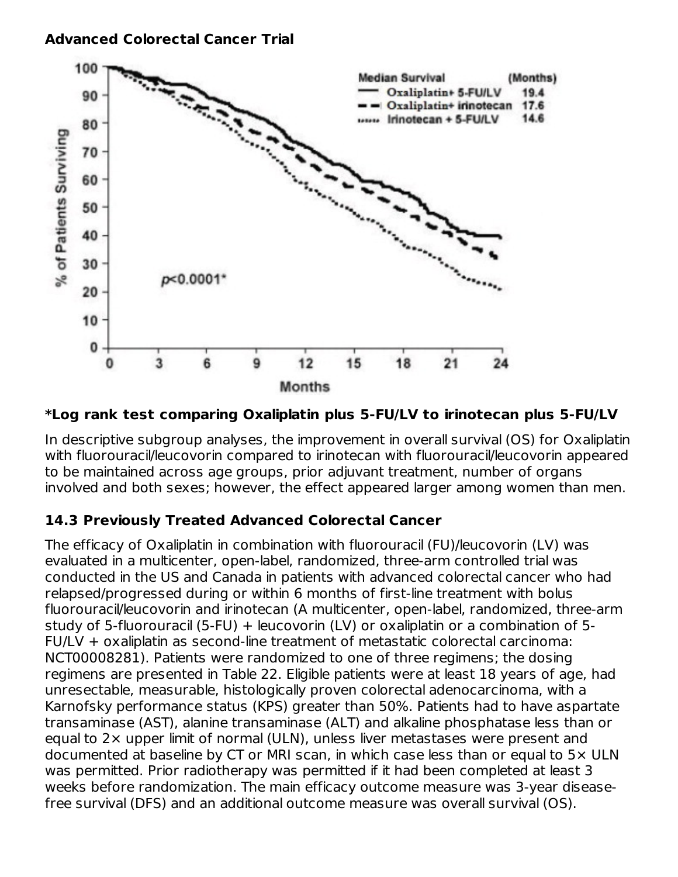**Advanced Colorectal Cancer Trial**

**\*Log rank test comparing Oxaliplatin plus 5-FU/LV to irinotecan plus 5-FU/LV**

In descriptive subgroup analyses, the improvement in overall survival (OS) for Oxaliplatin with fluorouracil/leucovorin compared to irinotecan with fluorouracil/leucovorin appeared to be maintained across age groups, prior adjuvant treatment, number of organs involved and both sexes; however, the effect appeared larger among women than men.

### 14.3 Previously Treated Advanced Colorectal Cancer

The efficacy of Oxaliplatin in combination with fluorouracil (FU)/leucovorin (LV) was evaluated in a multicenter, open-label, randomized, three-arm controlled trial was conducted in the US and Canada in patients with advanced colorectal cancer who had relapsed/progressed during or within 6 months of first-line treatment with bolus fluorouracil/leucovorin and irinotecan (A multicenter, open-label, randomized, three-arm study of 5-fluorouracil (5-FU) + leucovorin (LV) or oxaliplatin or a combination of 5-FU/LV + oxaliplatin as second-line treatment of metastatic colorectal carcinoma: NCT00008281). Patients were randomized to one of three regimens; the dosing regimens are presented in Table 22. Eligible patients were at least 18 years of age, had unresectable, measurable, histologically proven colorectal adenocarcinoma, with a Karnofsky performance status (KPS) greater than 50%. Patients had to have aspartate transaminase (AST), alanine transaminase (ALT) and alkaline phosphatase less than or equal to 2× upper limit of normal (ULN), unless liver metastases were present and documented at baseline by CT or MRI scan, in which case less than or equal to 5× ULN was permitted. Prior radiotherapy was permitted if it had been completed at least 3 weeks before randomization. The main efficacy outcome measure was 3-year disease-free survival (DFS) and an additional outcome measure was overall survival (OS).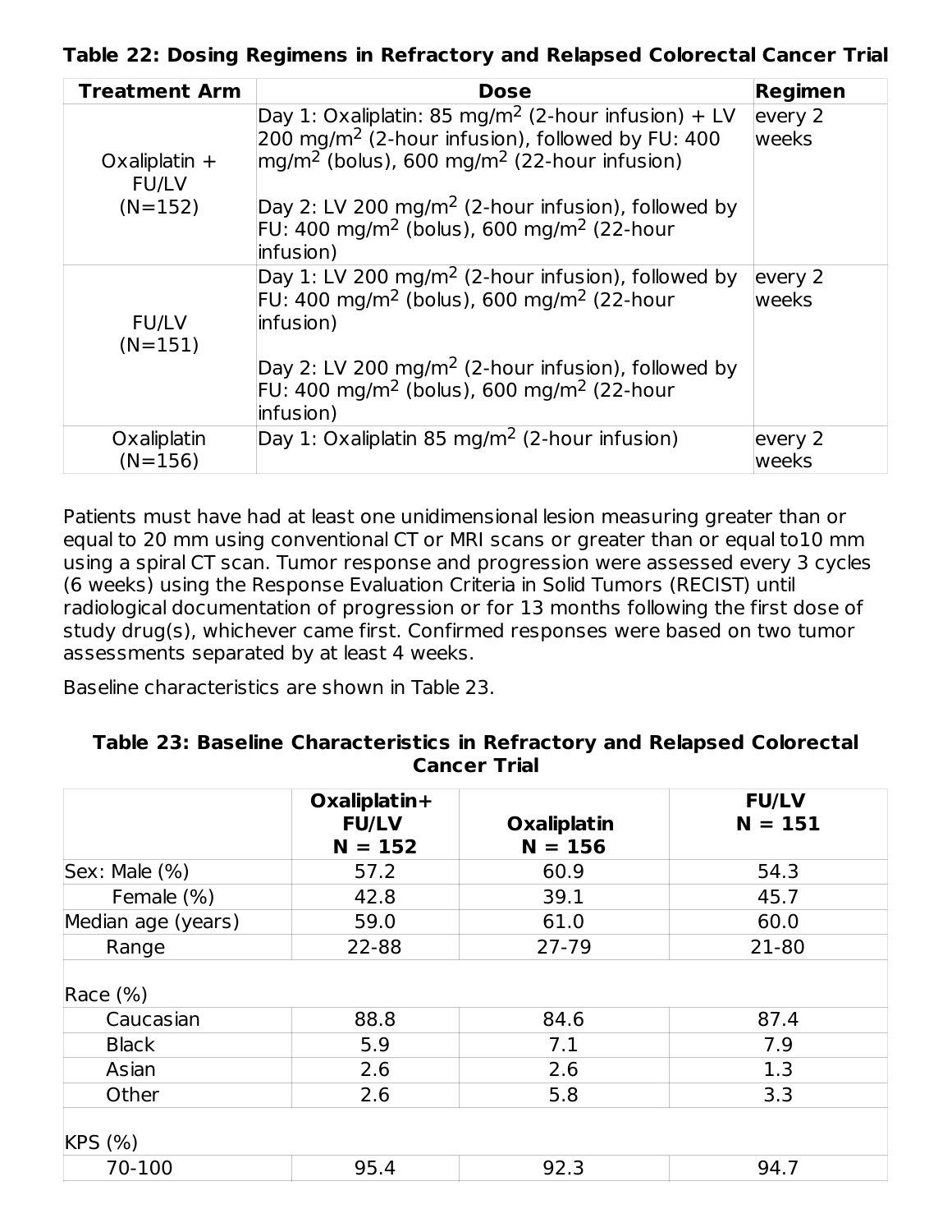**Table 22: Dosing Regimens in Refractory and Relapsed Colorectal Cancer Trial**

| Treatment Arm | Dose | Regimen |
|---|---|---|
| Oxaliplatin + FU/LV (N=152) | Day 1: Oxaliplatin: 85 mg/m$^2$ (2-hour infusion) + LV 200 mg/m$^2$ (2-hour infusion), followed by FU: 400 mg/m$^2$ (bolus), 600 mg/m$^2$ (22-hour infusion)<br><br>Day 2: LV 200 mg/m$^2$ (2-hour infusion), followed by FU: 400 mg/m$^2$ (bolus), 600 mg/m$^2$ (22-hour infusion) | every 2 weeks |
| FU/LV (N=151) | Day 1: LV 200 mg/m$^2$ (2-hour infusion), followed by FU: 400 mg/m$^2$ (bolus), 600 mg/m$^2$ (22-hour infusion)<br><br>Day 2: LV 200 mg/m$^2$ (2-hour infusion), followed by FU: 400 mg/m$^2$ (bolus), 600 mg/m$^2$ (22-hour infusion) | every 2 weeks |
| Oxaliplatin (N=156) | Day 1: Oxaliplatin 85 mg/m$^2$ (2-hour infusion) | every 2 weeks |

Patients must have had at least one unidimensional lesion measuring greater than or equal to 20 mm using conventional CT or MRI scans or greater than or equal to10 mm using a spiral CT scan. Tumor response and progression were assessed every 3 cycles (6 weeks) using the Response Evaluation Criteria in Solid Tumors (RECIST) until radiological documentation of progression or for 13 months following the first dose of study drug(s), whichever came first. Confirmed responses were based on two tumor assessments separated by at least 4 weeks.

Baseline characteristics are shown in Table 23.

**Table 23: Baseline Characteristics in Refractory and Relapsed Colorectal Cancer Trial**

| | Oxaliplatin+ FU/LV N = 152 | Oxaliplatin N = 156 | FU/LV N = 151 |
|---|---|---|---|
| Sex: Male (%) | 57.2 | 60.9 | 54.3 |
| Female (%) | 42.8 | 39.1 | 45.7 |
| Median age (years) | 59.0 | 61.0 | 60.0 |
| Range | 22-88 | 27-79 | 21-80 |
| Race (%) | | | |
| Caucasian | 88.8 | 84.6 | 87.4 |
| Black | 5.9 | 7.1 | 7.9 |
| Asian | 2.6 | 2.6 | 1.3 |
| Other | 2.6 | 5.8 | 3.3 |
| KPS (%) | | | |
| 70-100 | 95.4 | 92.3 | 94.7 |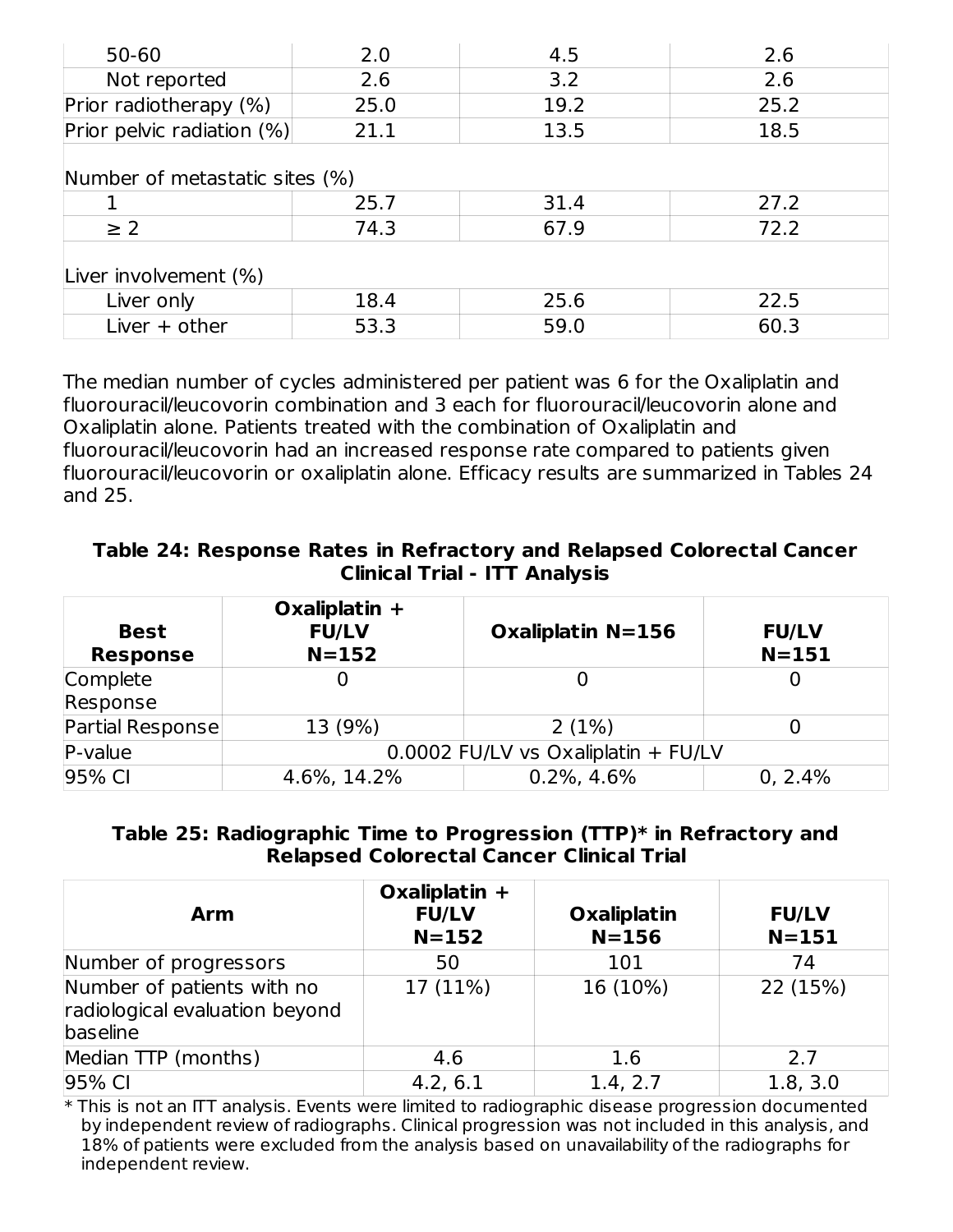| | | | |
|---|---|---|---|
| 50-60 | 2.0 | 4.5 | 2.6 |
| Not reported | 2.6 | 3.2 | 2.6 |
| Prior radiotherapy (%) | 25.0 | 19.2 | 25.2 |
| Prior pelvic radiation (%) | 21.1 | 13.5 | 18.5 |
| Number of metastatic sites (%) | | | |
| 1 | 25.7 | 31.4 | 27.2 |
| ≥ 2 | 74.3 | 67.9 | 72.2 |
| Liver involvement (%) | | | |
| Liver only | 18.4 | 25.6 | 22.5 |
| Liver + other | 53.3 | 59.0 | 60.3 |

The median number of cycles administered per patient was 6 for the Oxaliplatin and fluorouracil/leucovorin combination and 3 each for fluorouracil/leucovorin alone and Oxaliplatin alone. Patients treated with the combination of Oxaliplatin and fluorouracil/leucovorin had an increased response rate compared to patients given fluorouracil/leucovorin or oxaliplatin alone. Efficacy results are summarized in Tables 24 and 25.

**Table 24: Response Rates in Refractory and Relapsed Colorectal Cancer Clinical Trial - ITT Analysis**

| Best Response | Oxaliplatin + FU/LV N=152 | Oxaliplatin N=156 | FU/LV N=151 |
|---|---|---|---|
| Complete Response | 0 | 0 | 0 |
| Partial Response | 13 (9%) | 2 (1%) | 0 |
| P-value | 0.0002 FU/LV vs Oxaliplatin + FU/LV | | |
| 95% CI | 4.6%, 14.2% | 0.2%, 4.6% | 0, 2.4% |

**Table 25: Radiographic Time to Progression (TTP)* in Refractory and Relapsed Colorectal Cancer Clinical Trial**

| Arm | Oxaliplatin + FU/LV N=152 | Oxaliplatin N=156 | FU/LV N=151 |
|---|---|---|---|
| Number of progressors | 50 | 101 | 74 |
| Number of patients with no radiological evaluation beyond baseline | 17 (11%) | 16 (10%) | 22 (15%) |
| Median TTP (months) | 4.6 | 1.6 | 2.7 |
| 95% CI | 4.2, 6.1 | 1.4, 2.7 | 1.8, 3.0 |

* This is not an ITT analysis. Events were limited to radiographic disease progression documented by independent review of radiographs. Clinical progression was not included in this analysis, and 18% of patients were excluded from the analysis based on unavailability of the radiographs for independent review.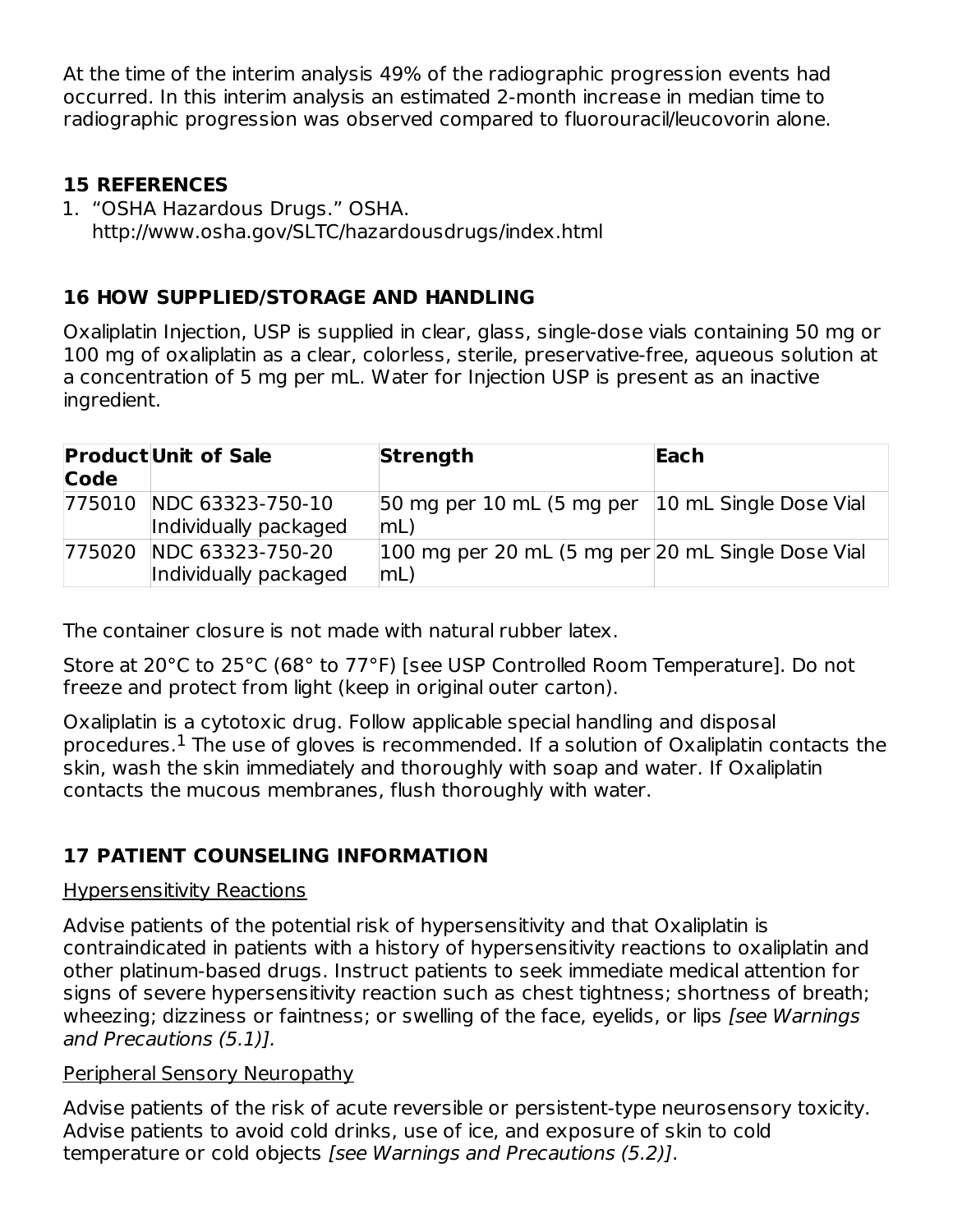At the time of the interim analysis 49% of the radiographic progression events had occurred. In this interim analysis an estimated 2-month increase in median time to radiographic progression was observed compared to fluorouracil/leucovorin alone.

## 15 REFERENCES

1. “OSHA Hazardous Drugs.” OSHA. http://www.osha.gov/SLTC/hazardousdrugs/index.html

## 16 HOW SUPPLIED/STORAGE AND HANDLING

Oxaliplatin Injection, USP is supplied in clear, glass, single-dose vials containing 50 mg or 100 mg of oxaliplatin as a clear, colorless, sterile, preservative-free, aqueous solution at a concentration of 5 mg per mL. Water for Injection USP is present as an inactive ingredient.

| Product Code | Unit of Sale | Strength | Each |
| --- | --- | --- | --- |
| 775010 | NDC 63323-750-10 Individually packaged | 50 mg per 10 mL (5 mg per mL) | 10 mL Single Dose Vial |
| 775020 | NDC 63323-750-20 Individually packaged | 100 mg per 20 mL (5 mg per mL) | 20 mL Single Dose Vial |

The container closure is not made with natural rubber latex.

Store at 20°C to 25°C (68° to 77°F) [see USP Controlled Room Temperature]. Do not freeze and protect from light (keep in original outer carton).

Oxaliplatin is a cytotoxic drug. Follow applicable special handling and disposal procedures.[1] The use of gloves is recommended. If a solution of Oxaliplatin contacts the skin, wash the skin immediately and thoroughly with soap and water. If Oxaliplatin contacts the mucous membranes, flush thoroughly with water.

## 17 PATIENT COUNSELING INFORMATION

Hypersensitivity Reactions

Advise patients of the potential risk of hypersensitivity and that Oxaliplatin is contraindicated in patients with a history of hypersensitivity reactions to oxaliplatin and other platinum-based drugs. Instruct patients to seek immediate medical attention for signs of severe hypersensitivity reaction such as chest tightness; shortness of breath; wheezing; dizziness or faintness; or swelling of the face, eyelids, or lips *[see Warnings and Precautions (5.1)]*.

Peripheral Sensory Neuropathy

Advise patients of the risk of acute reversible or persistent-type neurosensory toxicity. Advise patients to avoid cold drinks, use of ice, and exposure of skin to cold temperature or cold objects *[see Warnings and Precautions (5.2)]*.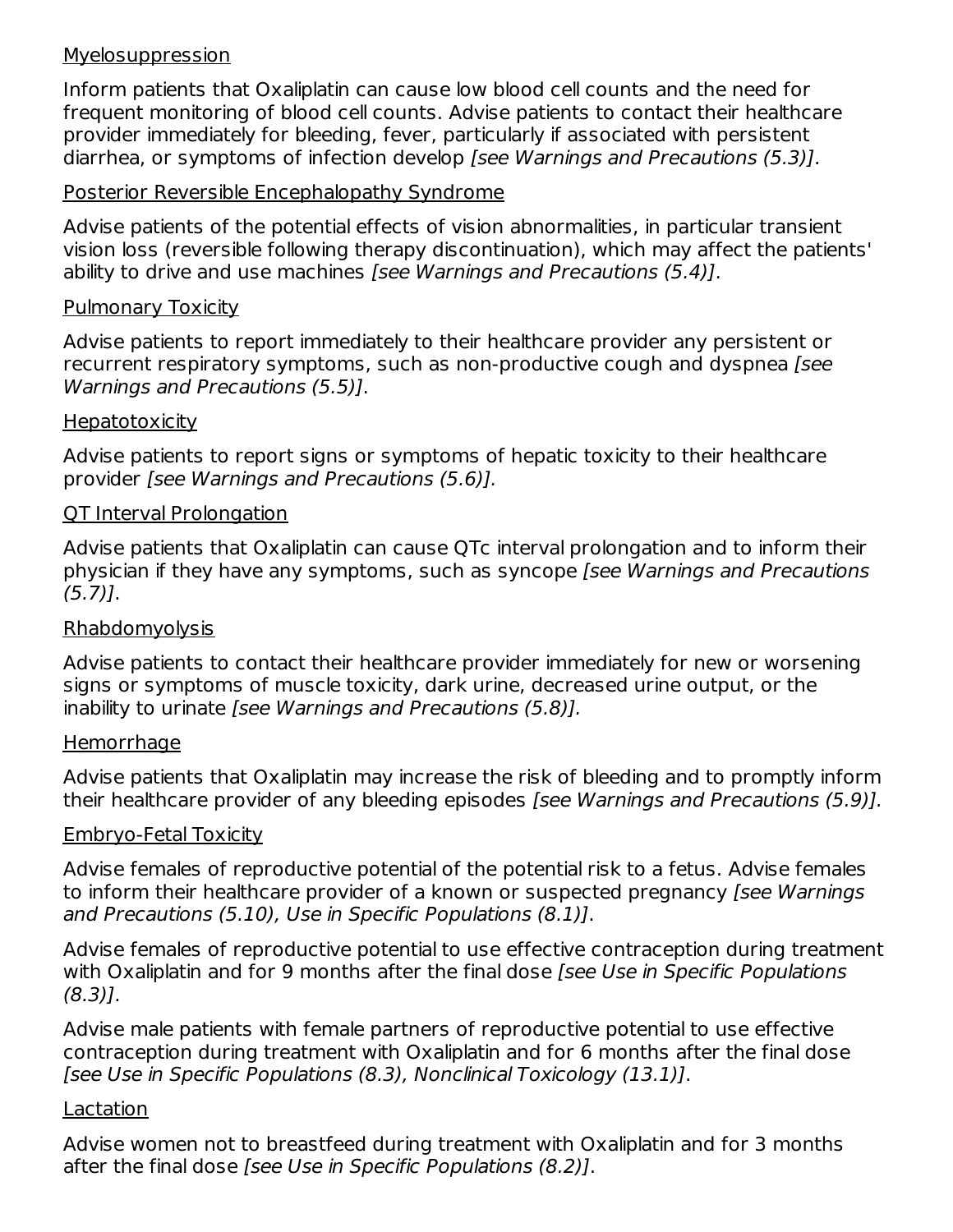Myelosuppression

Inform patients that Oxaliplatin can cause low blood cell counts and the need for frequent monitoring of blood cell counts. Advise patients to contact their healthcare provider immediately for bleeding, fever, particularly if associated with persistent diarrhea, or symptoms of infection develop *[see Warnings and Precautions (5.3)]*.

Posterior Reversible Encephalopathy Syndrome

Advise patients of the potential effects of vision abnormalities, in particular transient vision loss (reversible following therapy discontinuation), which may affect the patients' ability to drive and use machines *[see Warnings and Precautions (5.4)]*.

Pulmonary Toxicity

Advise patients to report immediately to their healthcare provider any persistent or recurrent respiratory symptoms, such as non-productive cough and dyspnea *[see Warnings and Precautions (5.5)]*.

Hepatotoxicity

Advise patients to report signs or symptoms of hepatic toxicity to their healthcare provider *[see Warnings and Precautions (5.6)].*

QT Interval Prolongation

Advise patients that Oxaliplatin can cause QTc interval prolongation and to inform their physician if they have any symptoms, such as syncope *[see Warnings and Precautions (5.7)]*.

Rhabdomyolysis

Advise patients to contact their healthcare provider immediately for new or worsening signs or symptoms of muscle toxicity, dark urine, decreased urine output, or the inability to urinate *[see Warnings and Precautions (5.8)].*

Hemorrhage

Advise patients that Oxaliplatin may increase the risk of bleeding and to promptly inform their healthcare provider of any bleeding episodes *[see Warnings and Precautions (5.9)].*

Embryo-Fetal Toxicity

Advise females of reproductive potential of the potential risk to a fetus. Advise females to inform their healthcare provider of a known or suspected pregnancy *[see Warnings and Precautions (5.10), Use in Specific Populations (8.1)]*.

Advise females of reproductive potential to use effective contraception during treatment with Oxaliplatin and for 9 months after the final dose *[see Use in Specific Populations (8.3)]*.

Advise male patients with female partners of reproductive potential to use effective contraception during treatment with Oxaliplatin and for 6 months after the final dose *[see Use in Specific Populations (8.3), Nonclinical Toxicology (13.1)]*.

Lactation

Advise women not to breastfeed during treatment with Oxaliplatin and for 3 months after the final dose *[see Use in Specific Populations (8.2)]*.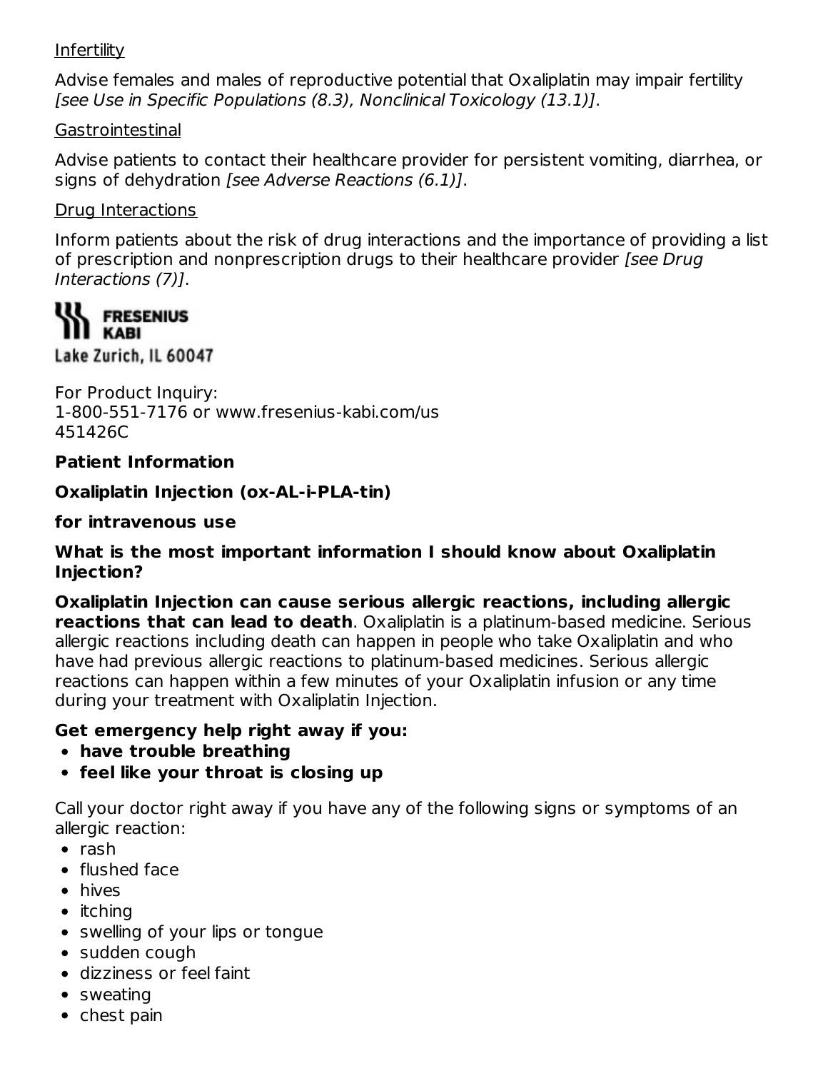Infertility

Advise females and males of reproductive potential that Oxaliplatin may impair fertility *[see Use in Specific Populations (8.3), Nonclinical Toxicology (13.1)]*.

Gastrointestinal

Advise patients to contact their healthcare provider for persistent vomiting, diarrhea, or signs of dehydration *[see Adverse Reactions (6.1)]*.

Drug Interactions

Inform patients about the risk of drug interactions and the importance of providing a list of prescription and nonprescription drugs to their healthcare provider *[see Drug Interactions (7)]*.

FRESENIUS KABI

Lake Zurich, IL 60047

For Product Inquiry:
1-800-551-7176 or www.fresenius-kabi.com/us
451426C

**Patient Information**

**Oxaliplatin Injection (ox-AL-i-PLA-tin)**

**for intravenous use**

**What is the most important information I should know about Oxaliplatin Injection?**

**Oxaliplatin Injection can cause serious allergic reactions, including allergic reactions that can lead to death**. Oxaliplatin is a platinum-based medicine. Serious allergic reactions including death can happen in people who take Oxaliplatin and who have had previous allergic reactions to platinum-based medicines. Serious allergic reactions can happen within a few minutes of your Oxaliplatin infusion or any time during your treatment with Oxaliplatin Injection.

**Get emergency help right away if you:**

- **have trouble breathing**
- **feel like your throat is closing up**

Call your doctor right away if you have any of the following signs or symptoms of an allergic reaction:

- rash
- flushed face
- hives
- itching
- swelling of your lips or tongue
- sudden cough
- dizziness or feel faint
- sweating
- chest pain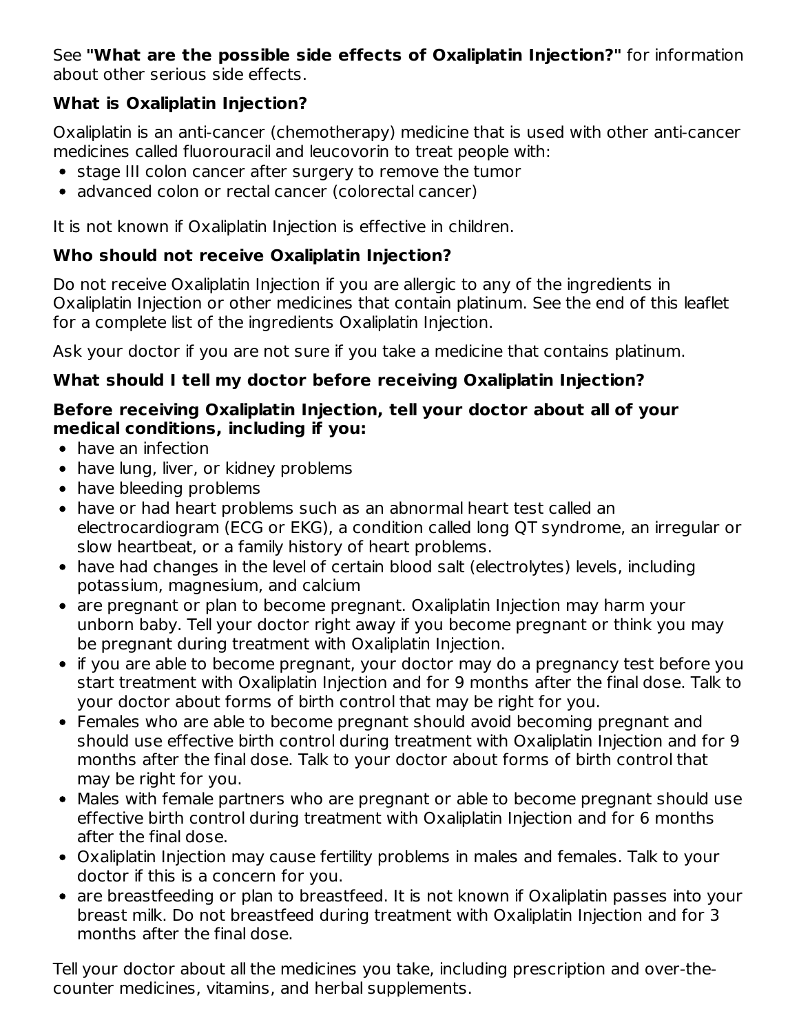See **"What are the possible side effects of Oxaliplatin Injection?"** for information about other serious side effects.

### What is Oxaliplatin Injection?

Oxaliplatin is an anti-cancer (chemotherapy) medicine that is used with other anti-cancer medicines called fluorouracil and leucovorin to treat people with:

- stage III colon cancer after surgery to remove the tumor
- advanced colon or rectal cancer (colorectal cancer)

It is not known if Oxaliplatin Injection is effective in children.

### Who should not receive Oxaliplatin Injection?

Do not receive Oxaliplatin Injection if you are allergic to any of the ingredients in Oxaliplatin Injection or other medicines that contain platinum. See the end of this leaflet for a complete list of the ingredients Oxaliplatin Injection.

Ask your doctor if you are not sure if you take a medicine that contains platinum.

### What should I tell my doctor before receiving Oxaliplatin Injection?

**Before receiving Oxaliplatin Injection, tell your doctor about all of your medical conditions, including if you:**

- have an infection
- have lung, liver, or kidney problems
- have bleeding problems
- have or had heart problems such as an abnormal heart test called an electrocardiogram (ECG or EKG), a condition called long QT syndrome, an irregular or slow heartbeat, or a family history of heart problems.
- have had changes in the level of certain blood salt (electrolytes) levels, including potassium, magnesium, and calcium
- are pregnant or plan to become pregnant. Oxaliplatin Injection may harm your unborn baby. Tell your doctor right away if you become pregnant or think you may be pregnant during treatment with Oxaliplatin Injection.
- if you are able to become pregnant, your doctor may do a pregnancy test before you start treatment with Oxaliplatin Injection and for 9 months after the final dose. Talk to your doctor about forms of birth control that may be right for you.
- Females who are able to become pregnant should avoid becoming pregnant and should use effective birth control during treatment with Oxaliplatin Injection and for 9 months after the final dose. Talk to your doctor about forms of birth control that may be right for you.
- Males with female partners who are pregnant or able to become pregnant should use effective birth control during treatment with Oxaliplatin Injection and for 6 months after the final dose.
- Oxaliplatin Injection may cause fertility problems in males and females. Talk to your doctor if this is a concern for you.
- are breastfeeding or plan to breastfeed. It is not known if Oxaliplatin passes into your breast milk. Do not breastfeed during treatment with Oxaliplatin Injection and for 3 months after the final dose.

Tell your doctor about all the medicines you take, including prescription and over-the-counter medicines, vitamins, and herbal supplements.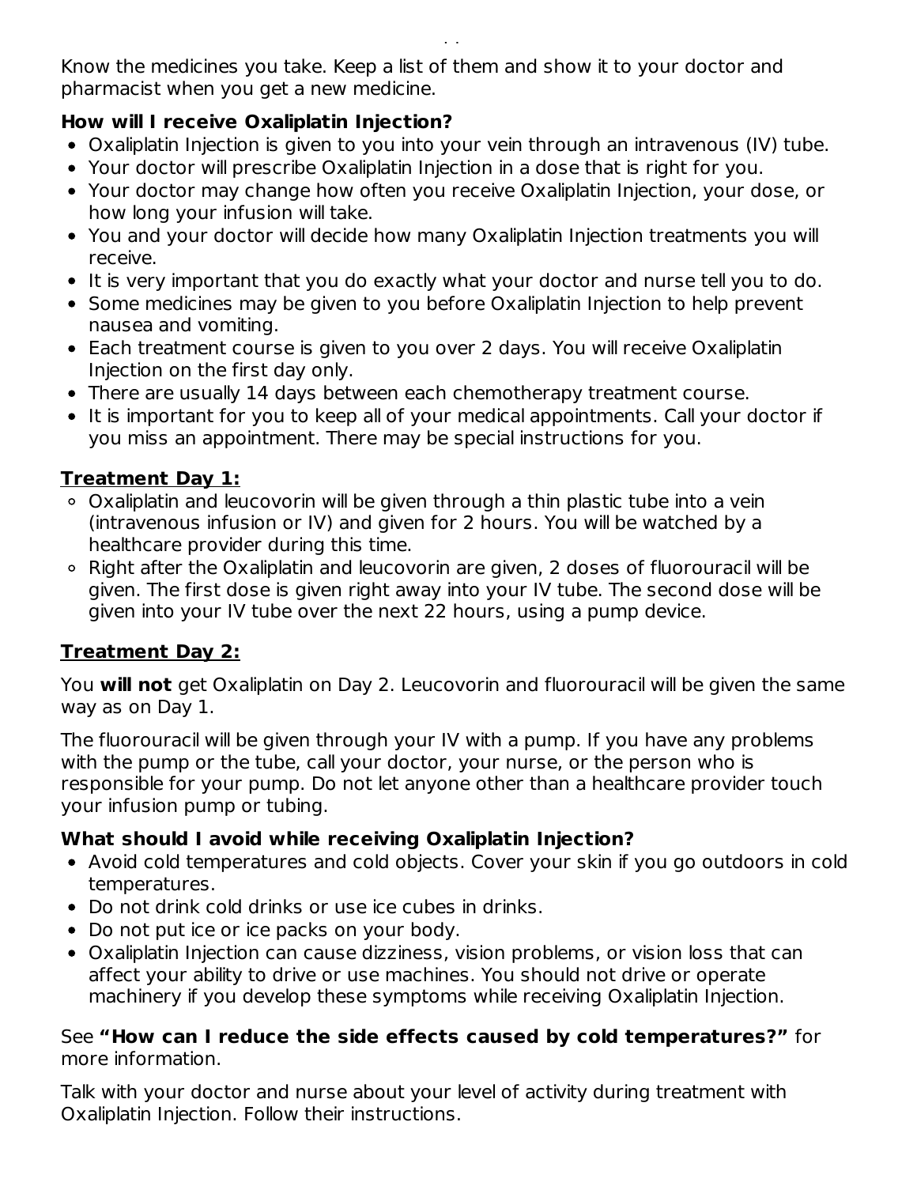Know the medicines you take. Keep a list of them and show it to your doctor and pharmacist when you get a new medicine.

**How will I receive Oxaliplatin Injection?**

- Oxaliplatin Injection is given to you into your vein through an intravenous (IV) tube.
- Your doctor will prescribe Oxaliplatin Injection in a dose that is right for you.
- Your doctor may change how often you receive Oxaliplatin Injection, your dose, or how long your infusion will take.
- You and your doctor will decide how many Oxaliplatin Injection treatments you will receive.
- It is very important that you do exactly what your doctor and nurse tell you to do.
- Some medicines may be given to you before Oxaliplatin Injection to help prevent nausea and vomiting.
- Each treatment course is given to you over 2 days. You will receive Oxaliplatin Injection on the first day only.
- There are usually 14 days between each chemotherapy treatment course.
- It is important for you to keep all of your medical appointments. Call your doctor if you miss an appointment. There may be special instructions for you.

**<u>Treatment Day 1:</u>**

- Oxaliplatin and leucovorin will be given through a thin plastic tube into a vein (intravenous infusion or IV) and given for 2 hours. You will be watched by a healthcare provider during this time.
- Right after the Oxaliplatin and leucovorin are given, 2 doses of fluorouracil will be given. The first dose is given right away into your IV tube. The second dose will be given into your IV tube over the next 22 hours, using a pump device.

**<u>Treatment Day 2:</u>**

You **will not** get Oxaliplatin on Day 2. Leucovorin and fluorouracil will be given the same way as on Day 1.

The fluorouracil will be given through your IV with a pump. If you have any problems with the pump or the tube, call your doctor, your nurse, or the person who is responsible for your pump. Do not let anyone other than a healthcare provider touch your infusion pump or tubing.

**What should I avoid while receiving Oxaliplatin Injection?**

- Avoid cold temperatures and cold objects. Cover your skin if you go outdoors in cold temperatures.
- Do not drink cold drinks or use ice cubes in drinks.
- Do not put ice or ice packs on your body.
- Oxaliplatin Injection can cause dizziness, vision problems, or vision loss that can affect your ability to drive or use machines. You should not drive or operate machinery if you develop these symptoms while receiving Oxaliplatin Injection.

See **"How can I reduce the side effects caused by cold temperatures?"** for more information.

Talk with your doctor and nurse about your level of activity during treatment with Oxaliplatin Injection. Follow their instructions.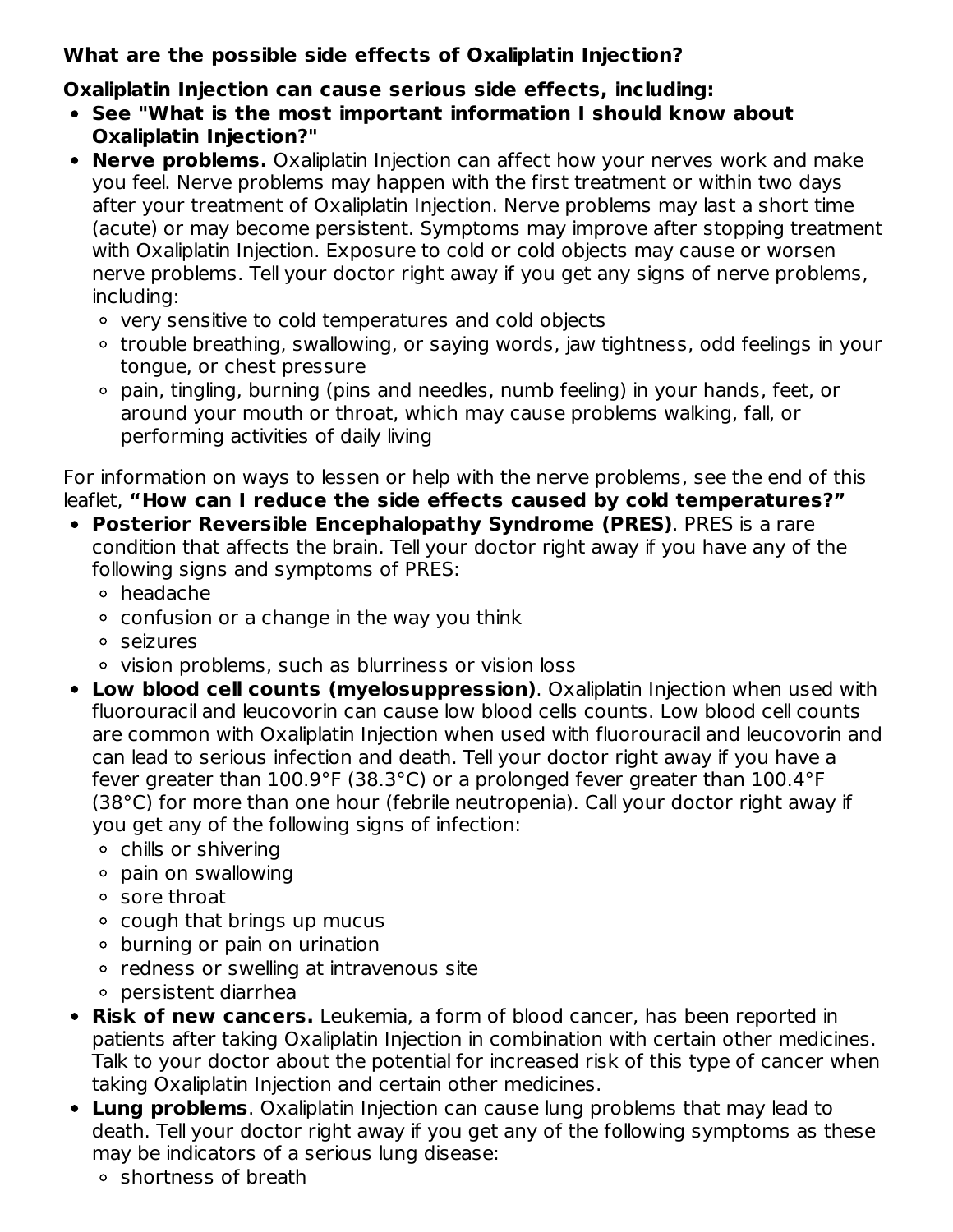**What are the possible side effects of Oxaliplatin Injection?**

**Oxaliplatin Injection can cause serious side effects, including:**

- **See "What is the most important information I should know about Oxaliplatin Injection?"**
- **Nerve problems.** Oxaliplatin Injection can affect how your nerves work and make you feel. Nerve problems may happen with the first treatment or within two days after your treatment of Oxaliplatin Injection. Nerve problems may last a short time (acute) or may become persistent. Symptoms may improve after stopping treatment with Oxaliplatin Injection. Exposure to cold or cold objects may cause or worsen nerve problems. Tell your doctor right away if you get any signs of nerve problems, including:
    - very sensitive to cold temperatures and cold objects
    - trouble breathing, swallowing, or saying words, jaw tightness, odd feelings in your tongue, or chest pressure
    - pain, tingling, burning (pins and needles, numb feeling) in your hands, feet, or around your mouth or throat, which may cause problems walking, fall, or performing activities of daily living

For information on ways to lessen or help with the nerve problems, see the end of this leaflet, **"How can I reduce the side effects caused by cold temperatures?"**

- **Posterior Reversible Encephalopathy Syndrome (PRES)**. PRES is a rare condition that affects the brain. Tell your doctor right away if you have any of the following signs and symptoms of PRES:
    - headache
    - confusion or a change in the way you think
    - seizures
    - vision problems, such as blurriness or vision loss
- **Low blood cell counts (myelosuppression)**. Oxaliplatin Injection when used with fluorouracil and leucovorin can cause low blood cells counts. Low blood cell counts are common with Oxaliplatin Injection when used with fluorouracil and leucovorin and can lead to serious infection and death. Tell your doctor right away if you have a fever greater than 100.9°F (38.3°C) or a prolonged fever greater than 100.4°F (38°C) for more than one hour (febrile neutropenia). Call your doctor right away if you get any of the following signs of infection:
    - chills or shivering
    - pain on swallowing
    - sore throat
    - cough that brings up mucus
    - burning or pain on urination
    - redness or swelling at intravenous site
    - persistent diarrhea
- **Risk of new cancers.** Leukemia, a form of blood cancer, has been reported in patients after taking Oxaliplatin Injection in combination with certain other medicines. Talk to your doctor about the potential for increased risk of this type of cancer when taking Oxaliplatin Injection and certain other medicines.
- **Lung problems**. Oxaliplatin Injection can cause lung problems that may lead to death. Tell your doctor right away if you get any of the following symptoms as these may be indicators of a serious lung disease:
    - shortness of breath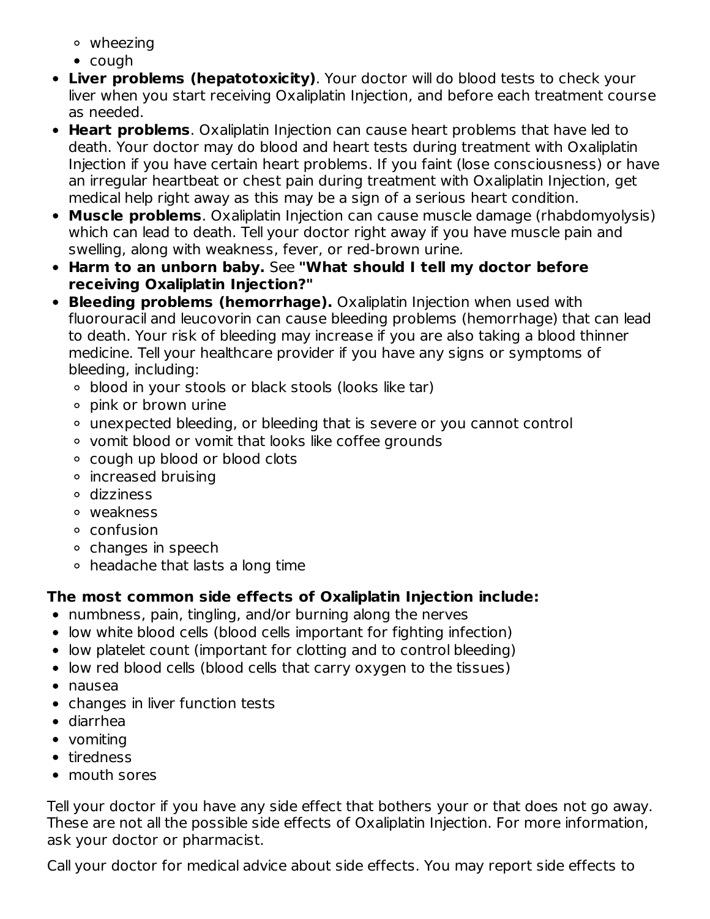- wheezing
- cough
- **Liver problems (hepatotoxicity)**. Your doctor will do blood tests to check your liver when you start receiving Oxaliplatin Injection, and before each treatment course as needed.
- **Heart problems**. Oxaliplatin Injection can cause heart problems that have led to death. Your doctor may do blood and heart tests during treatment with Oxaliplatin Injection if you have certain heart problems. If you faint (lose consciousness) or have an irregular heartbeat or chest pain during treatment with Oxaliplatin Injection, get medical help right away as this may be a sign of a serious heart condition.
- **Muscle problems**. Oxaliplatin Injection can cause muscle damage (rhabdomyolysis) which can lead to death. Tell your doctor right away if you have muscle pain and swelling, along with weakness, fever, or red-brown urine.
- **Harm to an unborn baby.** See **"What should I tell my doctor before receiving Oxaliplatin Injection?"**
- **Bleeding problems (hemorrhage).** Oxaliplatin Injection when used with fluorouracil and leucovorin can cause bleeding problems (hemorrhage) that can lead to death. Your risk of bleeding may increase if you are also taking a blood thinner medicine. Tell your healthcare provider if you have any signs or symptoms of bleeding, including:
  - blood in your stools or black stools (looks like tar)
  - pink or brown urine
  - unexpected bleeding, or bleeding that is severe or you cannot control
  - vomit blood or vomit that looks like coffee grounds
  - cough up blood or blood clots
  - increased bruising
  - dizziness
  - weakness
  - confusion
  - changes in speech
  - headache that lasts a long time

**The most common side effects of Oxaliplatin Injection include:**

- numbness, pain, tingling, and/or burning along the nerves
- low white blood cells (blood cells important for fighting infection)
- low platelet count (important for clotting and to control bleeding)
- low red blood cells (blood cells that carry oxygen to the tissues)
- nausea
- changes in liver function tests
- diarrhea
- vomiting
- tiredness
- mouth sores

Tell your doctor if you have any side effect that bothers your or that does not go away. These are not all the possible side effects of Oxaliplatin Injection. For more information, ask your doctor or pharmacist.

Call your doctor for medical advice about side effects. You may report side effects to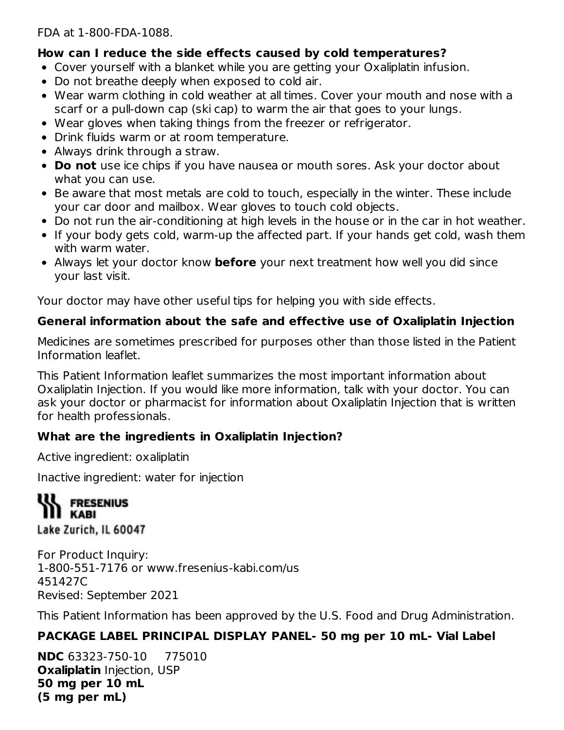FDA at 1-800-FDA-1088.

**How can I reduce the side effects caused by cold temperatures?**

- Cover yourself with a blanket while you are getting your Oxaliplatin infusion.
- Do not breathe deeply when exposed to cold air.
- Wear warm clothing in cold weather at all times. Cover your mouth and nose with a scarf or a pull-down cap (ski cap) to warm the air that goes to your lungs.
- Wear gloves when taking things from the freezer or refrigerator.
- Drink fluids warm or at room temperature.
- Always drink through a straw.
- **Do not** use ice chips if you have nausea or mouth sores. Ask your doctor about what you can use.
- Be aware that most metals are cold to touch, especially in the winter. These include your car door and mailbox. Wear gloves to touch cold objects.
- Do not run the air-conditioning at high levels in the house or in the car in hot weather.
- If your body gets cold, warm-up the affected part. If your hands get cold, wash them with warm water.
- Always let your doctor know **before** your next treatment how well you did since your last visit.

Your doctor may have other useful tips for helping you with side effects.

**General information about the safe and effective use of Oxaliplatin Injection**

Medicines are sometimes prescribed for purposes other than those listed in the Patient Information leaflet.

This Patient Information leaflet summarizes the most important information about Oxaliplatin Injection. If you would like more information, talk with your doctor. You can ask your doctor or pharmacist for information about Oxaliplatin Injection that is written for health professionals.

**What are the ingredients in Oxaliplatin Injection?**

Active ingredient: oxaliplatin

Inactive ingredient: water for injection

FRESENIUS KABI
Lake Zurich, IL 60047

For Product Inquiry:
1-800-551-7176 or www.fresenius-kabi.com/us
451427C
Revised: September 2021

This Patient Information has been approved by the U.S. Food and Drug Administration.

**PACKAGE LABEL PRINCIPAL DISPLAY PANEL- 50 mg per 10 mL- Vial Label**

**NDC** 63323-750-10 775010
**Oxaliplatin** Injection, USP
**50 mg per 10 mL**
**(5 mg per mL)**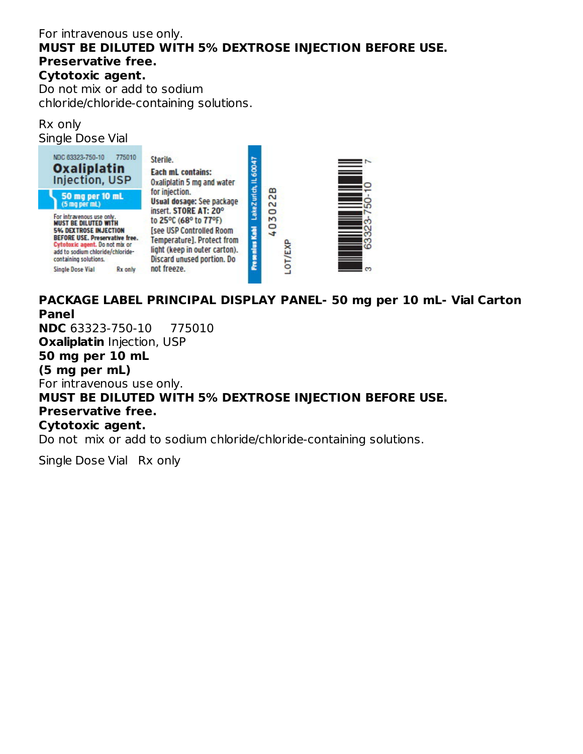For intravenous use only.
**MUST BE DILUTED WITH 5% DEXTROSE INJECTION BEFORE USE.**
**Preservative free.**
**Cytotoxic agent.**
Do not mix or add to sodium chloride/chloride-containing solutions.

Rx only
Single Dose Vial

NDC 63323-750-10 775010
**Oxaliplatin** Injection, USP
**50 mg per 10 mL**
**(5 mg per mL)**
For intravenous use only.
**MUST BE DILUTED WITH 5% DEXTROSE INJECTION BEFORE USE. Preservative free.**
**Cytotoxic agent.** Do not mix or add to sodium chloride/chloride-containing solutions.
Single Dose Vial Rx only

Sterile.
**Each mL contains:** Oxaliplatin 5 mg and water for injection.
**Usual dosage:** See package insert. **STORE AT:** 20° to 25°C (68° to 77°F) [see USP Controlled Room Temperature]. Protect from light (keep in outer carton). Discard unused portion. Do not freeze.

Fresenius Kabi Lake Zurich, IL 60047

403022B

LOT/EXP

3 63323-750-10 7

**PACKAGE LABEL PRINCIPAL DISPLAY PANEL- 50 mg per 10 mL- Vial Carton Panel**
**NDC** 63323-750-10 775010
**Oxaliplatin** Injection, USP
**50 mg per 10 mL**
**(5 mg per mL)**
For intravenous use only.
**MUST BE DILUTED WITH 5% DEXTROSE INJECTION BEFORE USE.**
**Preservative free.**
**Cytotoxic agent.**
Do not mix or add to sodium chloride/chloride-containing solutions.

Single Dose Vial Rx only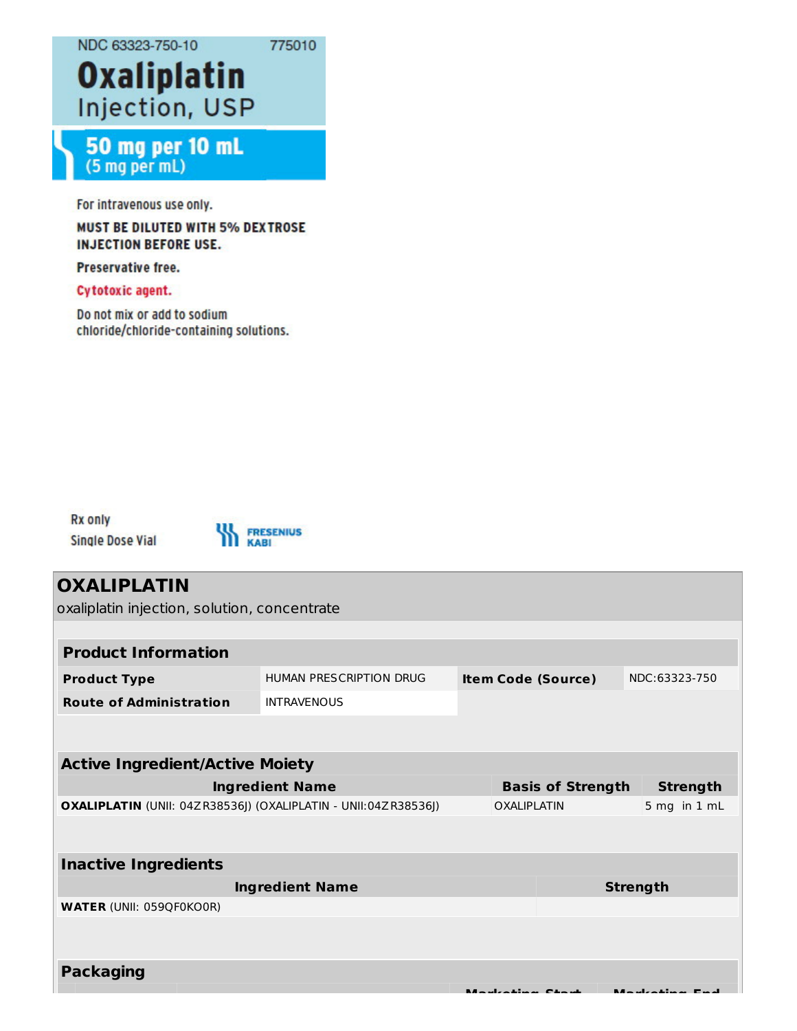NDC 63323-750-10 775010

**Oxaliplatin**
Injection, USP

**50 mg per 10 mL**
**(5 mg per mL)**

For intravenous use only.

**MUST BE DILUTED WITH 5% DEXTROSE INJECTION BEFORE USE.**

**Preservative free.**

**Cytotoxic agent.**

Do not mix or add to sodium chloride/chloride-containing solutions.

Rx only
Single Dose Vial

FRESENIUS KABI

## OXALIPLATIN

oxaliplatin injection, solution, concentrate

| **Product Information** | | | |
|---|---|---|---|
| **Product Type** | HUMAN PRESCRIPTION DRUG | **Item Code (Source)** | NDC:63323-750 |
| **Route of Administration** | INTRAVENOUS | | |

| **Active Ingredient/Active Moiety** | | |
|---|---|---|
| **Ingredient Name** | **Basis of Strength** | **Strength** |
| **OXALIPLATIN** (UNII: 04ZR38536J) (OXALIPLATIN - UNII:04ZR38536J) | OXALIPLATIN | 5 mg in 1 mL |

| **Inactive Ingredients** | |
|---|---|
| **Ingredient Name** | **Strength** |
| **WATER** (UNII: 059QF0KO0R) | |

**Packaging**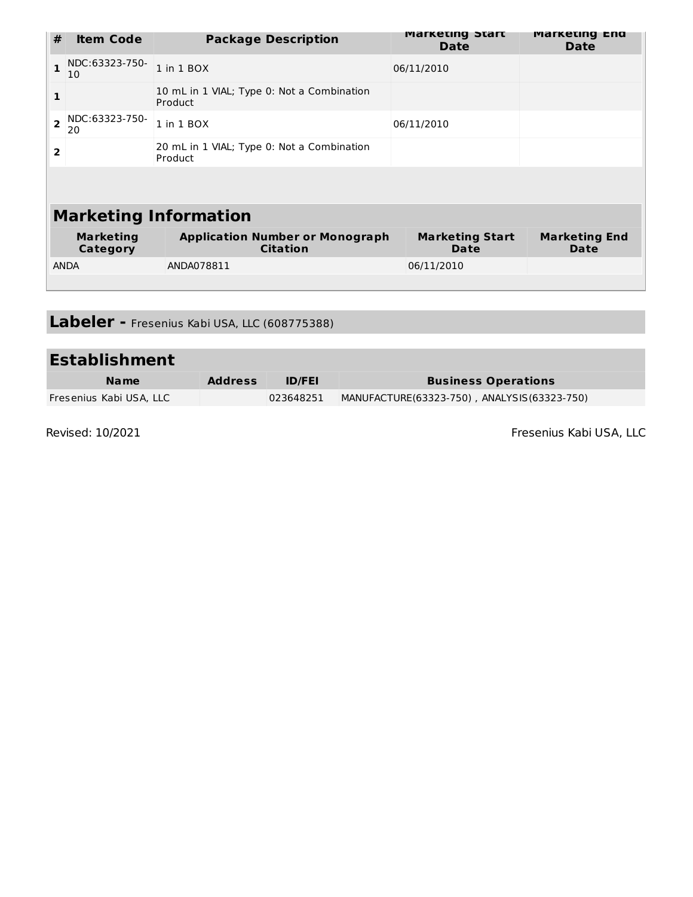| # | Item Code | Package Description | Marketing Start Date | Marketing End Date |
|---|---|---|---|---|
| 1 | NDC:63323-750-10 | 1 in 1 BOX | 06/11/2010 | |
| 1 | | 10 mL in 1 VIAL; Type 0: Not a Combination Product | | |
| 2 | NDC:63323-750-20 | 1 in 1 BOX | 06/11/2010 | |
| 2 | | 20 mL in 1 VIAL; Type 0: Not a Combination Product | | |

## Marketing Information

| Marketing Category | Application Number or Monograph Citation | Marketing Start Date | Marketing End Date |
|---|---|---|---|
| ANDA | ANDA078811 | 06/11/2010 | |

## Labeler - Fresenius Kabi USA, LLC (608775388)

## Establishment

| Name | Address | ID/FEI | Business Operations |
|---|---|---|---|
| Fresenius Kabi USA, LLC | | 023648251 | MANUFACTURE(63323-750) , ANALYSIS(63323-750) |

Revised: 10/2021

Fresenius Kabi USA, LLC